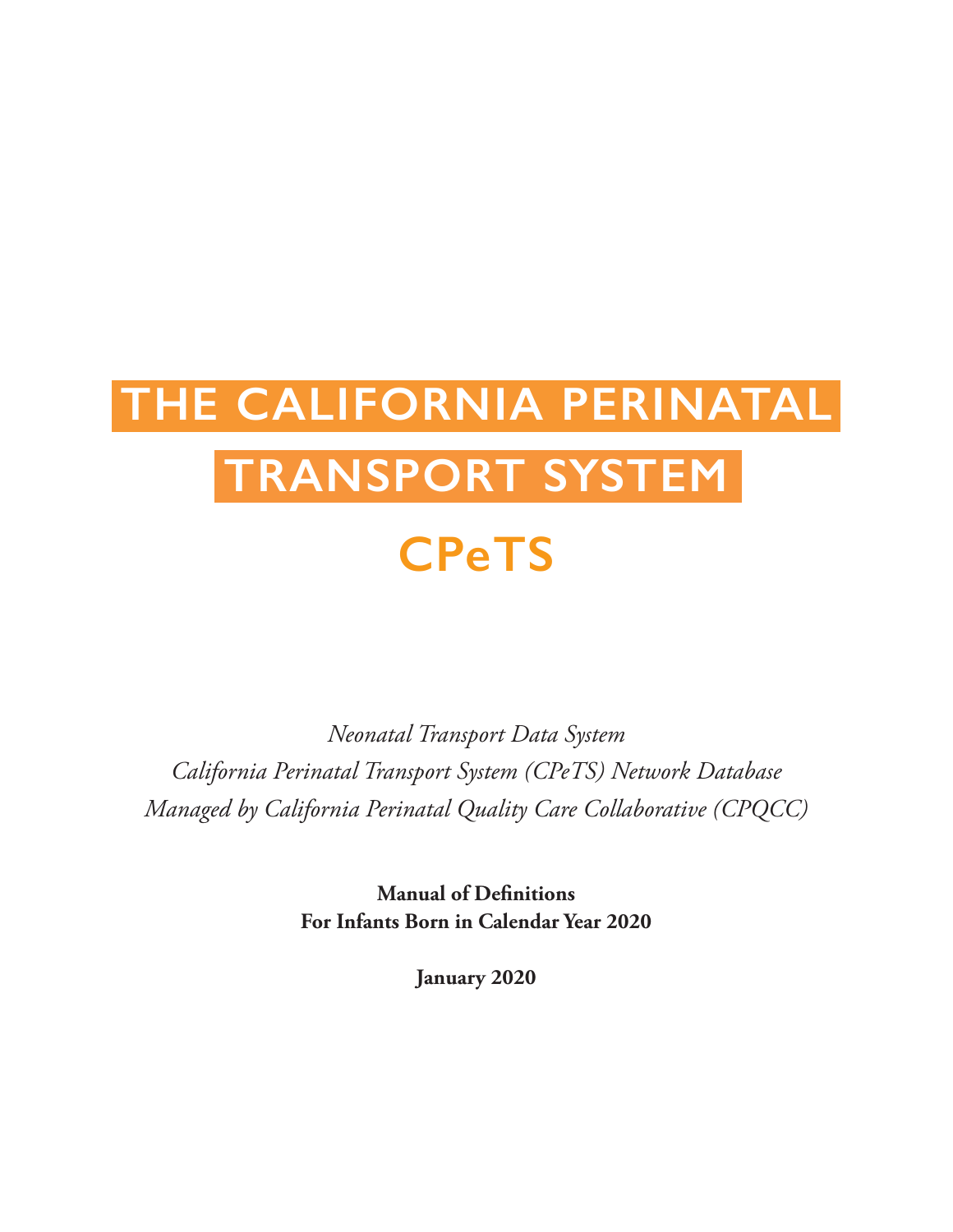# THE CALIFORNIA PERINATAL TRANSPORT SYSTEM

# CPeTS

*Neonatal Transport Data System*
*California Perinatal Transport System (CPeTS) Network Database*
*Managed by California Perinatal Quality Care Collaborative (CPQCC)*

**Manual of Definitions**
**For Infants Born in Calendar Year 2020**

**January 2020**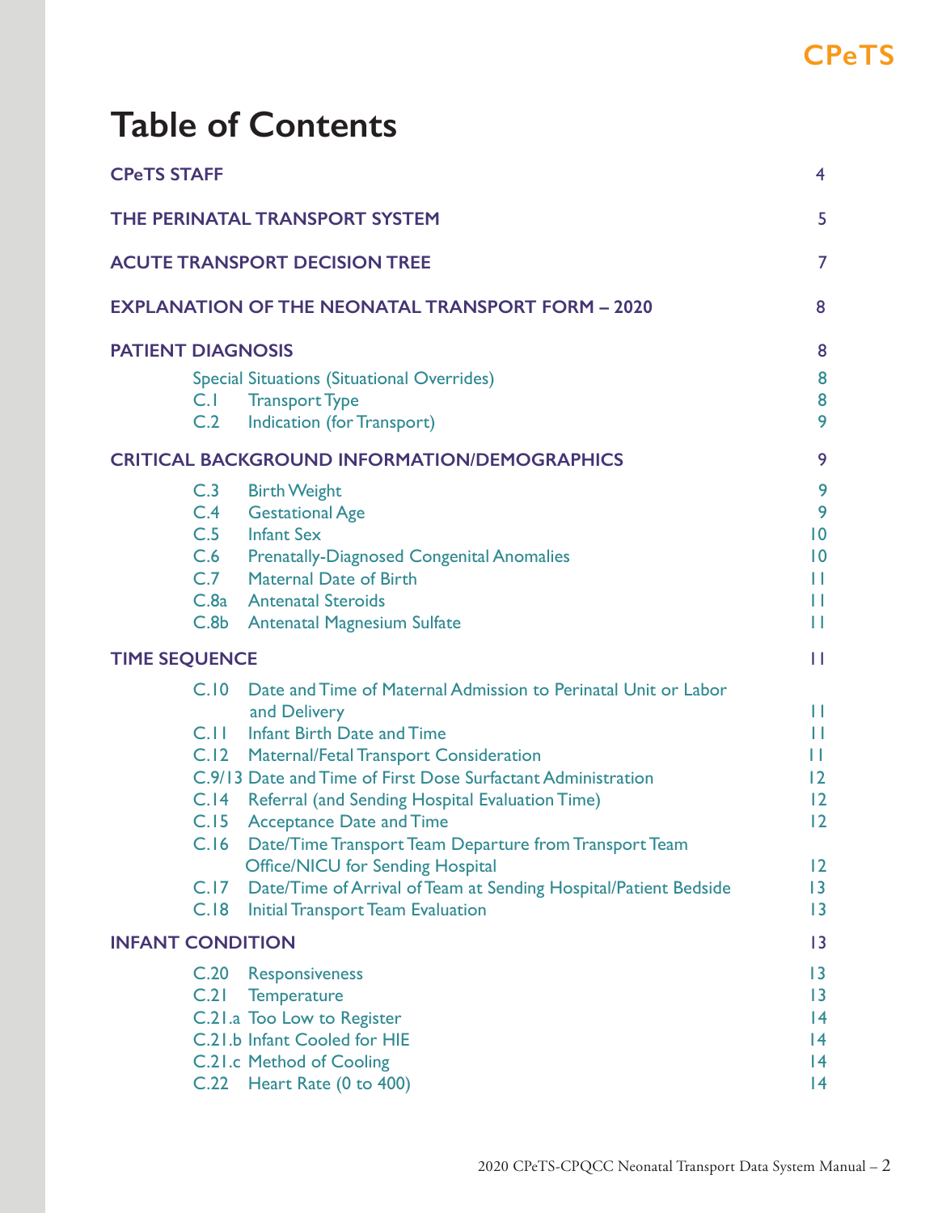# Table of Contents

| | |
|---|---|
| **CPeTS STAFF** | 4 |
| **THE PERINATAL TRANSPORT SYSTEM** | 5 |
| **ACUTE TRANSPORT DECISION TREE** | 7 |
| **EXPLANATION OF THE NEONATAL TRANSPORT FORM – 2020** | 8 |
| **PATIENT DIAGNOSIS** | 8 |
| Special Situations (Situational Overrides) | 8 |
| C.1 Transport Type | 8 |
| C.2 Indication (for Transport) | 9 |
| **CRITICAL BACKGROUND INFORMATION/DEMOGRAPHICS** | 9 |
| C.3 Birth Weight | 9 |
| C.4 Gestational Age | 9 |
| C.5 Infant Sex | 10 |
| C.6 Prenatally-Diagnosed Congenital Anomalies | 10 |
| C.7 Maternal Date of Birth | 11 |
| C.8a Antenatal Steroids | 11 |
| C.8b Antenatal Magnesium Sulfate | 11 |
| **TIME SEQUENCE** | 11 |
| C.10 Date and Time of Maternal Admission to Perinatal Unit or Labor and Delivery | 11 |
| C.11 Infant Birth Date and Time | 11 |
| C.12 Maternal/Fetal Transport Consideration | 11 |
| C.9/13 Date and Time of First Dose Surfactant Administration | 12 |
| C.14 Referral (and Sending Hospital Evaluation Time) | 12 |
| C.15 Acceptance Date and Time | 12 |
| C.16 Date/Time Transport Team Departure from Transport Team Office/NICU for Sending Hospital | 12 |
| C.17 Date/Time of Arrival of Team at Sending Hospital/Patient Bedside | 13 |
| C.18 Initial Transport Team Evaluation | 13 |
| **INFANT CONDITION** | 13 |
| C.20 Responsiveness | 13 |
| C.21 Temperature | 13 |
| C.21.a Too Low to Register | 14 |
| C.21.b Infant Cooled for HIE | 14 |
| C.21.c Method of Cooling | 14 |
| C.22 Heart Rate (0 to 400) | 14 |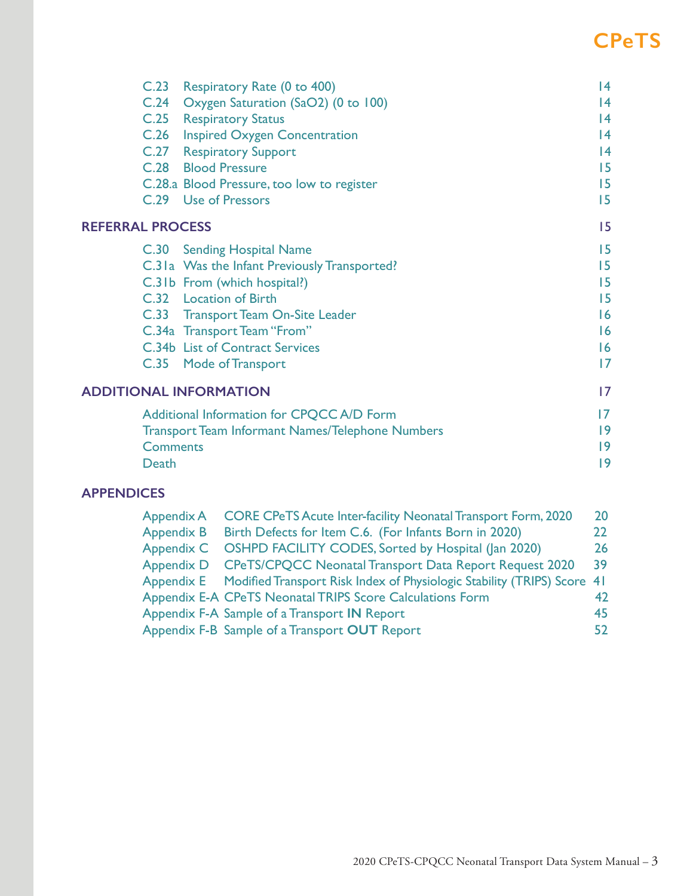C.23 Respiratory Rate (0 to 400) 14
C.24 Oxygen Saturation ($SaO_2$) (0 to 100) 14
C.25 Respiratory Status 14
C.26 Inspired Oxygen Concentration 14
C.27 Respiratory Support 14
C.28 Blood Pressure 15
C.28.a Blood Pressure, too low to register 15
C.29 Use of Pressors 15

**REFERRAL PROCESS** 15

C.30 Sending Hospital Name 15
C.31a Was the Infant Previously Transported? 15
C.31b From (which hospital?) 15
C.32 Location of Birth 15
C.33 Transport Team On-Site Leader 16
C.34a Transport Team "From" 16
C.34b List of Contract Services 16
C.35 Mode of Transport 17

**ADDITIONAL INFORMATION** 17

Additional Information for CPQCC A/D Form 17
Transport Team Informant Names/Telephone Numbers 19
Comments 19
Death 19

**APPENDICES**

Appendix A CORE CPeTS Acute Inter-facility Neonatal Transport Form, 2020 20
Appendix B Birth Defects for Item C.6. (For Infants Born in 2020) 22
Appendix C OSHPD FACILITY CODES, Sorted by Hospital (Jan 2020) 26
Appendix D CPeTS/CPQCC Neonatal Transport Data Report Request 2020 39
Appendix E Modified Transport Risk Index of Physiologic Stability (TRIPS) Score 41
Appendix E-A CPeTS Neonatal TRIPS Score Calculations Form 42
Appendix F-A Sample of a Transport **IN** Report 45
Appendix F-B Sample of a Transport **OUT** Report 52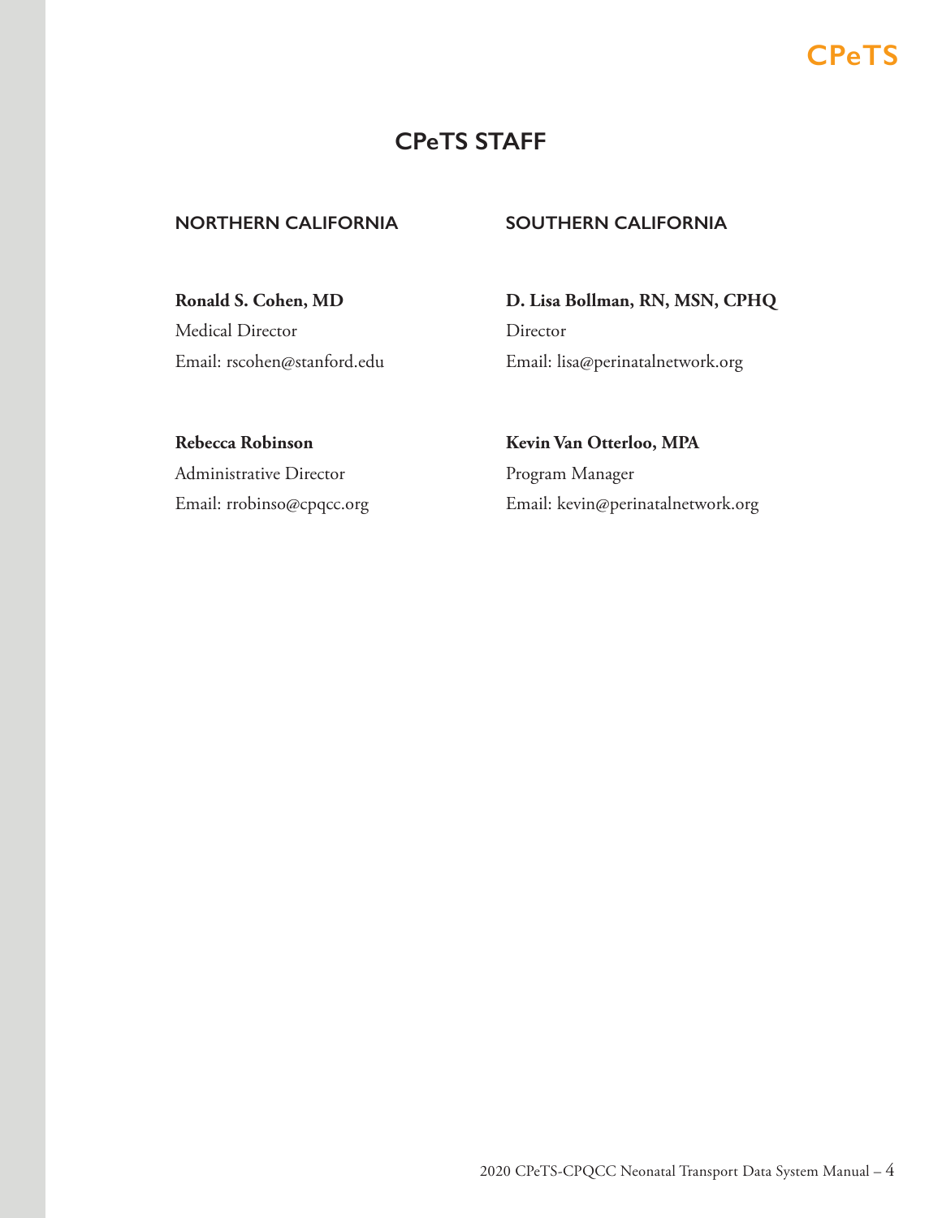# CPeTS STAFF

## NORTHERN CALIFORNIA

**Ronald S. Cohen, MD**
Medical Director
Email: rscohen@stanford.edu

**Rebecca Robinson**
Administrative Director
Email: rrobinso@cpqcc.org

## SOUTHERN CALIFORNIA

**D. Lisa Bollman, RN, MSN, CPHQ**
Director
Email: lisa@perinatalnetwork.org

**Kevin Van Otterloo, MPA**
Program Manager
Email: kevin@perinatalnetwork.org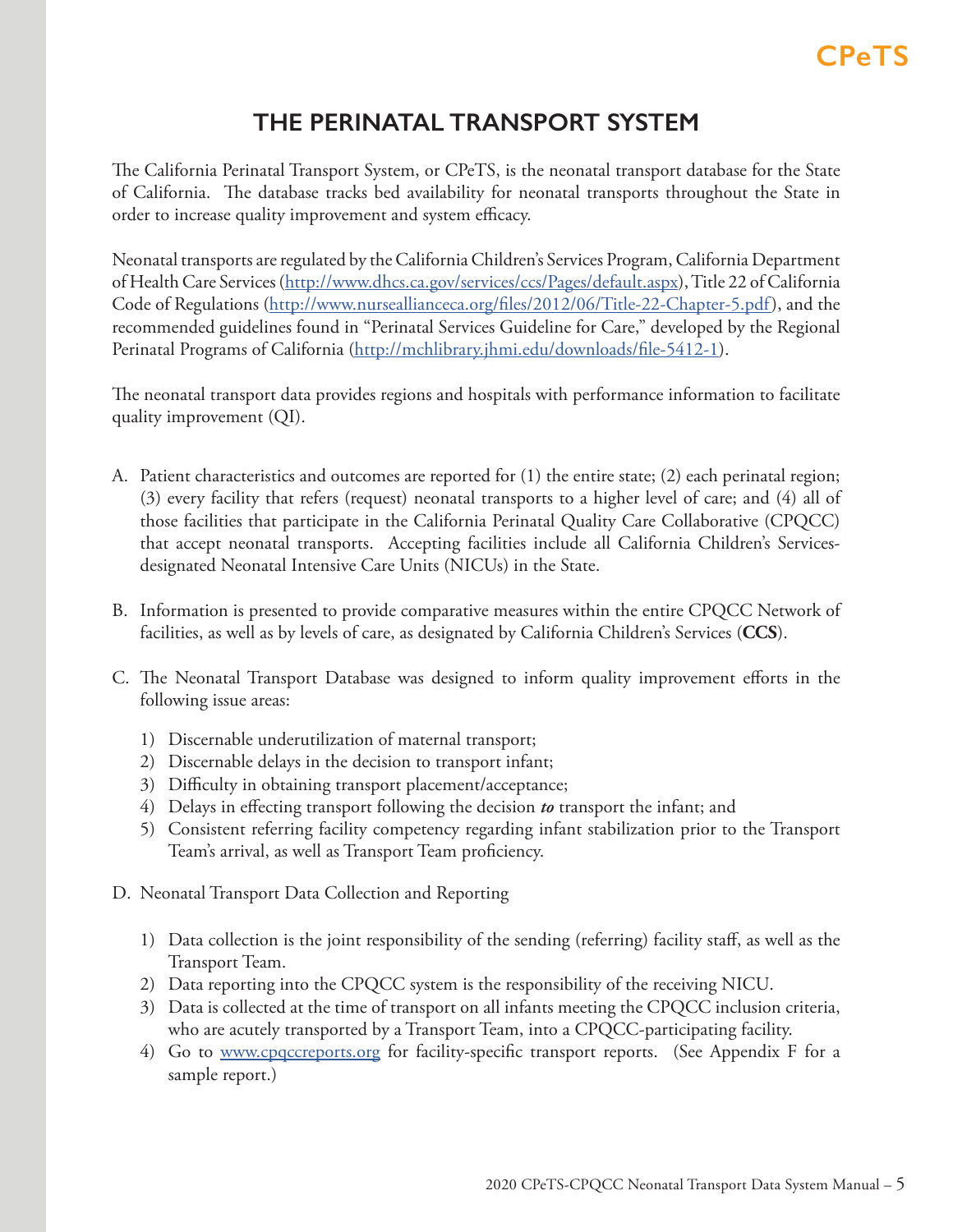# THE PERINATAL TRANSPORT SYSTEM

The California Perinatal Transport System, or CPeTS, is the neonatal transport database for the State of California. The database tracks bed availability for neonatal transports throughout the State in order to increase quality improvement and system efficacy.

Neonatal transports are regulated by the California Children's Services Program, California Department of Health Care Services (http://www.dhcs.ca.gov/services/ccs/Pages/default.aspx), Title 22 of California Code of Regulations (http://www.nurseallianceca.org/files/2012/06/Title-22-Chapter-5.pdf), and the recommended guidelines found in "Perinatal Services Guideline for Care," developed by the Regional Perinatal Programs of California (http://mchlibrary.jhmi.edu/downloads/file-5412-1).

The neonatal transport data provides regions and hospitals with performance information to facilitate quality improvement (QI).

A. Patient characteristics and outcomes are reported for (1) the entire state; (2) each perinatal region; (3) every facility that refers (request) neonatal transports to a higher level of care; and (4) all of those facilities that participate in the California Perinatal Quality Care Collaborative (CPQCC) that accept neonatal transports. Accepting facilities include all California Children's Services-designated Neonatal Intensive Care Units (NICUs) in the State.

B. Information is presented to provide comparative measures within the entire CPQCC Network of facilities, as well as by levels of care, as designated by California Children's Services (**CCS**).

C. The Neonatal Transport Database was designed to inform quality improvement efforts in the following issue areas:

   1) Discernable underutilization of maternal transport;
   2) Discernable delays in the decision to transport infant;
   3) Difficulty in obtaining transport placement/acceptance;
   4) Delays in effecting transport following the decision ***to*** transport the infant; and
   5) Consistent referring facility competency regarding infant stabilization prior to the Transport Team's arrival, as well as Transport Team proficiency.

D. Neonatal Transport Data Collection and Reporting

   1) Data collection is the joint responsibility of the sending (referring) facility staff, as well as the Transport Team.
   2) Data reporting into the CPQCC system is the responsibility of the receiving NICU.
   3) Data is collected at the time of transport on all infants meeting the CPQCC inclusion criteria, who are acutely transported by a Transport Team, into a CPQCC-participating facility.
   4) Go to www.cpqccreports.org for facility-specific transport reports. (See Appendix F for a sample report.)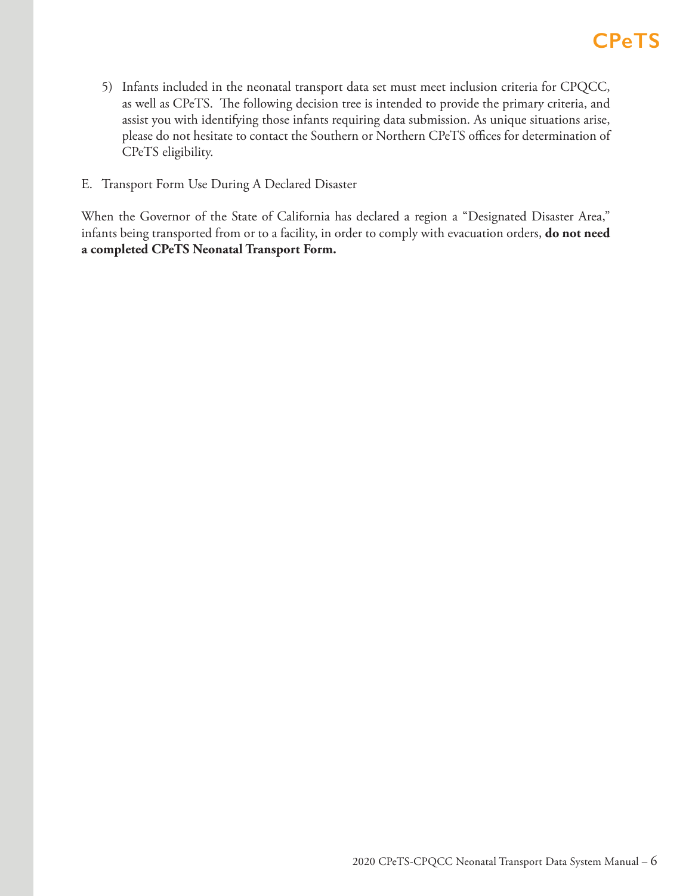5) Infants included in the neonatal transport data set must meet inclusion criteria for CPQCC, as well as CPeTS. The following decision tree is intended to provide the primary criteria, and assist you with identifying those infants requiring data submission. As unique situations arise, please do not hesitate to contact the Southern or Northern CPeTS offices for determination of CPeTS eligibility.

E. Transport Form Use During A Declared Disaster

When the Governor of the State of California has declared a region a "Designated Disaster Area," infants being transported from or to a facility, in order to comply with evacuation orders, **do not need a completed CPeTS Neonatal Transport Form.**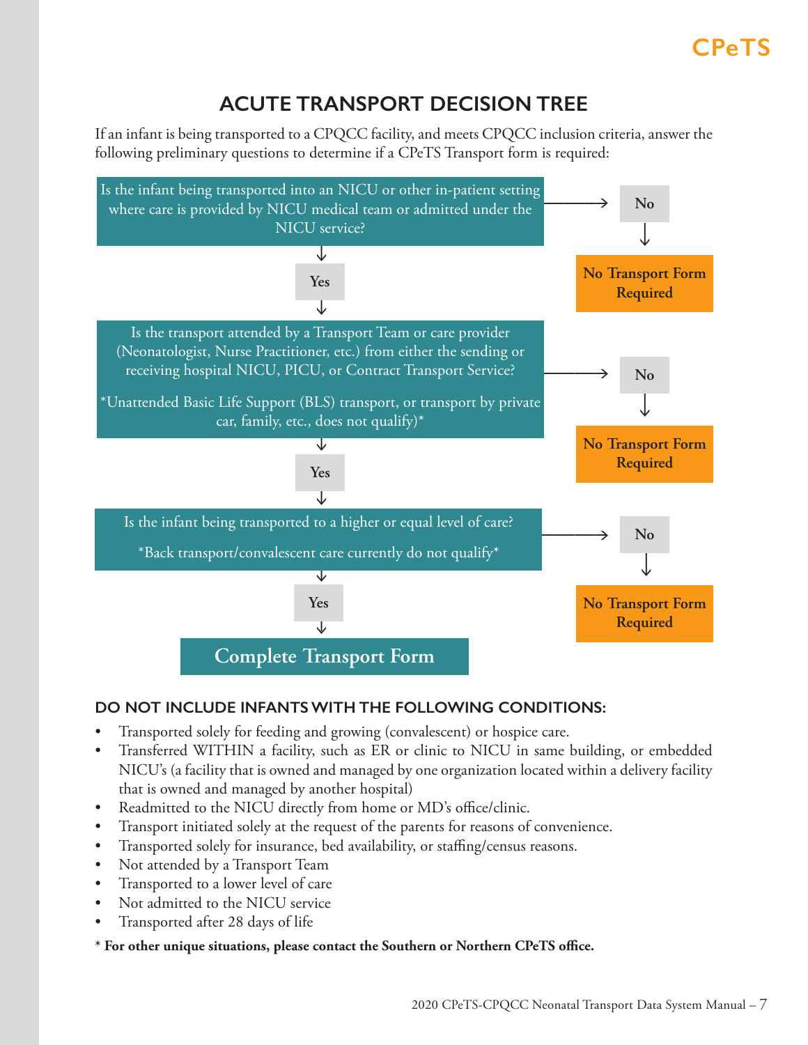CPeTS

# ACUTE TRANSPORT DECISION TREE

If an infant is being transported to a CPQCC facility, and meets CPQCC inclusion criteria, answer the following preliminary questions to determine if a CPeTS Transport form is required:

Is the infant being transported into an NICU or other in-patient setting where care is provided by NICU medical team or admitted under the NICU service?

- **No** → **No Transport Form Required**
- **Yes** ↓

Is the transport attended by a Transport Team or care provider (Neonatologist, Nurse Practitioner, etc.) from either the sending or receiving hospital NICU, PICU, or Contract Transport Service?

*Unattended Basic Life Support (BLS) transport, or transport by private car, family, etc., does not qualify)*

- **No** → **No Transport Form Required**
- **Yes** ↓

Is the infant being transported to a higher or equal level of care?

*Back transport/convalescent care currently do not qualify*

- **No** → **No Transport Form Required**
- **Yes** ↓

**Complete Transport Form**

## DO NOT INCLUDE INFANTS WITH THE FOLLOWING CONDITIONS:

- Transported solely for feeding and growing (convalescent) or hospice care.
- Transferred WITHIN a facility, such as ER or clinic to NICU in same building, or embedded NICU's (a facility that is owned and managed by one organization located within a delivery facility that is owned and managed by another hospital)
- Readmitted to the NICU directly from home or MD's office/clinic.
- Transport initiated solely at the request of the parents for reasons of convenience.
- Transported solely for insurance, bed availability, or staffing/census reasons.
- Not attended by a Transport Team
- Transported to a lower level of care
- Not admitted to the NICU service
- Transported after 28 days of life

**\* For other unique situations, please contact the Southern or Northern CPeTS office.**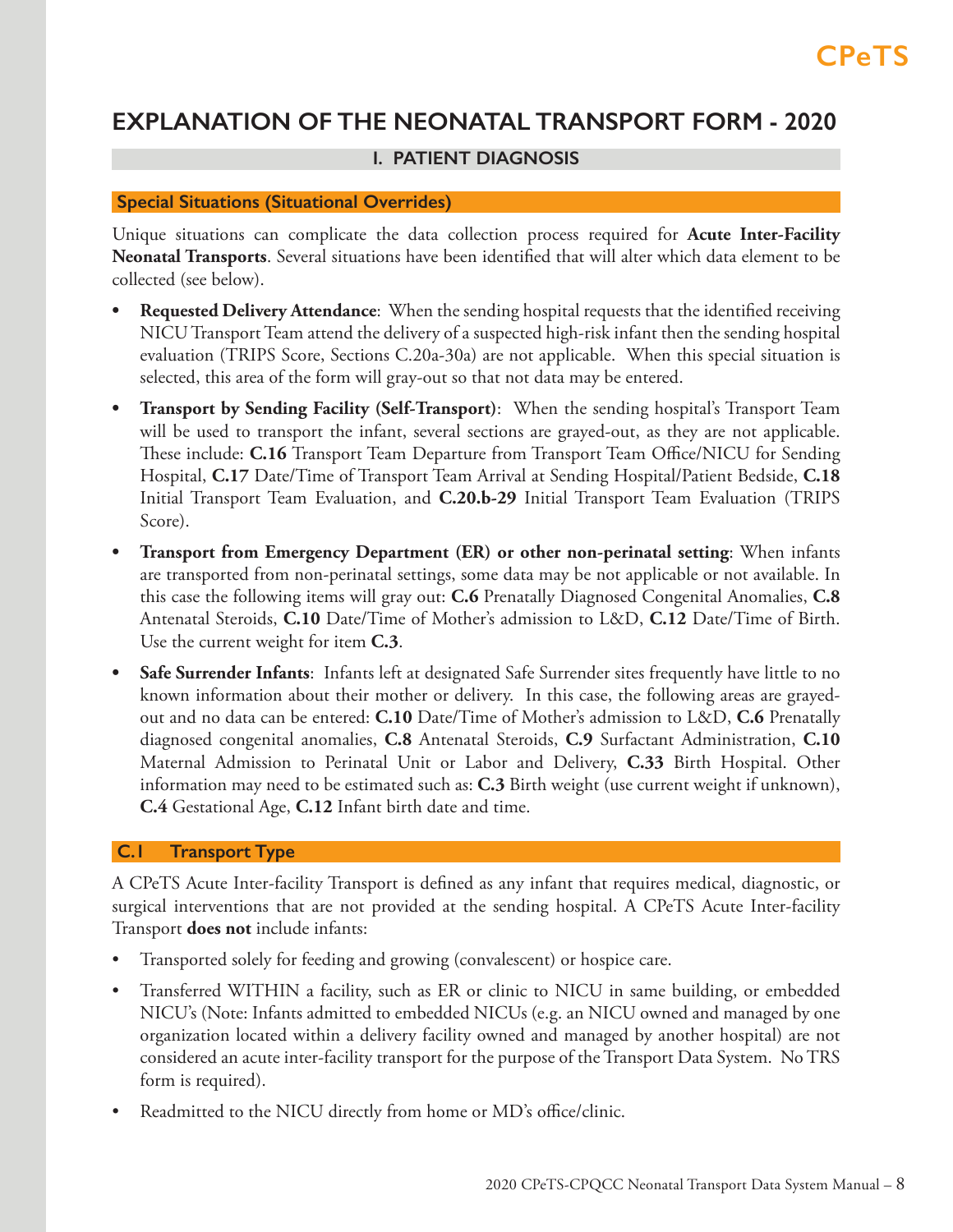# EXPLANATION OF THE NEONATAL TRANSPORT FORM - 2020

## I. PATIENT DIAGNOSIS

### Special Situations (Situational Overrides)

Unique situations can complicate the data collection process required for **Acute Inter-Facility Neonatal Transports**. Several situations have been identified that will alter which data element to be collected (see below).

- **Requested Delivery Attendance**: When the sending hospital requests that the identified receiving NICU Transport Team attend the delivery of a suspected high-risk infant then the sending hospital evaluation (TRIPS Score, Sections C.20a-30a) are not applicable. When this special situation is selected, this area of the form will gray-out so that not data may be entered.
- **Transport by Sending Facility (Self-Transport)**: When the sending hospital's Transport Team will be used to transport the infant, several sections are grayed-out, as they are not applicable. These include: **C.16** Transport Team Departure from Transport Team Office/NICU for Sending Hospital, **C.17** Date/Time of Transport Team Arrival at Sending Hospital/Patient Bedside, **C.18** Initial Transport Team Evaluation, and **C.20.b-29** Initial Transport Team Evaluation (TRIPS Score).
- **Transport from Emergency Department (ER) or other non-perinatal setting**: When infants are transported from non-perinatal settings, some data may be not applicable or not available. In this case the following items will gray out: **C.6** Prenatally Diagnosed Congenital Anomalies, **C.8** Antenatal Steroids, **C.10** Date/Time of Mother's admission to L&D, **C.12** Date/Time of Birth. Use the current weight for item **C.3**.
- **Safe Surrender Infants**: Infants left at designated Safe Surrender sites frequently have little to no known information about their mother or delivery. In this case, the following areas are grayed-out and no data can be entered: **C.10** Date/Time of Mother's admission to L&D, **C.6** Prenatally diagnosed congenital anomalies, **C.8** Antenatal Steroids, **C.9** Surfactant Administration, **C.10** Maternal Admission to Perinatal Unit or Labor and Delivery, **C.33** Birth Hospital. Other information may need to be estimated such as: **C.3** Birth weight (use current weight if unknown), **C.4** Gestational Age, **C.12** Infant birth date and time.

### C.1 Transport Type

A CPeTS Acute Inter-facility Transport is defined as any infant that requires medical, diagnostic, or surgical interventions that are not provided at the sending hospital. A CPeTS Acute Inter-facility Transport **does not** include infants:

- Transported solely for feeding and growing (convalescent) or hospice care.
- Transferred WITHIN a facility, such as ER or clinic to NICU in same building, or embedded NICU's (Note: Infants admitted to embedded NICUs (e.g. an NICU owned and managed by one organization located within a delivery facility owned and managed by another hospital) are not considered an acute inter-facility transport for the purpose of the Transport Data System. No TRS form is required).
- Readmitted to the NICU directly from home or MD's office/clinic.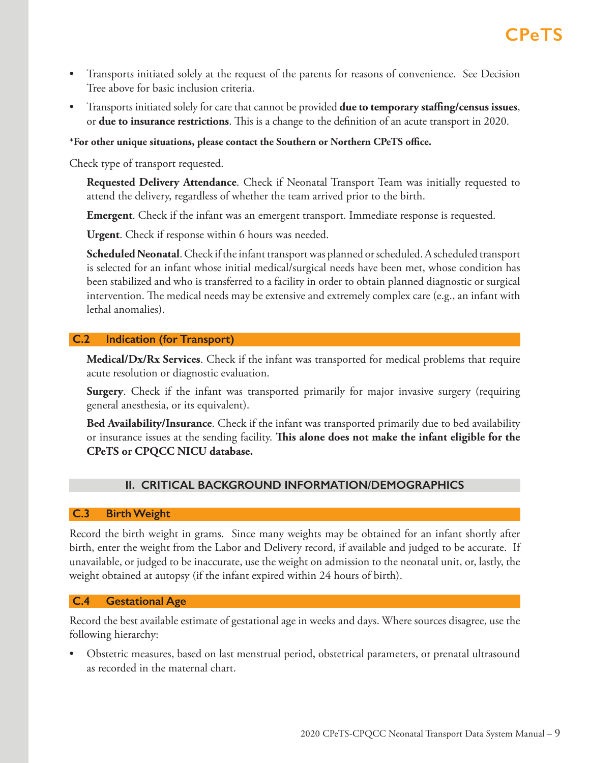- Transports initiated solely at the request of the parents for reasons of convenience. See Decision Tree above for basic inclusion criteria.
- Transports initiated solely for care that cannot be provided **due to temporary staffing/census issues**, or **due to insurance restrictions**. This is a change to the definition of an acute transport in 2020.

***For other unique situations, please contact the Southern or Northern CPeTS office.**

Check type of transport requested.

**Requested Delivery Attendance**. Check if Neonatal Transport Team was initially requested to attend the delivery, regardless of whether the team arrived prior to the birth.

**Emergent**. Check if the infant was an emergent transport. Immediate response is requested.

**Urgent**. Check if response within 6 hours was needed.

**Scheduled Neonatal**. Check if the infant transport was planned or scheduled. A scheduled transport is selected for an infant whose initial medical/surgical needs have been met, whose condition has been stabilized and who is transferred to a facility in order to obtain planned diagnostic or surgical intervention. The medical needs may be extensive and extremely complex care (e.g., an infant with lethal anomalies).

### C.2 Indication (for Transport)

**Medical/Dx/Rx Services**. Check if the infant was transported for medical problems that require acute resolution or diagnostic evaluation.

**Surgery**. Check if the infant was transported primarily for major invasive surgery (requiring general anesthesia, or its equivalent).

**Bed Availability/Insurance**. Check if the infant was transported primarily due to bed availability or insurance issues at the sending facility. **This alone does not make the infant eligible for the CPeTS or CPQCC NICU database.**

## II. CRITICAL BACKGROUND INFORMATION/DEMOGRAPHICS

### C.3 Birth Weight

Record the birth weight in grams. Since many weights may be obtained for an infant shortly after birth, enter the weight from the Labor and Delivery record, if available and judged to be accurate. If unavailable, or judged to be inaccurate, use the weight on admission to the neonatal unit, or, lastly, the weight obtained at autopsy (if the infant expired within 24 hours of birth).

### C.4 Gestational Age

Record the best available estimate of gestational age in weeks and days. Where sources disagree, use the following hierarchy:

- Obstetric measures, based on last menstrual period, obstetrical parameters, or prenatal ultrasound as recorded in the maternal chart.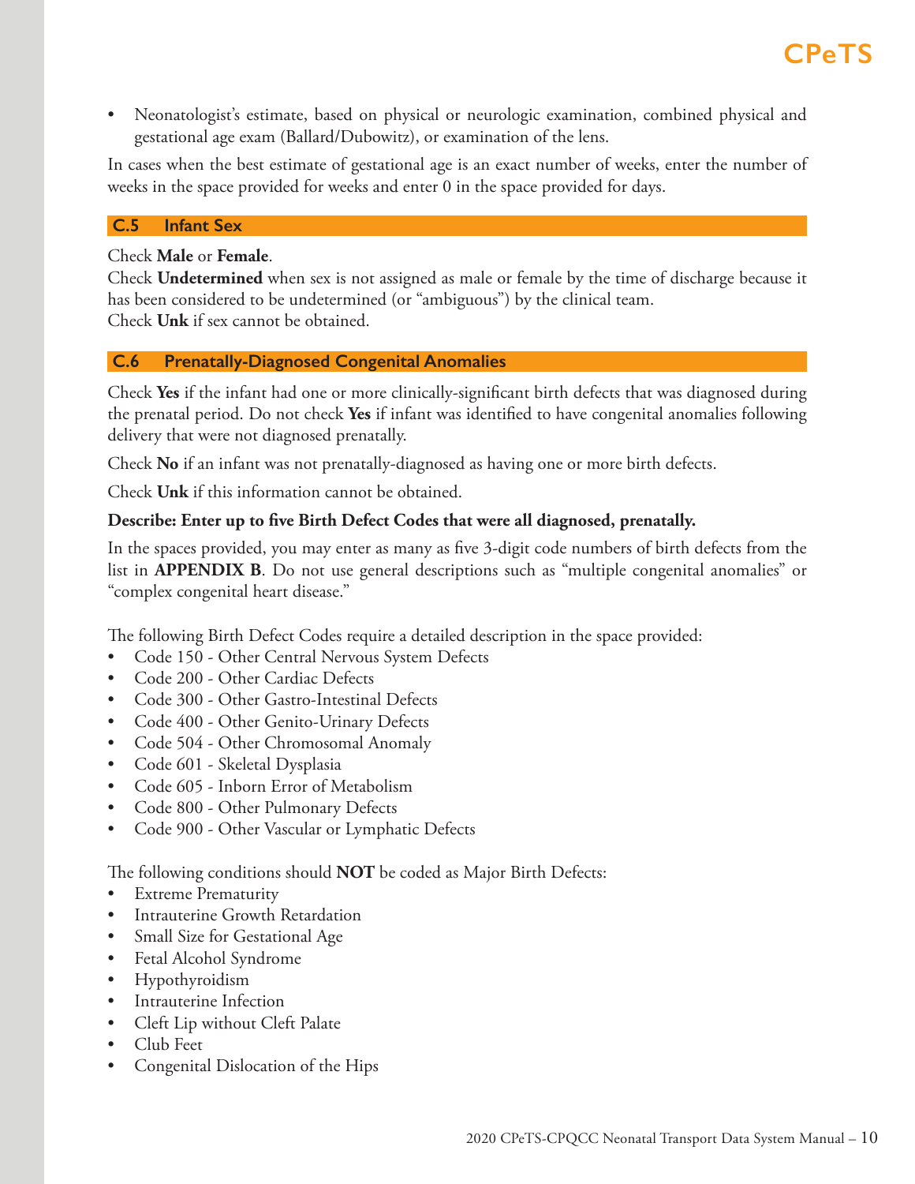- Neonatologist's estimate, based on physical or neurologic examination, combined physical and gestational age exam (Ballard/Dubowitz), or examination of the lens.

In cases when the best estimate of gestational age is an exact number of weeks, enter the number of weeks in the space provided for weeks and enter 0 in the space provided for days.

## C.5 Infant Sex

Check **Male** or **Female**.
Check **Undetermined** when sex is not assigned as male or female by the time of discharge because it has been considered to be undetermined (or "ambiguous") by the clinical team.
Check **Unk** if sex cannot be obtained.

## C.6 Prenatally-Diagnosed Congenital Anomalies

Check **Yes** if the infant had one or more clinically-significant birth defects that was diagnosed during the prenatal period. Do not check **Yes** if infant was identified to have congenital anomalies following delivery that were not diagnosed prenatally.

Check **No** if an infant was not prenatally-diagnosed as having one or more birth defects.

Check **Unk** if this information cannot be obtained.

**Describe: Enter up to five Birth Defect Codes that were all diagnosed, prenatally.**

In the spaces provided, you may enter as many as five 3-digit code numbers of birth defects from the list in **APPENDIX B**. Do not use general descriptions such as "multiple congenital anomalies" or "complex congenital heart disease."

The following Birth Defect Codes require a detailed description in the space provided:

- Code 150 - Other Central Nervous System Defects
- Code 200 - Other Cardiac Defects
- Code 300 - Other Gastro-Intestinal Defects
- Code 400 - Other Genito-Urinary Defects
- Code 504 - Other Chromosomal Anomaly
- Code 601 - Skeletal Dysplasia
- Code 605 - Inborn Error of Metabolism
- Code 800 - Other Pulmonary Defects
- Code 900 - Other Vascular or Lymphatic Defects

The following conditions should **NOT** be coded as Major Birth Defects:

- Extreme Prematurity
- Intrauterine Growth Retardation
- Small Size for Gestational Age
- Fetal Alcohol Syndrome
- Hypothyroidism
- Intrauterine Infection
- Cleft Lip without Cleft Palate
- Club Feet
- Congenital Dislocation of the Hips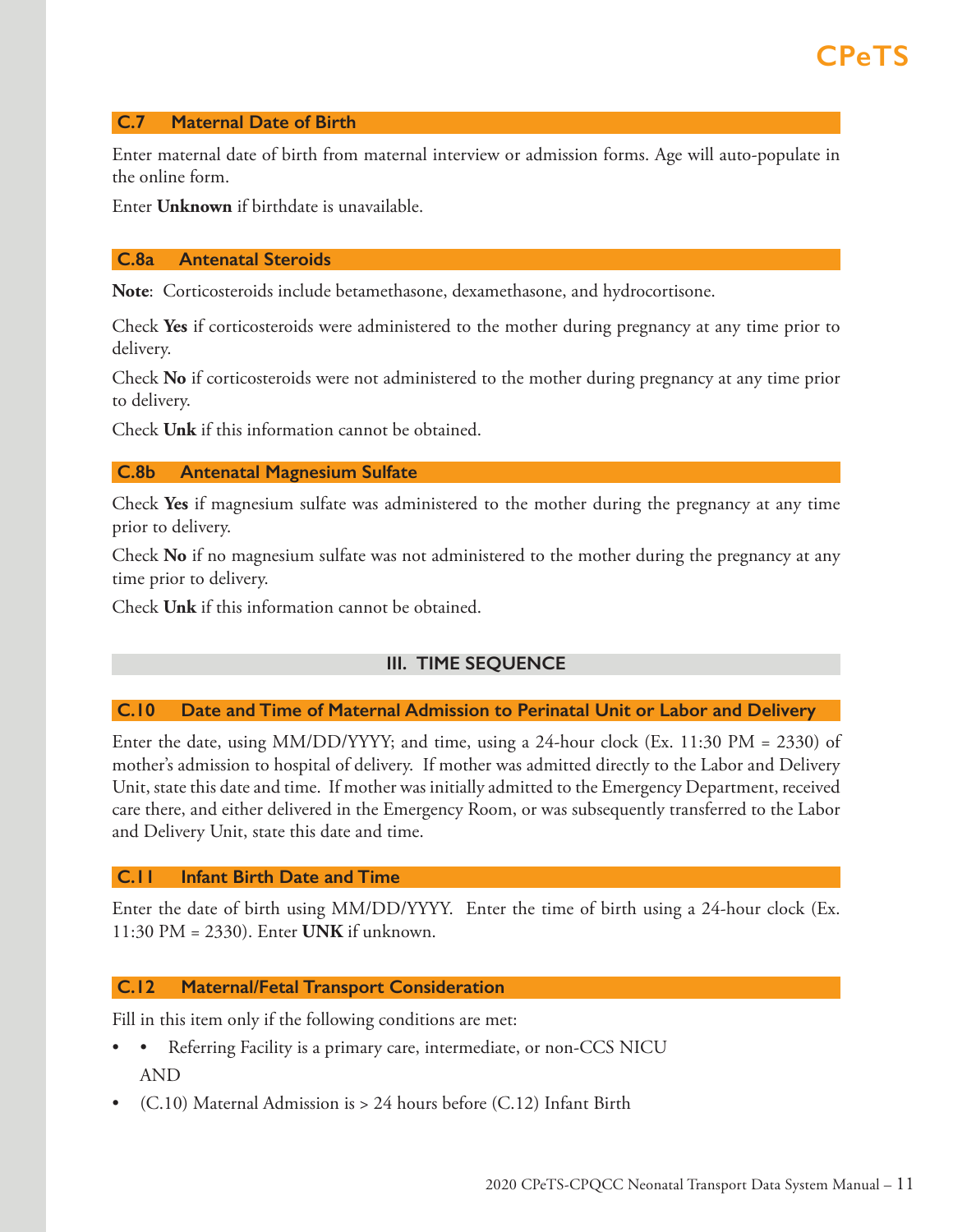### C.7 Maternal Date of Birth

Enter maternal date of birth from maternal interview or admission forms. Age will auto-populate in the online form.

Enter **Unknown** if birthdate is unavailable.

### C.8a Antenatal Steroids

**Note**: Corticosteroids include betamethasone, dexamethasone, and hydrocortisone.

Check **Yes** if corticosteroids were administered to the mother during pregnancy at any time prior to delivery.

Check **No** if corticosteroids were not administered to the mother during pregnancy at any time prior to delivery.

Check **Unk** if this information cannot be obtained.

### C.8b Antenatal Magnesium Sulfate

Check **Yes** if magnesium sulfate was administered to the mother during the pregnancy at any time prior to delivery.

Check **No** if no magnesium sulfate was not administered to the mother during the pregnancy at any time prior to delivery.

Check **Unk** if this information cannot be obtained.

## III. TIME SEQUENCE

### C.10 Date and Time of Maternal Admission to Perinatal Unit or Labor and Delivery

Enter the date, using MM/DD/YYYY; and time, using a 24-hour clock (Ex. 11:30 PM = 2330) of mother's admission to hospital of delivery. If mother was admitted directly to the Labor and Delivery Unit, state this date and time. If mother was initially admitted to the Emergency Department, received care there, and either delivered in the Emergency Room, or was subsequently transferred to the Labor and Delivery Unit, state this date and time.

### C.11 Infant Birth Date and Time

Enter the date of birth using MM/DD/YYYY. Enter the time of birth using a 24-hour clock (Ex. 11:30 PM = 2330). Enter **UNK** if unknown.

### C.12 Maternal/Fetal Transport Consideration

Fill in this item only if the following conditions are met:

- • Referring Facility is a primary care, intermediate, or non-CCS NICU

  AND
- (C.10) Maternal Admission is > 24 hours before (C.12) Infant Birth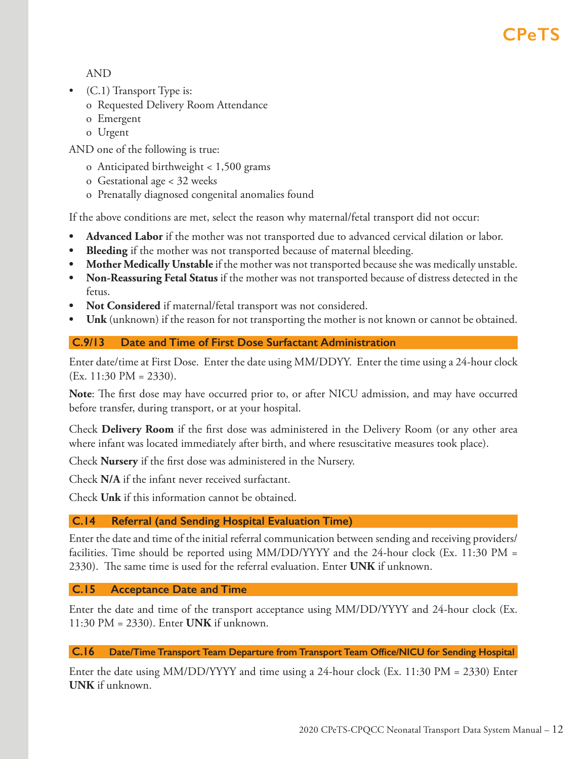AND

- (C.1) Transport Type is:
  - o Requested Delivery Room Attendance
  - o Emergent
  - o Urgent

AND one of the following is true:

- o Anticipated birthweight < 1,500 grams
- o Gestational age < 32 weeks
- o Prenatally diagnosed congenital anomalies found

If the above conditions are met, select the reason why maternal/fetal transport did not occur:

- **Advanced Labor** if the mother was not transported due to advanced cervical dilation or labor.
- **Bleeding** if the mother was not transported because of maternal bleeding.
- **Mother Medically Unstable** if the mother was not transported because she was medically unstable.
- **Non-Reassuring Fetal Status** if the mother was not transported because of distress detected in the fetus.
- **Not Considered** if maternal/fetal transport was not considered.
- **Unk** (unknown) if the reason for not transporting the mother is not known or cannot be obtained.

## C.9/13 Date and Time of First Dose Surfactant Administration

Enter date/time at First Dose. Enter the date using MM/DDYY. Enter the time using a 24-hour clock (Ex. 11:30 PM = 2330).

**Note**: The first dose may have occurred prior to, or after NICU admission, and may have occurred before transfer, during transport, or at your hospital.

Check **Delivery Room** if the first dose was administered in the Delivery Room (or any other area where infant was located immediately after birth, and where resuscitative measures took place).

Check **Nursery** if the first dose was administered in the Nursery.

Check **N/A** if the infant never received surfactant.

Check **Unk** if this information cannot be obtained.

## C.14 Referral (and Sending Hospital Evaluation Time)

Enter the date and time of the initial referral communication between sending and receiving providers/ facilities. Time should be reported using MM/DD/YYYY and the 24-hour clock (Ex. 11:30 PM = 2330). The same time is used for the referral evaluation. Enter **UNK** if unknown.

## C.15 Acceptance Date and Time

Enter the date and time of the transport acceptance using MM/DD/YYYY and 24-hour clock (Ex. 11:30 PM = 2330). Enter **UNK** if unknown.

## C.16 Date/Time Transport Team Departure from Transport Team Office/NICU for Sending Hospital

Enter the date using MM/DD/YYYY and time using a 24-hour clock (Ex. 11:30 PM = 2330) Enter **UNK** if unknown.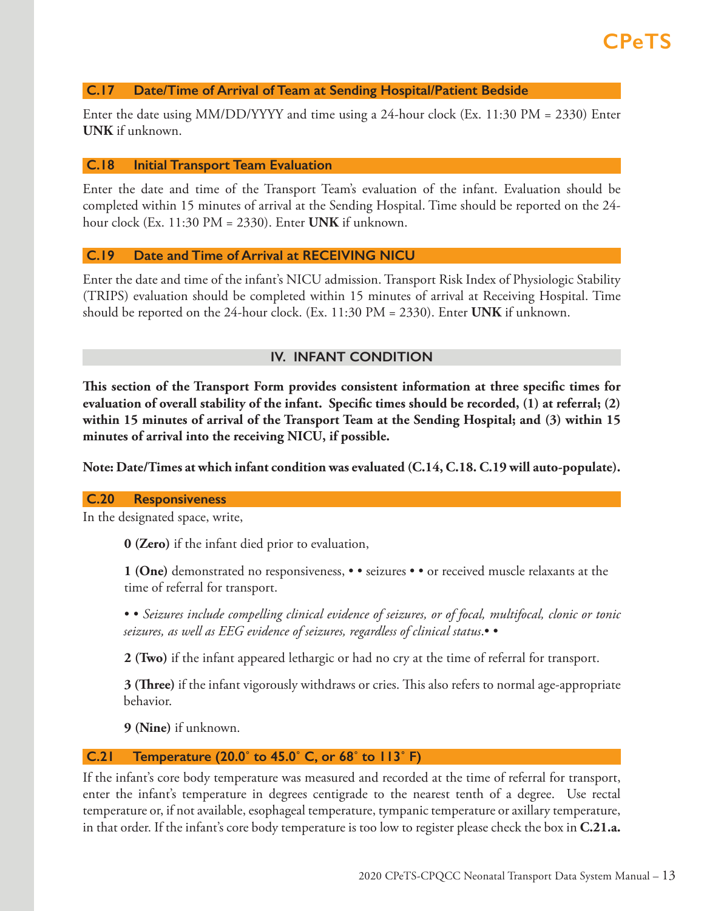### C.17 Date/Time of Arrival of Team at Sending Hospital/Patient Bedside

Enter the date using MM/DD/YYYY and time using a 24-hour clock (Ex. 11:30 PM = 2330) Enter **UNK** if unknown.

### C.18 Initial Transport Team Evaluation

Enter the date and time of the Transport Team's evaluation of the infant. Evaluation should be completed within 15 minutes of arrival at the Sending Hospital. Time should be reported on the 24-hour clock (Ex. 11:30 PM = 2330). Enter **UNK** if unknown.

### C.19 Date and Time of Arrival at RECEIVING NICU

Enter the date and time of the infant's NICU admission. Transport Risk Index of Physiologic Stability (TRIPS) evaluation should be completed within 15 minutes of arrival at Receiving Hospital. Time should be reported on the 24-hour clock. (Ex. 11:30 PM = 2330). Enter **UNK** if unknown.

## IV. INFANT CONDITION

**This section of the Transport Form provides consistent information at three specific times for evaluation of overall stability of the infant. Specific times should be recorded, (1) at referral; (2) within 15 minutes of arrival of the Transport Team at the Sending Hospital; and (3) within 15 minutes of arrival into the receiving NICU, if possible.**

**Note: Date/Times at which infant condition was evaluated (C.14, C.18. C.19 will auto-populate).**

### C.20 Responsiveness

In the designated space, write,

**0 (Zero)** if the infant died prior to evaluation,

**1 (One)** demonstrated no responsiveness, • • seizures • • or received muscle relaxants at the time of referral for transport.

• • *Seizures include compelling clinical evidence of seizures, or of focal, multifocal, clonic or tonic seizures, as well as EEG evidence of seizures, regardless of clinical status*.• •

**2 (Two)** if the infant appeared lethargic or had no cry at the time of referral for transport.

**3 (Three)** if the infant vigorously withdraws or cries. This also refers to normal age-appropriate behavior.

**9 (Nine)** if unknown.

### C.21 Temperature (20.0˚ to 45.0˚ C, or 68˚ to 113˚ F)

If the infant's core body temperature was measured and recorded at the time of referral for transport, enter the infant's temperature in degrees centigrade to the nearest tenth of a degree. Use rectal temperature or, if not available, esophageal temperature, tympanic temperature or axillary temperature, in that order. If the infant's core body temperature is too low to register please check the box in **C.21.a.**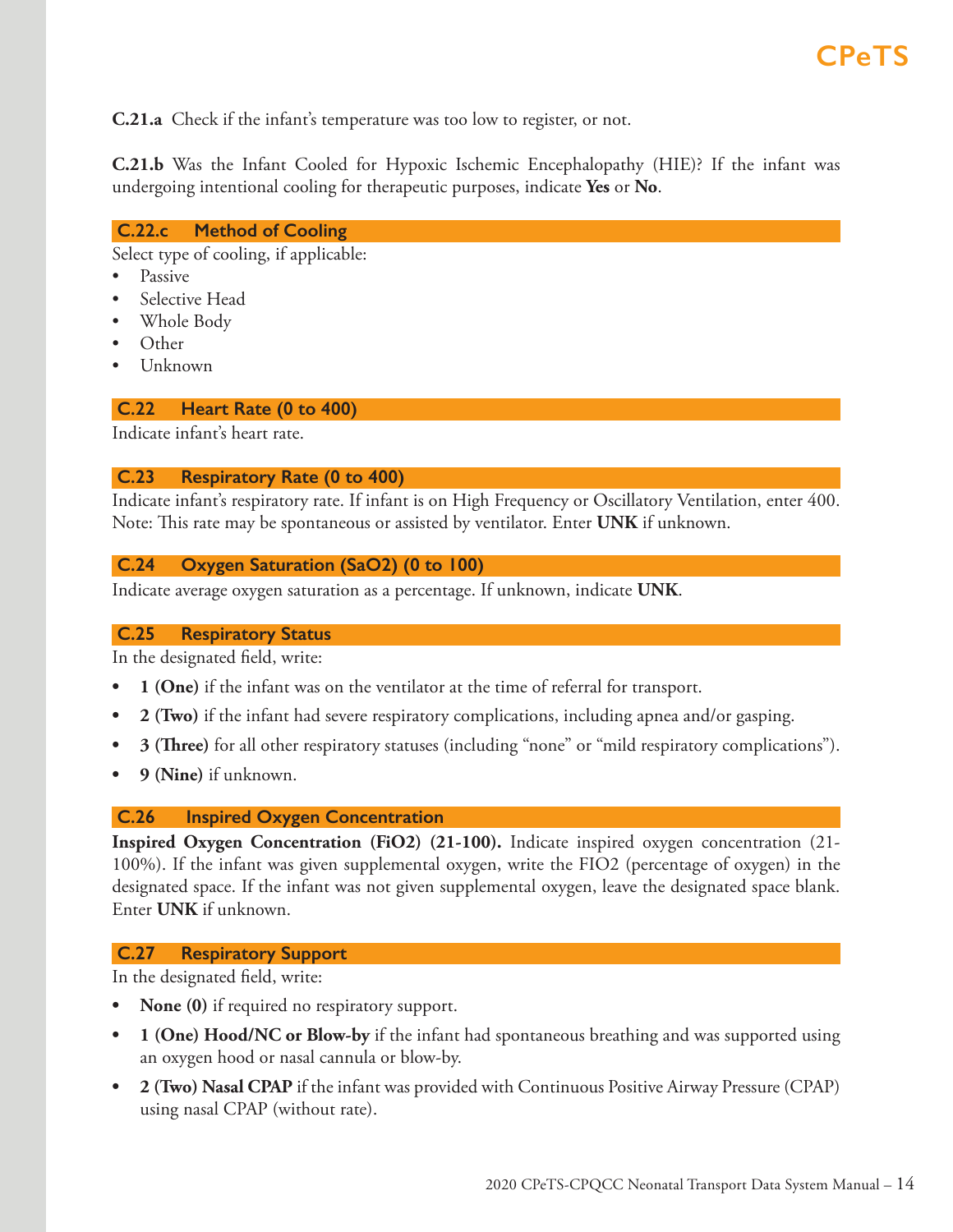**C.21.a** Check if the infant's temperature was too low to register, or not.

**C.21.b** Was the Infant Cooled for Hypoxic Ischemic Encephalopathy (HIE)? If the infant was undergoing intentional cooling for therapeutic purposes, indicate **Yes** or **No**.

### C.22.c Method of Cooling

Select type of cooling, if applicable:

- Passive
- Selective Head
- Whole Body
- Other
- Unknown

### C.22 Heart Rate (0 to 400)

Indicate infant's heart rate.

### C.23 Respiratory Rate (0 to 400)

Indicate infant's respiratory rate. If infant is on High Frequency or Oscillatory Ventilation, enter 400. Note: This rate may be spontaneous or assisted by ventilator. Enter **UNK** if unknown.

### C.24 Oxygen Saturation (SaO2) (0 to 100)

Indicate average oxygen saturation as a percentage. If unknown, indicate **UNK**.

### C.25 Respiratory Status

In the designated field, write:

- **1 (One)** if the infant was on the ventilator at the time of referral for transport.
- **2 (Two)** if the infant had severe respiratory complications, including apnea and/or gasping.
- **3 (Three)** for all other respiratory statuses (including "none" or "mild respiratory complications").
- **9 (Nine)** if unknown.

### C.26 Inspired Oxygen Concentration

**Inspired Oxygen Concentration (FiO2) (21-100).** Indicate inspired oxygen concentration (21-100%). If the infant was given supplemental oxygen, write the FIO2 (percentage of oxygen) in the designated space. If the infant was not given supplemental oxygen, leave the designated space blank. Enter **UNK** if unknown.

### C.27 Respiratory Support

In the designated field, write:

- **None (0)** if required no respiratory support.
- **1 (One) Hood/NC or Blow-by** if the infant had spontaneous breathing and was supported using an oxygen hood or nasal cannula or blow-by.
- **2 (Two) Nasal CPAP** if the infant was provided with Continuous Positive Airway Pressure (CPAP) using nasal CPAP (without rate).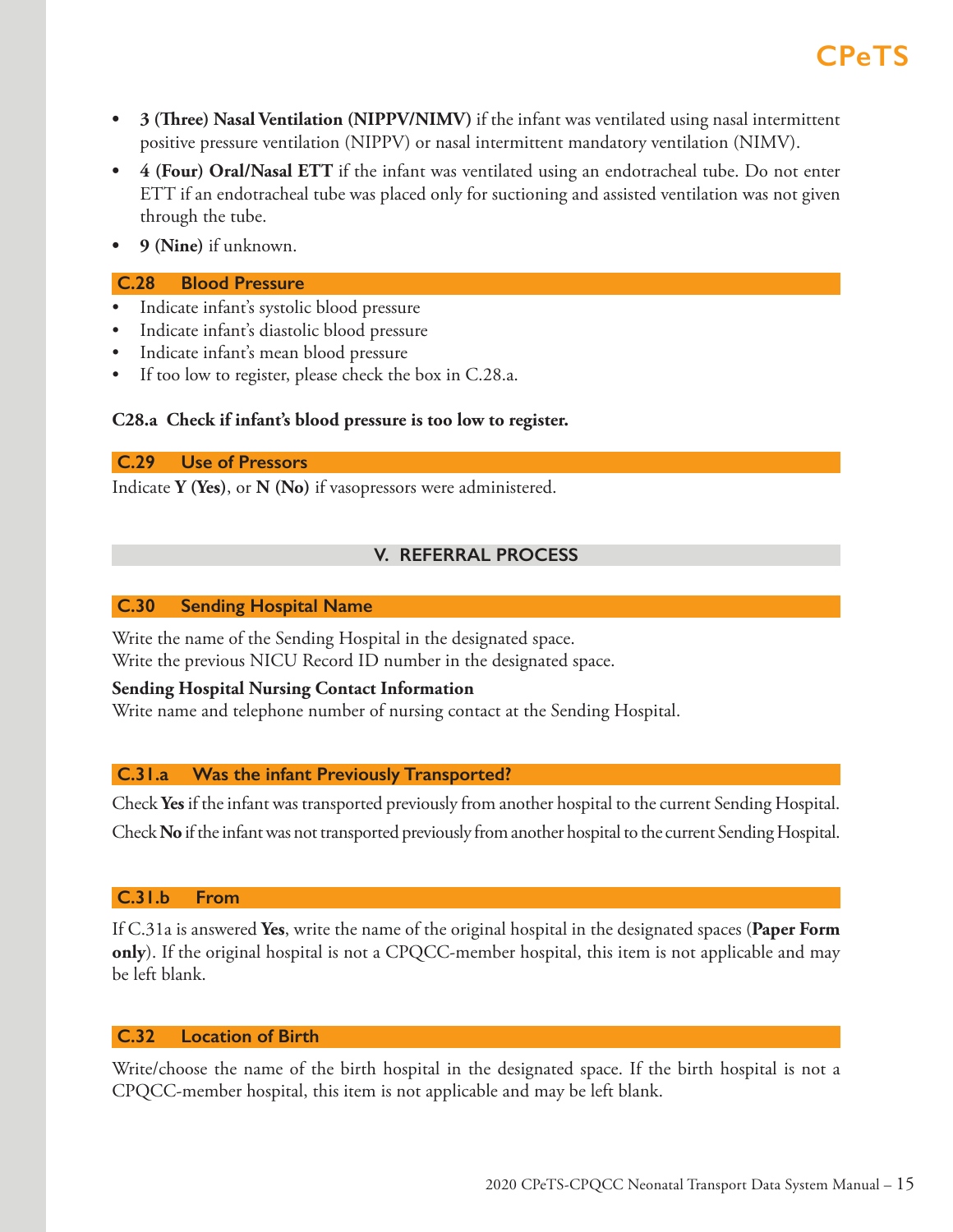- **3 (Three) Nasal Ventilation (NIPPV/NIMV)** if the infant was ventilated using nasal intermittent positive pressure ventilation (NIPPV) or nasal intermittent mandatory ventilation (NIMV).
- **4 (Four) Oral/Nasal ETT** if the infant was ventilated using an endotracheal tube. Do not enter ETT if an endotracheal tube was placed only for suctioning and assisted ventilation was not given through the tube.
- **9 (Nine)** if unknown.

### C.28 Blood Pressure

- Indicate infant's systolic blood pressure
- Indicate infant's diastolic blood pressure
- Indicate infant's mean blood pressure
- If too low to register, please check the box in C.28.a.

**C28.a Check if infant's blood pressure is too low to register.**

### C.29 Use of Pressors

Indicate **Y (Yes)**, or **N (No)** if vasopressors were administered.

## V. REFERRAL PROCESS

### C.30 Sending Hospital Name

Write the name of the Sending Hospital in the designated space.
Write the previous NICU Record ID number in the designated space.

**Sending Hospital Nursing Contact Information**
Write name and telephone number of nursing contact at the Sending Hospital.

### C.31.a Was the infant Previously Transported?

Check **Yes** if the infant was transported previously from another hospital to the current Sending Hospital.

Check **No** if the infant was not transported previously from another hospital to the current Sending Hospital.

### C.31.b From

If C.31a is answered **Yes**, write the name of the original hospital in the designated spaces (**Paper Form only**). If the original hospital is not a CPQCC-member hospital, this item is not applicable and may be left blank.

### C.32 Location of Birth

Write/choose the name of the birth hospital in the designated space. If the birth hospital is not a CPQCC-member hospital, this item is not applicable and may be left blank.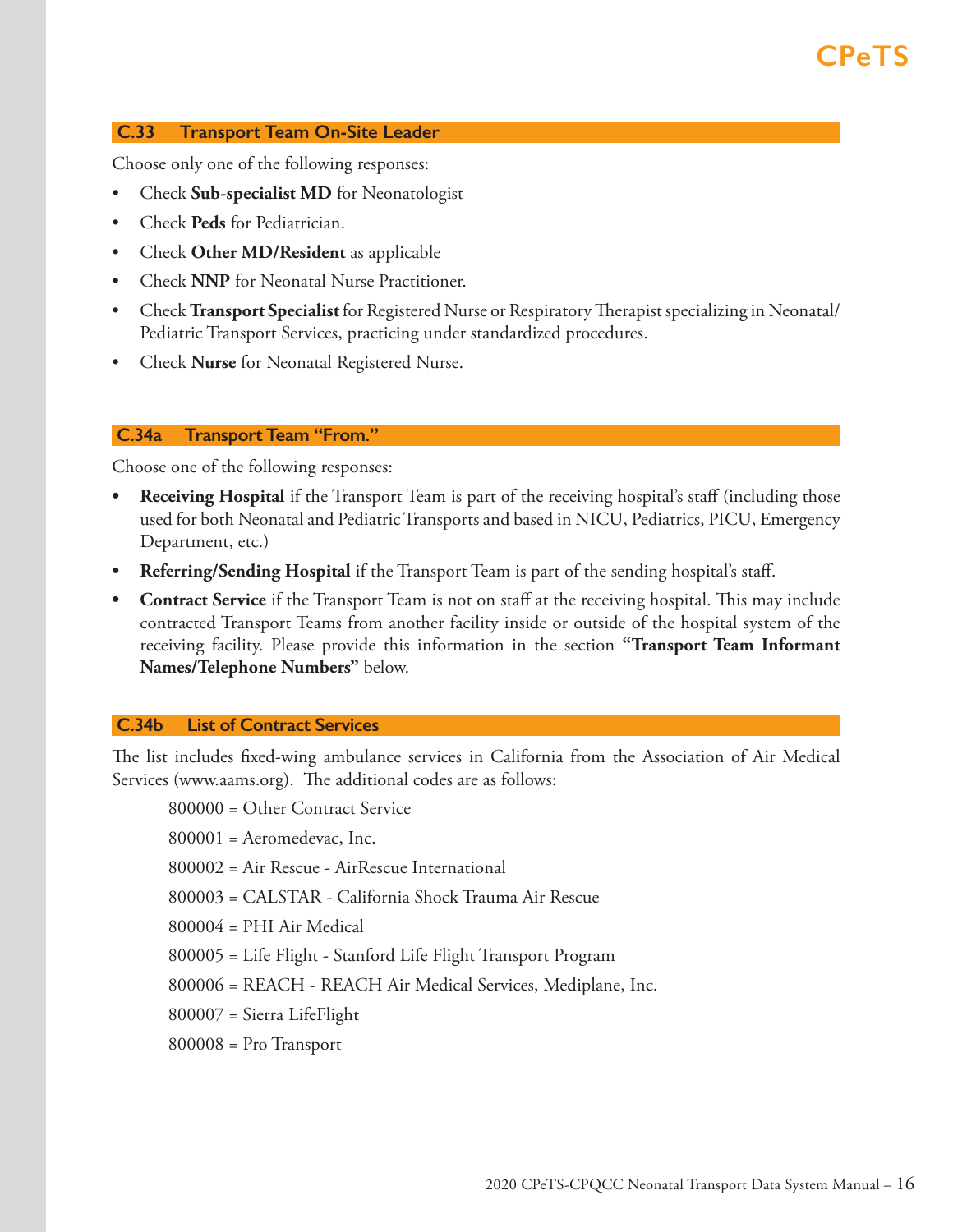## C.33 Transport Team On-Site Leader

Choose only one of the following responses:

- Check **Sub-specialist MD** for Neonatologist
- Check **Peds** for Pediatrician.
- Check **Other MD/Resident** as applicable
- Check **NNP** for Neonatal Nurse Practitioner.
- Check **Transport Specialist** for Registered Nurse or Respiratory Therapist specializing in Neonatal/Pediatric Transport Services, practicing under standardized procedures.
- Check **Nurse** for Neonatal Registered Nurse.

## C.34a Transport Team "From."

Choose one of the following responses:

- **Receiving Hospital** if the Transport Team is part of the receiving hospital's staff (including those used for both Neonatal and Pediatric Transports and based in NICU, Pediatrics, PICU, Emergency Department, etc.)
- **Referring/Sending Hospital** if the Transport Team is part of the sending hospital's staff.
- **Contract Service** if the Transport Team is not on staff at the receiving hospital. This may include contracted Transport Teams from another facility inside or outside of the hospital system of the receiving facility. Please provide this information in the section **"Transport Team Informant Names/Telephone Numbers"** below.

## C.34b List of Contract Services

The list includes fixed-wing ambulance services in California from the Association of Air Medical Services (www.aams.org). The additional codes are as follows:

800000 = Other Contract Service

800001 = Aeromedevac, Inc.

800002 = Air Rescue - AirRescue International

800003 = CALSTAR - California Shock Trauma Air Rescue

800004 = PHI Air Medical

800005 = Life Flight - Stanford Life Flight Transport Program

800006 = REACH - REACH Air Medical Services, Mediplane, Inc.

800007 = Sierra LifeFlight

800008 = Pro Transport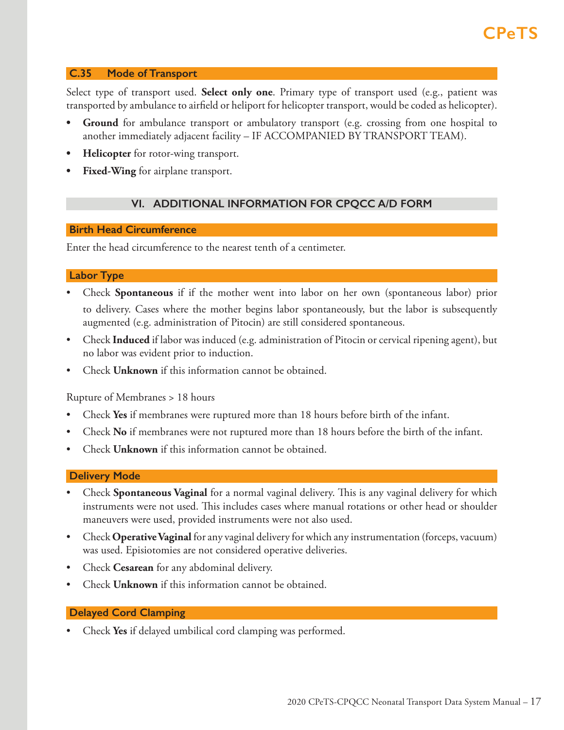### C.35 Mode of Transport

Select type of transport used. **Select only one**. Primary type of transport used (e.g., patient was transported by ambulance to airfield or heliport for helicopter transport, would be coded as helicopter).

- **Ground** for ambulance transport or ambulatory transport (e.g. crossing from one hospital to another immediately adjacent facility – IF ACCOMPANIED BY TRANSPORT TEAM).
- **Helicopter** for rotor-wing transport.
- **Fixed-Wing** for airplane transport.

## VI. ADDITIONAL INFORMATION FOR CPQCC A/D FORM

### Birth Head Circumference

Enter the head circumference to the nearest tenth of a centimeter.

### Labor Type

- Check **Spontaneous** if if the mother went into labor on her own (spontaneous labor) prior to delivery. Cases where the mother begins labor spontaneously, but the labor is subsequently augmented (e.g. administration of Pitocin) are still considered spontaneous.
- Check **Induced** if labor was induced (e.g. administration of Pitocin or cervical ripening agent), but no labor was evident prior to induction.
- Check **Unknown** if this information cannot be obtained.

Rupture of Membranes > 18 hours

- Check **Yes** if membranes were ruptured more than 18 hours before birth of the infant.
- Check **No** if membranes were not ruptured more than 18 hours before the birth of the infant.
- Check **Unknown** if this information cannot be obtained.

### Delivery Mode

- Check **Spontaneous Vaginal** for a normal vaginal delivery. This is any vaginal delivery for which instruments were not used. This includes cases where manual rotations or other head or shoulder maneuvers were used, provided instruments were not also used.
- Check **Operative Vaginal** for any vaginal delivery for which any instrumentation (forceps, vacuum) was used. Episiotomies are not considered operative deliveries.
- Check **Cesarean** for any abdominal delivery.
- Check **Unknown** if this information cannot be obtained.

### Delayed Cord Clamping

- Check **Yes** if delayed umbilical cord clamping was performed.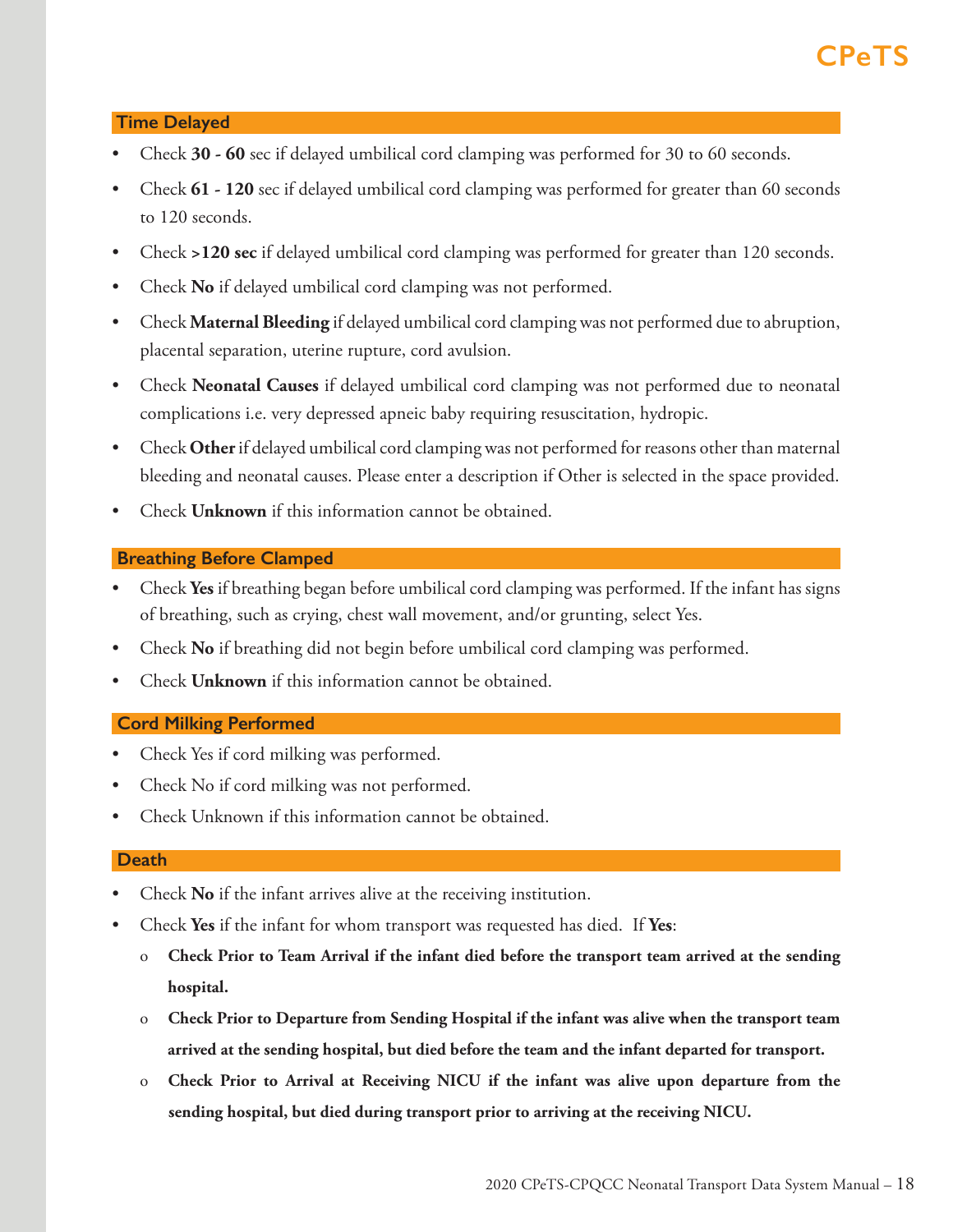## Time Delayed

- Check **30 - 60** sec if delayed umbilical cord clamping was performed for 30 to 60 seconds.
- Check **61 - 120** sec if delayed umbilical cord clamping was performed for greater than 60 seconds to 120 seconds.
- Check **>120 sec** if delayed umbilical cord clamping was performed for greater than 120 seconds.
- Check **No** if delayed umbilical cord clamping was not performed.
- Check **Maternal Bleeding** if delayed umbilical cord clamping was not performed due to abruption, placental separation, uterine rupture, cord avulsion.
- Check **Neonatal Causes** if delayed umbilical cord clamping was not performed due to neonatal complications i.e. very depressed apneic baby requiring resuscitation, hydropic.
- Check **Other** if delayed umbilical cord clamping was not performed for reasons other than maternal bleeding and neonatal causes. Please enter a description if Other is selected in the space provided.
- Check **Unknown** if this information cannot be obtained.

## Breathing Before Clamped

- Check **Yes** if breathing began before umbilical cord clamping was performed. If the infant has signs of breathing, such as crying, chest wall movement, and/or grunting, select Yes.
- Check **No** if breathing did not begin before umbilical cord clamping was performed.
- Check **Unknown** if this information cannot be obtained.

## Cord Milking Performed

- Check Yes if cord milking was performed.
- Check No if cord milking was not performed.
- Check Unknown if this information cannot be obtained.

## Death

- Check **No** if the infant arrives alive at the receiving institution.
- Check **Yes** if the infant for whom transport was requested has died. If **Yes**:
  - **Check Prior to Team Arrival if the infant died before the transport team arrived at the sending hospital.**
  - **Check Prior to Departure from Sending Hospital if the infant was alive when the transport team arrived at the sending hospital, but died before the team and the infant departed for transport.**
  - **Check Prior to Arrival at Receiving NICU if the infant was alive upon departure from the sending hospital, but died during transport prior to arriving at the receiving NICU.**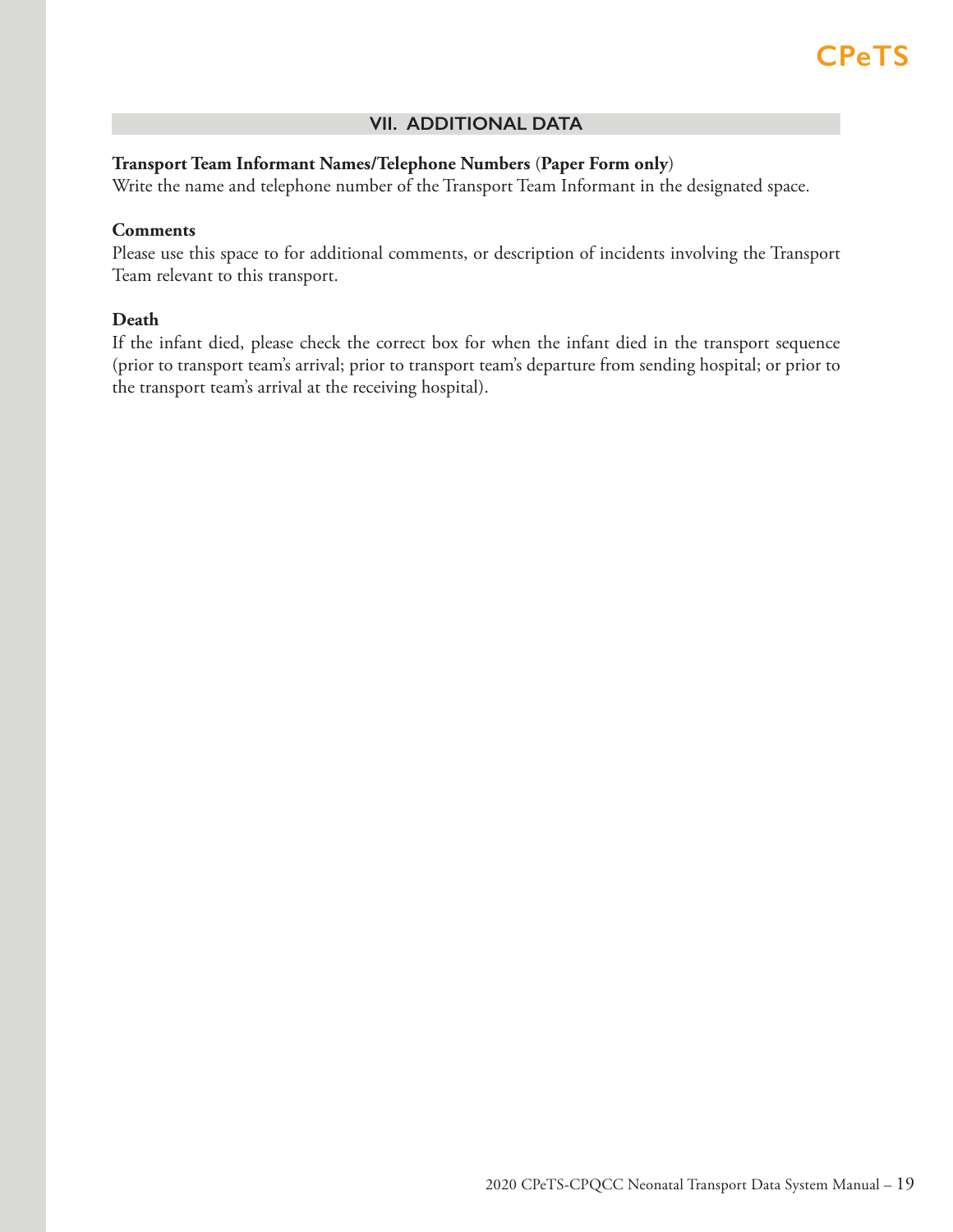## VII. ADDITIONAL DATA

**Transport Team Informant Names/Telephone Numbers (Paper Form only)**
Write the name and telephone number of the Transport Team Informant in the designated space.

**Comments**
Please use this space to for additional comments, or description of incidents involving the Transport Team relevant to this transport.

**Death**
If the infant died, please check the correct box for when the infant died in the transport sequence (prior to transport team's arrival; prior to transport team's departure from sending hospital; or prior to the transport team's arrival at the receiving hospital).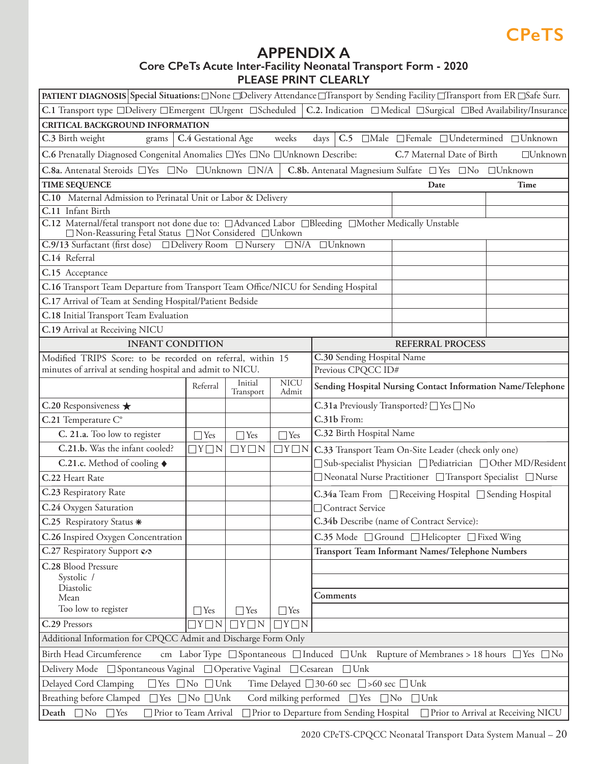# APPENDIX A

## Core CPeTs Acute Inter-Facility Neonatal Transport Form - 2020

**PLEASE PRINT CLEARLY**

**PATIENT DIAGNOSIS** **Special Situations:** ☐None ☐Delivery Attendance ☐Transport by Sending Facility ☐Transport from ER ☐Safe Surr.

**C.1** Transport type ☐Delivery ☐Emergent ☐Urgent ☐Scheduled | **C.2.** Indication ☐Medical ☐Surgical ☐Bed Availability/Insurance

**CRITICAL BACKGROUND INFORMATION**

**C.3** Birth weight ______ grams | **C.4** Gestational Age ______ weeks ______ days | **C.5** ☐Male ☐Female ☐Undetermined ☐Unknown

**C.6** Prenatally Diagnosed Congenital Anomalies ☐Yes ☐No ☐Unknown Describe: | **C.7** Maternal Date of Birth ☐Unknown

**C.8a.** Antenatal Steroids ☐Yes ☐No ☐Unknown ☐N/A | **C.8b.** Antenatal Magnesium Sulfate ☐Yes ☐No ☐Unknown

| TIME SEQUENCE | Date | Time |
|---|---|---|
| C.10 Maternal Admission to Perinatal Unit or Labor & Delivery | | |
| C.11 Infant Birth | | |
| C.12 Maternal/fetal transport not done due to: ☐Advanced Labor ☐Bleeding ☐Mother Medically Unstable ☐Non-Reassuring Fetal Status ☐Not Considered ☐Unkown | | |
| C.9/13 Surfactant (first dose) ☐Delivery Room ☐Nursery ☐N/A ☐Unknown | | |
| C.14 Referral | | |
| C.15 Acceptance | | |
| C.16 Transport Team Departure from Transport Team Office/NICU for Sending Hospital | | |
| C.17 Arrival of Team at Sending Hospital/Patient Bedside | | |
| C.18 Initial Transport Team Evaluation | | |
| C.19 Arrival at Receiving NICU | | |

| INFANT CONDITION | | | |
|---|---|---|---|
| Modified TRIPS Score: to be recorded on referral, within 15 minutes of arrival at sending hospital and admit to NICU. | | | |
| | Referral | Initial Transport | NICU Admit |
| C.20 Responsiveness ★ | | | |
| C.21 Temperature C° | | | |
| C. 21.a. Too low to register | ☐Yes | ☐Yes | ☐Yes |
| C.21.b. Was the infant cooled? | ☐Y☐N | ☐Y☐N | ☐Y☐N |
| C.21.c. Method of cooling ♦ | | | |
| C.22 Heart Rate | | | |
| C.23 Respiratory Rate | | | |
| C.24 Oxygen Saturation | | | |
| C.25 Respiratory Status ✱ | | | |
| C.26 Inspired Oxygen Concentration | | | |
| C.27 Respiratory Support | | | |
| C.28 Blood Pressure<br>Systolic /<br>Diastolic<br>Mean | | | |
| Too low to register | ☐Yes | ☐Yes | ☐Yes |
| C.29 Pressors | ☐Y☐N | ☐Y☐N | ☐Y☐N |

**REFERRAL PROCESS**

**C.30** Sending Hospital Name

Previous CPQCC ID#

**Sending Hospital Nursing Contact Information Name/Telephone**

**C.31a** Previously Transported? ☐Yes ☐No

**C.31b** From:

**C.32** Birth Hospital Name

**C.33** Transport Team On-Site Leader (check only one)
☐Sub-specialist Physician ☐Pediatrician ☐Other MD/Resident
☐Neonatal Nurse Practitioner ☐Transport Specialist ☐Nurse

**C.34a** Team From ☐Receiving Hospital ☐Sending Hospital
☐Contract Service

**C.34b** Describe (name of Contract Service):

**C.35** Mode ☐Ground ☐Helicopter ☐Fixed Wing

**Transport Team Informant Names/Telephone Numbers**

**Comments**

**Additional Information for CPQCC Admit and Discharge Form Only**

Birth Head Circumference ______ cm Labor Type ☐Spontaneous ☐Induced ☐Unk Rupture of Membranes > 18 hours ☐Yes ☐No

Delivery Mode ☐Spontaneous Vaginal ☐Operative Vaginal ☐Cesarean ☐Unk

Delayed Cord Clamping ☐Yes ☐No ☐Unk Time Delayed ☐30-60 sec ☐>60 sec ☐Unk

Breathing before Clamped ☐Yes ☐No ☐Unk Cord milking performed ☐Yes ☐No ☐Unk

**Death** ☐No ☐Yes ☐Prior to Team Arrival ☐Prior to Departure from Sending Hospital ☐Prior to Arrival at Receiving NICU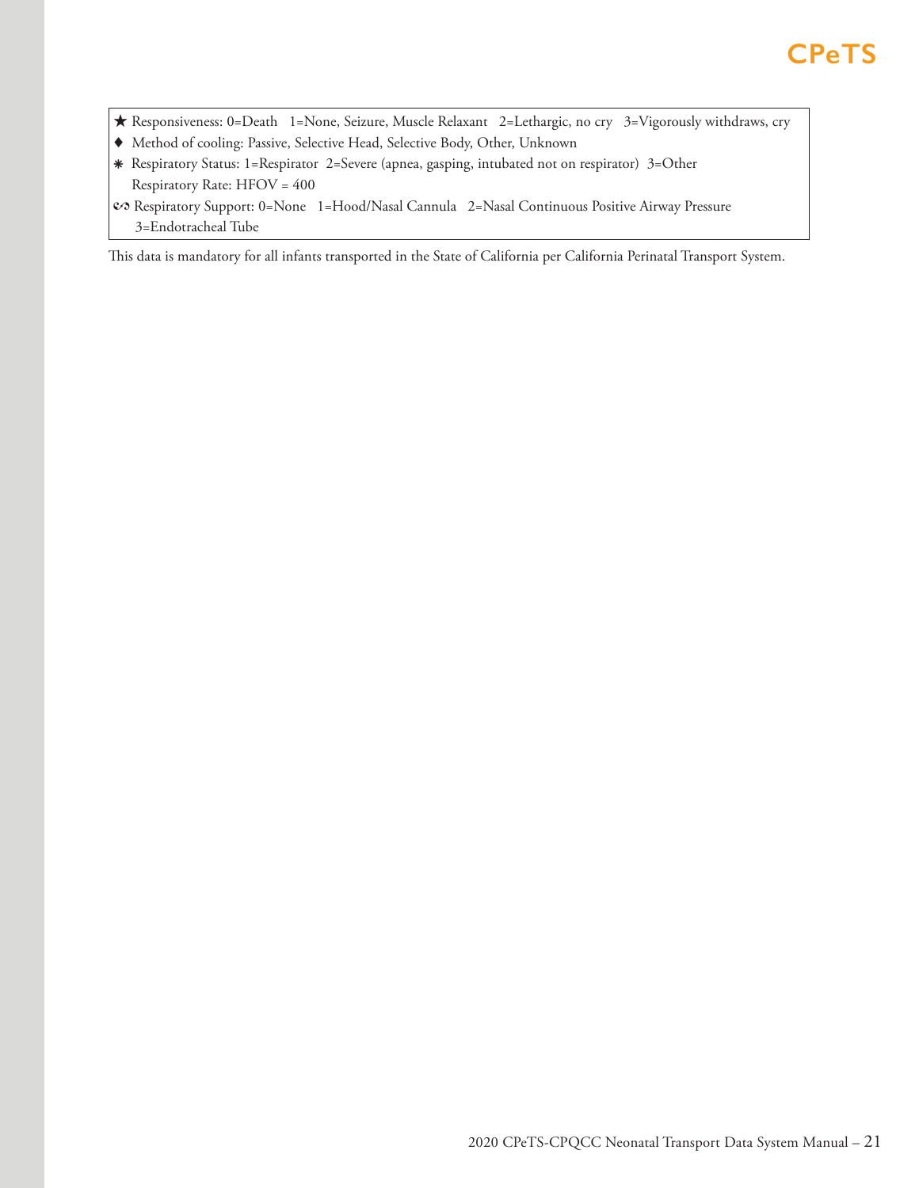★ Responsiveness: 0=Death   1=None, Seizure, Muscle Relaxant   2=Lethargic, no cry   3=Vigorously withdraws, cry

♦ Method of cooling: Passive, Selective Head, Selective Body, Other, Unknown

⁕ Respiratory Status: 1=Respirator  2=Severe (apnea, gasping, intubated not on respirator)  3=Other
Respiratory Rate: HFOV = 400

☙ Respiratory Support: 0=None   1=Hood/Nasal Cannula   2=Nasal Continuous Positive Airway Pressure
3=Endotracheal Tube

This data is mandatory for all infants transported in the State of California per California Perinatal Transport System.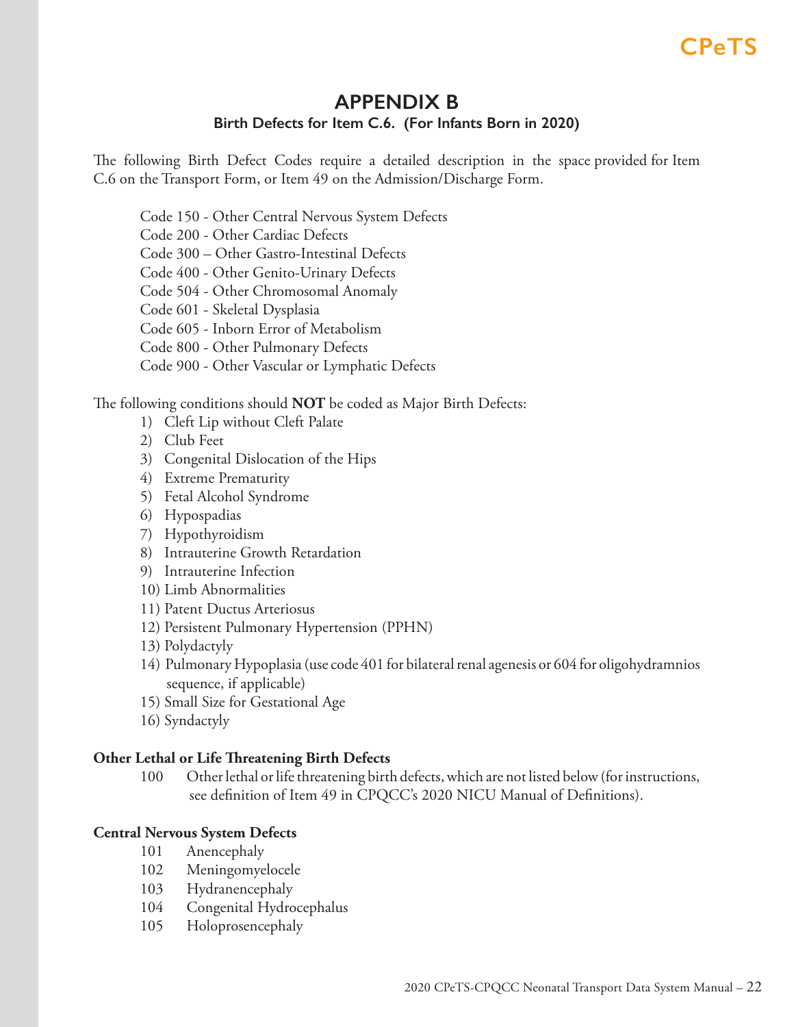# APPENDIX B

### Birth Defects for Item C.6. (For Infants Born in 2020)

The following Birth Defect Codes require a detailed description in the space provided for Item C.6 on the Transport Form, or Item 49 on the Admission/Discharge Form.

Code 150 - Other Central Nervous System Defects
Code 200 - Other Cardiac Defects
Code 300 – Other Gastro-Intestinal Defects
Code 400 - Other Genito-Urinary Defects
Code 504 - Other Chromosomal Anomaly
Code 601 - Skeletal Dysplasia
Code 605 - Inborn Error of Metabolism
Code 800 - Other Pulmonary Defects
Code 900 - Other Vascular or Lymphatic Defects

The following conditions should **NOT** be coded as Major Birth Defects:

1) Cleft Lip without Cleft Palate
2) Club Feet
3) Congenital Dislocation of the Hips
4) Extreme Prematurity
5) Fetal Alcohol Syndrome
6) Hypospadias
7) Hypothyroidism
8) Intrauterine Growth Retardation
9) Intrauterine Infection
10) Limb Abnormalities
11) Patent Ductus Arteriosus
12) Persistent Pulmonary Hypertension (PPHN)
13) Polydactyly
14) Pulmonary Hypoplasia (use code 401 for bilateral renal agenesis or 604 for oligohydramnios sequence, if applicable)
15) Small Size for Gestational Age
16) Syndactyly

**Other Lethal or Life Threatening Birth Defects**

100 Other lethal or life threatening birth defects, which are not listed below (for instructions, see definition of Item 49 in CPQCC's 2020 NICU Manual of Definitions).

**Central Nervous System Defects**

101 Anencephaly
102 Meningomyelocele
103 Hydranencephaly
104 Congenital Hydrocephalus
105 Holoprosencephaly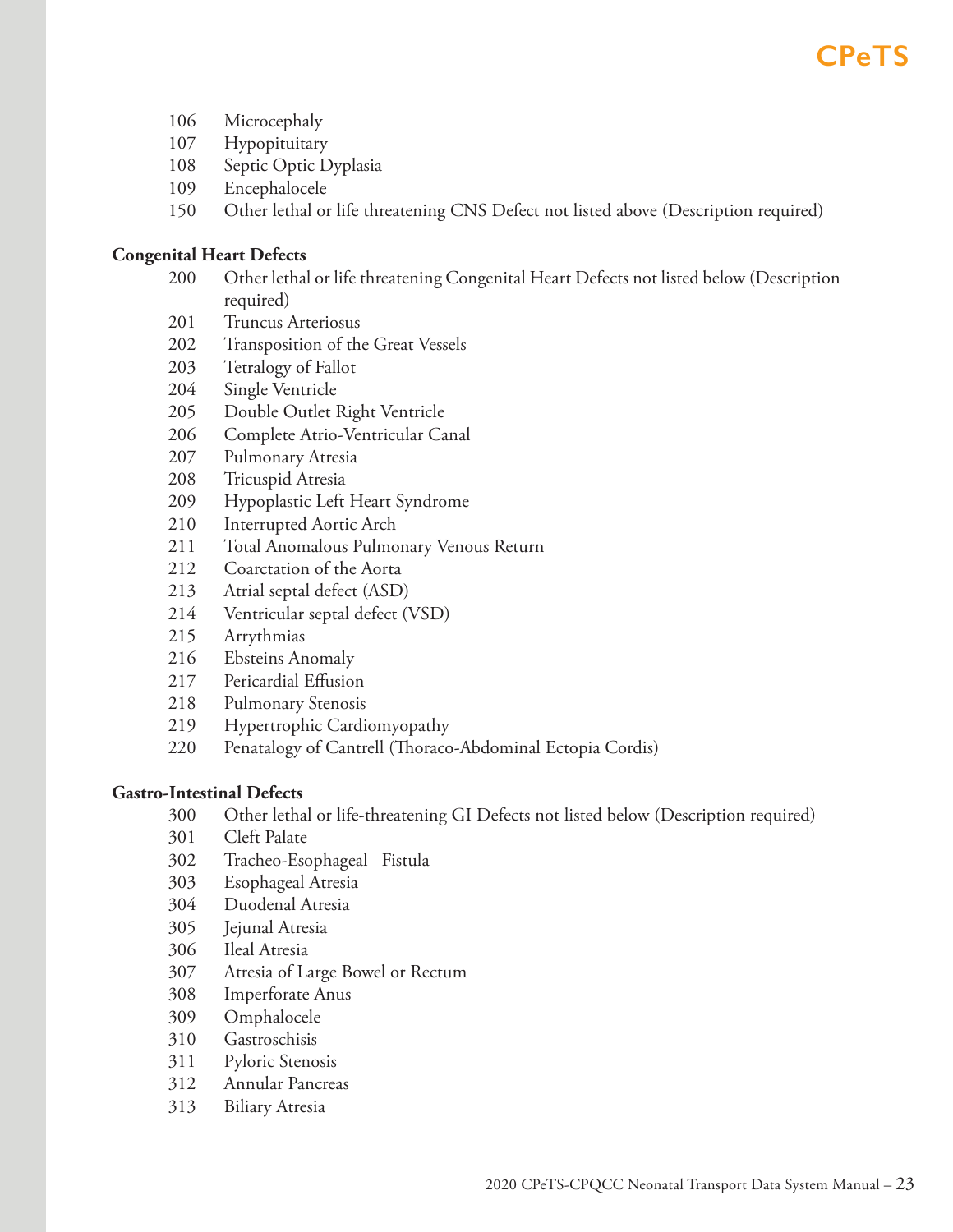106 Microcephaly
107 Hypopituitary
108 Septic Optic Dyplasia
109 Encephalocele
150 Other lethal or life threatening CNS Defect not listed above (Description required)

**Congenital Heart Defects**

200 Other lethal or life threatening Congenital Heart Defects not listed below (Description required)
201 Truncus Arteriosus
202 Transposition of the Great Vessels
203 Tetralogy of Fallot
204 Single Ventricle
205 Double Outlet Right Ventricle
206 Complete Atrio-Ventricular Canal
207 Pulmonary Atresia
208 Tricuspid Atresia
209 Hypoplastic Left Heart Syndrome
210 Interrupted Aortic Arch
211 Total Anomalous Pulmonary Venous Return
212 Coarctation of the Aorta
213 Atrial septal defect (ASD)
214 Ventricular septal defect (VSD)
215 Arrythmias
216 Ebsteins Anomaly
217 Pericardial Effusion
218 Pulmonary Stenosis
219 Hypertrophic Cardiomyopathy
220 Penatalogy of Cantrell (Thoraco-Abdominal Ectopia Cordis)

**Gastro-Intestinal Defects**

300 Other lethal or life-threatening GI Defects not listed below (Description required)
301 Cleft Palate
302 Tracheo-Esophageal Fistula
303 Esophageal Atresia
304 Duodenal Atresia
305 Jejunal Atresia
306 Ileal Atresia
307 Atresia of Large Bowel or Rectum
308 Imperforate Anus
309 Omphalocele
310 Gastroschisis
311 Pyloric Stenosis
312 Annular Pancreas
313 Biliary Atresia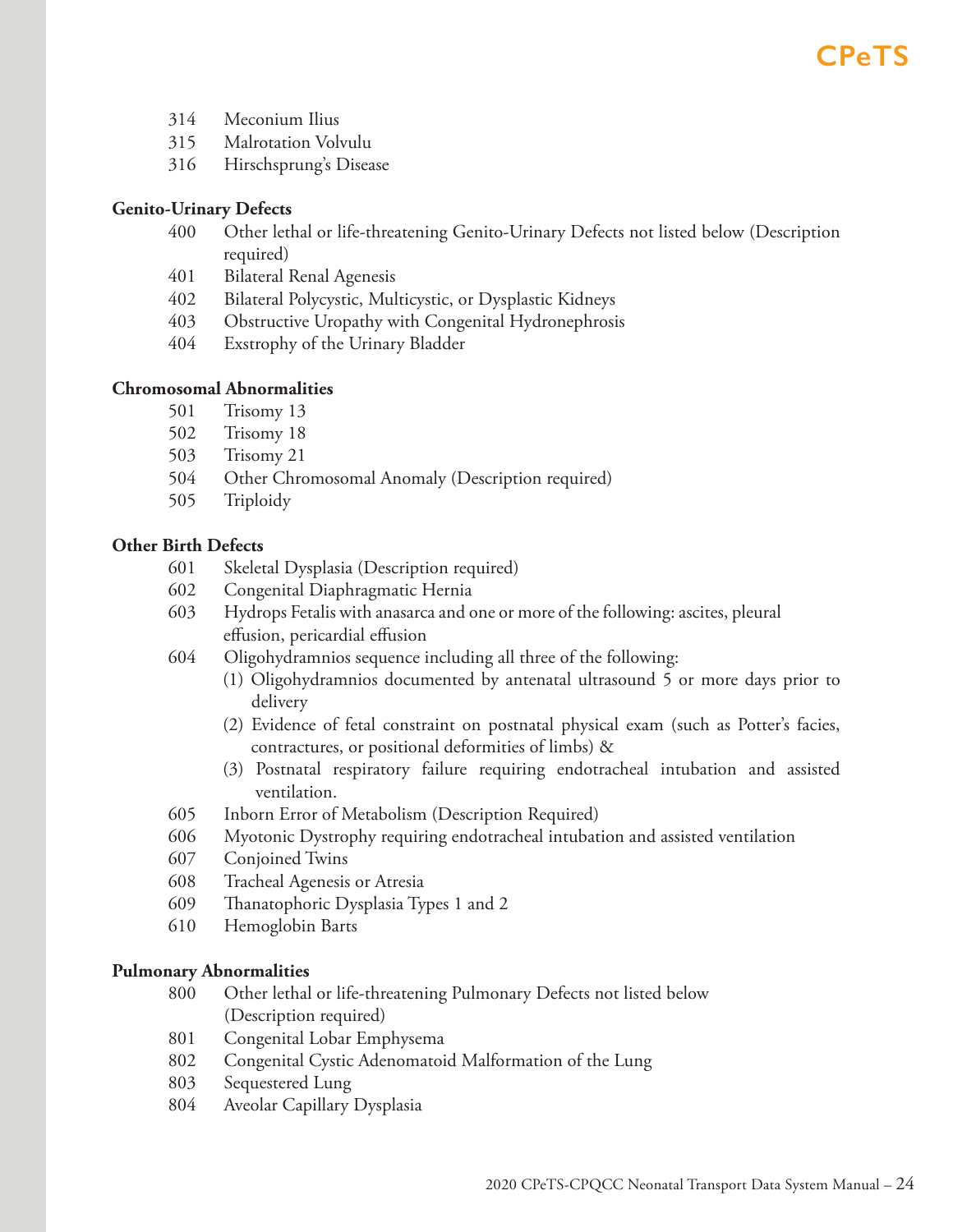- 314 Meconium Ilius
- 315 Malrotation Volvulu
- 316 Hirschsprung's Disease

**Genito-Urinary Defects**

- 400 Other lethal or life-threatening Genito-Urinary Defects not listed below (Description required)
- 401 Bilateral Renal Agenesis
- 402 Bilateral Polycystic, Multicystic, or Dysplastic Kidneys
- 403 Obstructive Uropathy with Congenital Hydronephrosis
- 404 Exstrophy of the Urinary Bladder

**Chromosomal Abnormalities**

- 501 Trisomy 13
- 502 Trisomy 18
- 503 Trisomy 21
- 504 Other Chromosomal Anomaly (Description required)
- 505 Triploidy

**Other Birth Defects**

- 601 Skeletal Dysplasia (Description required)
- 602 Congenital Diaphragmatic Hernia
- 603 Hydrops Fetalis with anasarca and one or more of the following: ascites, pleural effusion, pericardial effusion
- 604 Oligohydramnios sequence including all three of the following:
  - (1) Oligohydramnios documented by antenatal ultrasound 5 or more days prior to delivery
  - (2) Evidence of fetal constraint on postnatal physical exam (such as Potter's facies, contractures, or positional deformities of limbs) &
  - (3) Postnatal respiratory failure requiring endotracheal intubation and assisted ventilation.
- 605 Inborn Error of Metabolism (Description Required)
- 606 Myotonic Dystrophy requiring endotracheal intubation and assisted ventilation
- 607 Conjoined Twins
- 608 Tracheal Agenesis or Atresia
- 609 Thanatophoric Dysplasia Types 1 and 2
- 610 Hemoglobin Barts

**Pulmonary Abnormalities**

- 800 Other lethal or life-threatening Pulmonary Defects not listed below (Description required)
- 801 Congenital Lobar Emphysema
- 802 Congenital Cystic Adenomatoid Malformation of the Lung
- 803 Sequestered Lung
- 804 Aveolar Capillary Dysplasia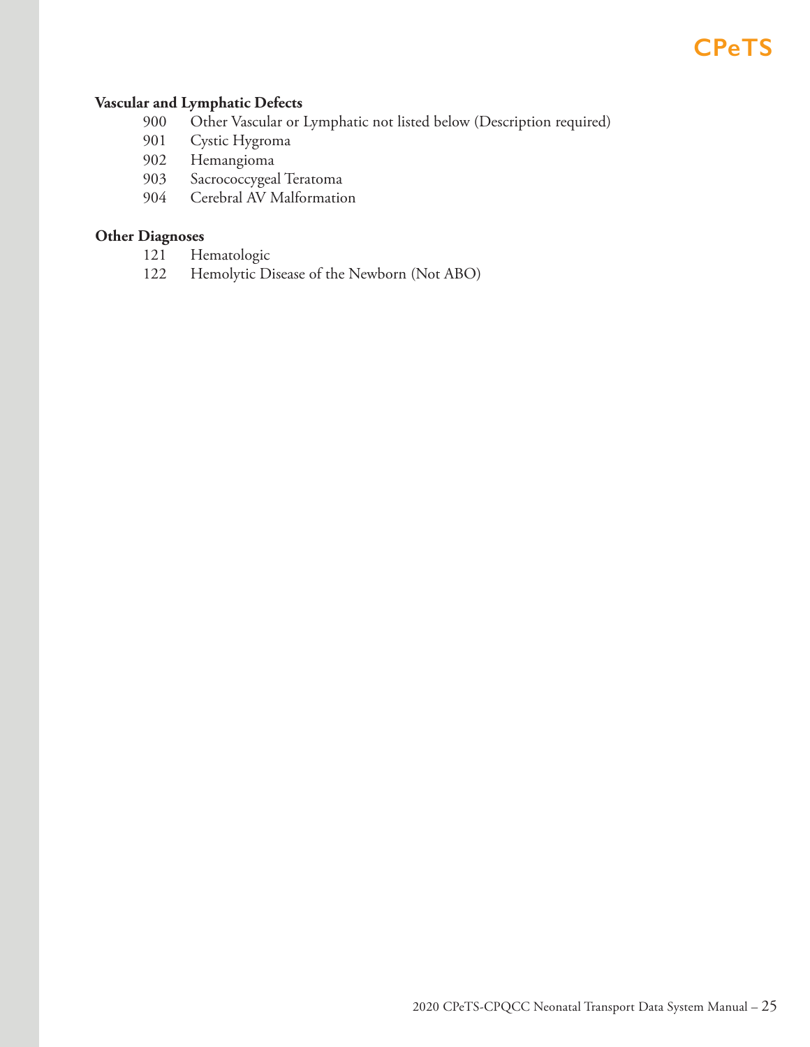**Vascular and Lymphatic Defects**

900 Other Vascular or Lymphatic not listed below (Description required)
901 Cystic Hygroma
902 Hemangioma
903 Sacrococcygeal Teratoma
904 Cerebral AV Malformation

**Other Diagnoses**

121 Hematologic
122 Hemolytic Disease of the Newborn (Not ABO)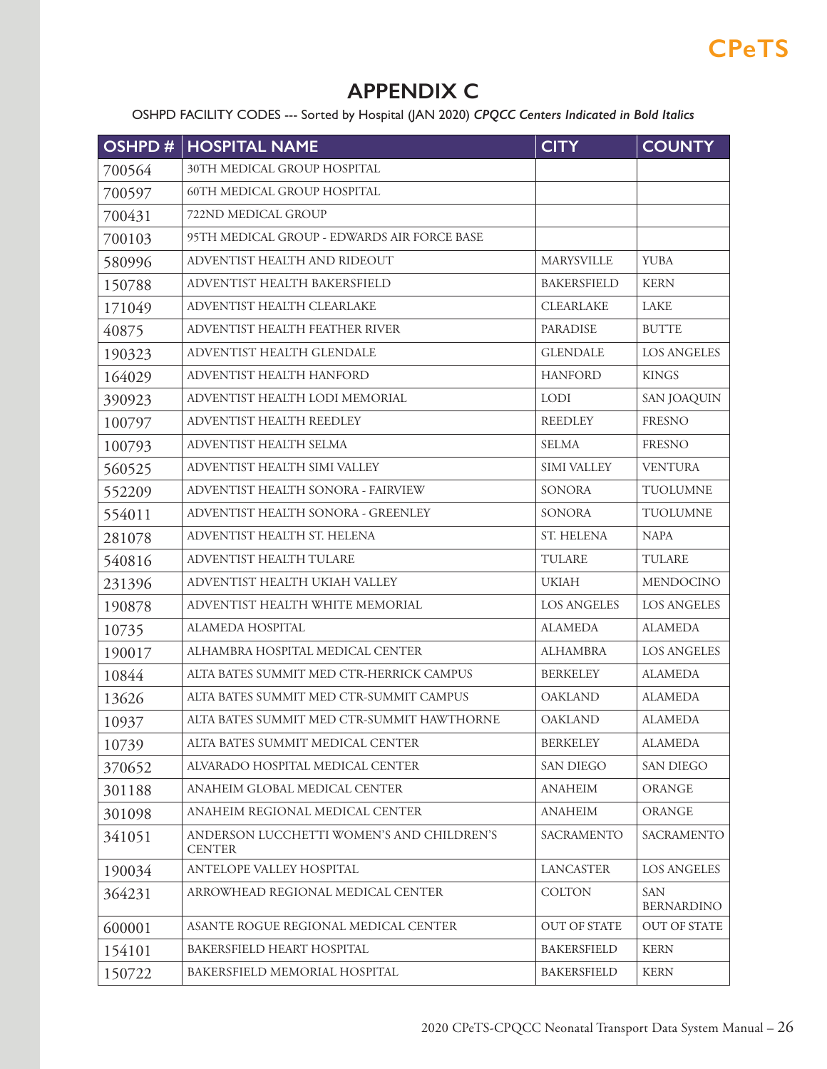# APPENDIX C

OSHPD FACILITY CODES --- Sorted by Hospital (JAN 2020) ***CPQCC Centers Indicated in Bold Italics***

| OSHPD # | HOSPITAL NAME | CITY | COUNTY |
|---|---|---|---|
| 700564 | 30TH MEDICAL GROUP HOSPITAL | | |
| 700597 | 60TH MEDICAL GROUP HOSPITAL | | |
| 700431 | 722ND MEDICAL GROUP | | |
| 700103 | 95TH MEDICAL GROUP - EDWARDS AIR FORCE BASE | | |
| 580996 | ADVENTIST HEALTH AND RIDEOUT | MARYSVILLE | YUBA |
| 150788 | ADVENTIST HEALTH BAKERSFIELD | BAKERSFIELD | KERN |
| 171049 | ADVENTIST HEALTH CLEARLAKE | CLEARLAKE | LAKE |
| 40875 | ADVENTIST HEALTH FEATHER RIVER | PARADISE | BUTTE |
| 190323 | ADVENTIST HEALTH GLENDALE | GLENDALE | LOS ANGELES |
| 164029 | ADVENTIST HEALTH HANFORD | HANFORD | KINGS |
| 390923 | ADVENTIST HEALTH LODI MEMORIAL | LODI | SAN JOAQUIN |
| 100797 | ADVENTIST HEALTH REEDLEY | REEDLEY | FRESNO |
| 100793 | ADVENTIST HEALTH SELMA | SELMA | FRESNO |
| 560525 | ADVENTIST HEALTH SIMI VALLEY | SIMI VALLEY | VENTURA |
| 552209 | ADVENTIST HEALTH SONORA - FAIRVIEW | SONORA | TUOLUMNE |
| 554011 | ADVENTIST HEALTH SONORA - GREENLEY | SONORA | TUOLUMNE |
| 281078 | ADVENTIST HEALTH ST. HELENA | ST. HELENA | NAPA |
| 540816 | ADVENTIST HEALTH TULARE | TULARE | TULARE |
| 231396 | ADVENTIST HEALTH UKIAH VALLEY | UKIAH | MENDOCINO |
| 190878 | ADVENTIST HEALTH WHITE MEMORIAL | LOS ANGELES | LOS ANGELES |
| 10735 | ALAMEDA HOSPITAL | ALAMEDA | ALAMEDA |
| 190017 | ALHAMBRA HOSPITAL MEDICAL CENTER | ALHAMBRA | LOS ANGELES |
| 10844 | ALTA BATES SUMMIT MED CTR-HERRICK CAMPUS | BERKELEY | ALAMEDA |
| 13626 | ALTA BATES SUMMIT MED CTR-SUMMIT CAMPUS | OAKLAND | ALAMEDA |
| 10937 | ALTA BATES SUMMIT MED CTR-SUMMIT HAWTHORNE | OAKLAND | ALAMEDA |
| 10739 | ALTA BATES SUMMIT MEDICAL CENTER | BERKELEY | ALAMEDA |
| 370652 | ALVARADO HOSPITAL MEDICAL CENTER | SAN DIEGO | SAN DIEGO |
| 301188 | ANAHEIM GLOBAL MEDICAL CENTER | ANAHEIM | ORANGE |
| 301098 | ANAHEIM REGIONAL MEDICAL CENTER | ANAHEIM | ORANGE |
| 341051 | ANDERSON LUCCHETTI WOMEN'S AND CHILDREN'S CENTER | SACRAMENTO | SACRAMENTO |
| 190034 | ANTELOPE VALLEY HOSPITAL | LANCASTER | LOS ANGELES |
| 364231 | ARROWHEAD REGIONAL MEDICAL CENTER | COLTON | SAN BERNARDINO |
| 600001 | ASANTE ROGUE REGIONAL MEDICAL CENTER | OUT OF STATE | OUT OF STATE |
| 154101 | BAKERSFIELD HEART HOSPITAL | BAKERSFIELD | KERN |
| 150722 | BAKERSFIELD MEMORIAL HOSPITAL | BAKERSFIELD | KERN |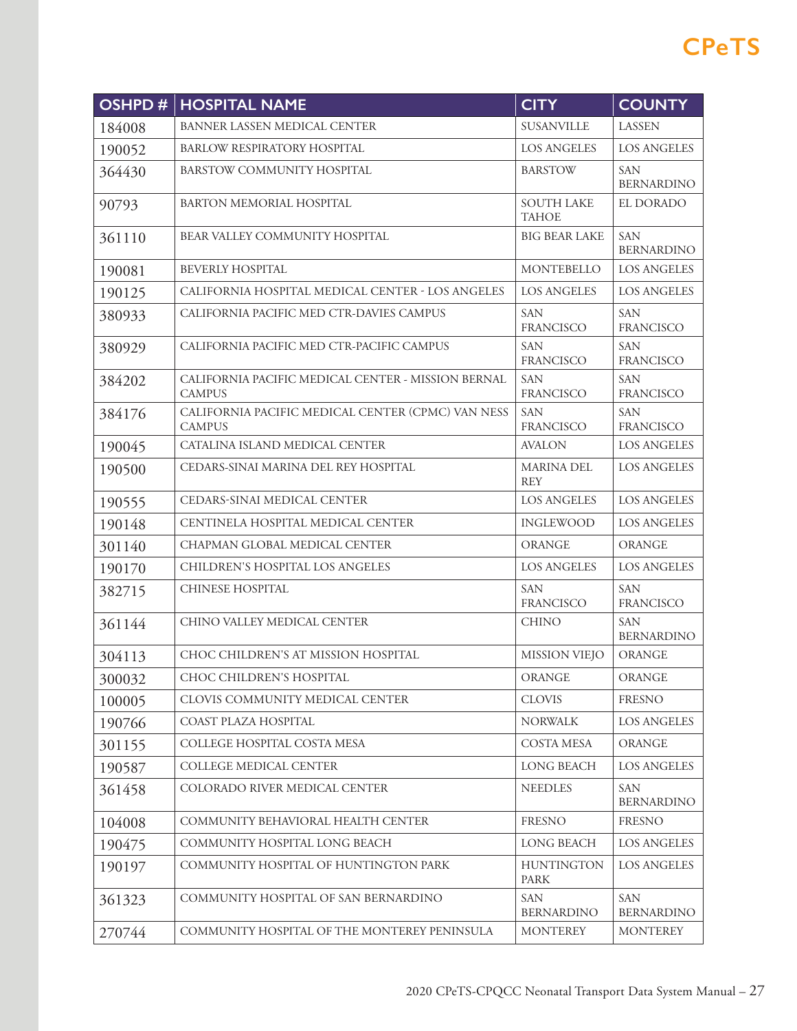| OSHPD # | HOSPITAL NAME | CITY | COUNTY |
|---|---|---|---|
| 184008 | BANNER LASSEN MEDICAL CENTER | SUSANVILLE | LASSEN |
| 190052 | BARLOW RESPIRATORY HOSPITAL | LOS ANGELES | LOS ANGELES |
| 364430 | BARSTOW COMMUNITY HOSPITAL | BARSTOW | SAN BERNARDINO |
| 90793 | BARTON MEMORIAL HOSPITAL | SOUTH LAKE TAHOE | EL DORADO |
| 361110 | BEAR VALLEY COMMUNITY HOSPITAL | BIG BEAR LAKE | SAN BERNARDINO |
| 190081 | BEVERLY HOSPITAL | MONTEBELLO | LOS ANGELES |
| 190125 | CALIFORNIA HOSPITAL MEDICAL CENTER - LOS ANGELES | LOS ANGELES | LOS ANGELES |
| 380933 | CALIFORNIA PACIFIC MED CTR-DAVIES CAMPUS | SAN FRANCISCO | SAN FRANCISCO |
| 380929 | CALIFORNIA PACIFIC MED CTR-PACIFIC CAMPUS | SAN FRANCISCO | SAN FRANCISCO |
| 384202 | CALIFORNIA PACIFIC MEDICAL CENTER - MISSION BERNAL CAMPUS | SAN FRANCISCO | SAN FRANCISCO |
| 384176 | CALIFORNIA PACIFIC MEDICAL CENTER (CPMC) VAN NESS CAMPUS | SAN FRANCISCO | SAN FRANCISCO |
| 190045 | CATALINA ISLAND MEDICAL CENTER | AVALON | LOS ANGELES |
| 190500 | CEDARS-SINAI MARINA DEL REY HOSPITAL | MARINA DEL REY | LOS ANGELES |
| 190555 | CEDARS-SINAI MEDICAL CENTER | LOS ANGELES | LOS ANGELES |
| 190148 | CENTINELA HOSPITAL MEDICAL CENTER | INGLEWOOD | LOS ANGELES |
| 301140 | CHAPMAN GLOBAL MEDICAL CENTER | ORANGE | ORANGE |
| 190170 | CHILDREN'S HOSPITAL LOS ANGELES | LOS ANGELES | LOS ANGELES |
| 382715 | CHINESE HOSPITAL | SAN FRANCISCO | SAN FRANCISCO |
| 361144 | CHINO VALLEY MEDICAL CENTER | CHINO | SAN BERNARDINO |
| 304113 | CHOC CHILDREN'S AT MISSION HOSPITAL | MISSION VIEJO | ORANGE |
| 300032 | CHOC CHILDREN'S HOSPITAL | ORANGE | ORANGE |
| 100005 | CLOVIS COMMUNITY MEDICAL CENTER | CLOVIS | FRESNO |
| 190766 | COAST PLAZA HOSPITAL | NORWALK | LOS ANGELES |
| 301155 | COLLEGE HOSPITAL COSTA MESA | COSTA MESA | ORANGE |
| 190587 | COLLEGE MEDICAL CENTER | LONG BEACH | LOS ANGELES |
| 361458 | COLORADO RIVER MEDICAL CENTER | NEEDLES | SAN BERNARDINO |
| 104008 | COMMUNITY BEHAVIORAL HEALTH CENTER | FRESNO | FRESNO |
| 190475 | COMMUNITY HOSPITAL LONG BEACH | LONG BEACH | LOS ANGELES |
| 190197 | COMMUNITY HOSPITAL OF HUNTINGTON PARK | HUNTINGTON PARK | LOS ANGELES |
| 361323 | COMMUNITY HOSPITAL OF SAN BERNARDINO | SAN BERNARDINO | SAN BERNARDINO |
| 270744 | COMMUNITY HOSPITAL OF THE MONTEREY PENINSULA | MONTEREY | MONTEREY |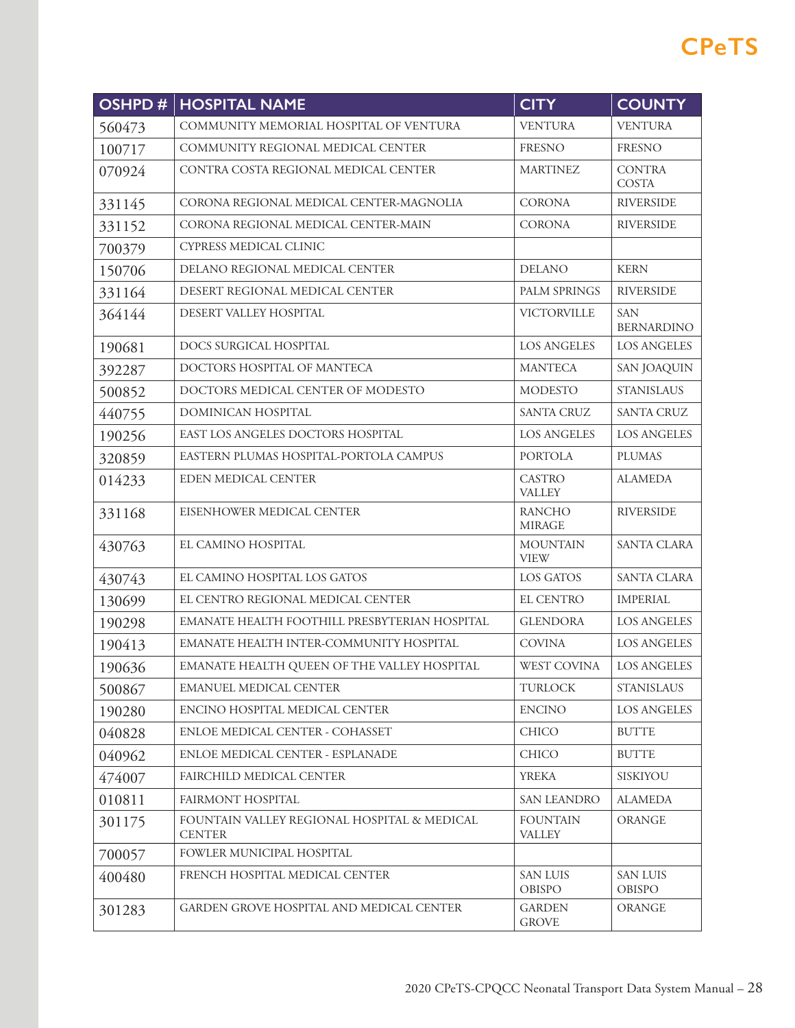| OSHPD # | HOSPITAL NAME | CITY | COUNTY |
|---|---|---|---|
| 560473 | COMMUNITY MEMORIAL HOSPITAL OF VENTURA | VENTURA | VENTURA |
| 100717 | COMMUNITY REGIONAL MEDICAL CENTER | FRESNO | FRESNO |
| 070924 | CONTRA COSTA REGIONAL MEDICAL CENTER | MARTINEZ | CONTRA COSTA |
| 331145 | CORONA REGIONAL MEDICAL CENTER-MAGNOLIA | CORONA | RIVERSIDE |
| 331152 | CORONA REGIONAL MEDICAL CENTER-MAIN | CORONA | RIVERSIDE |
| 700379 | CYPRESS MEDICAL CLINIC | | |
| 150706 | DELANO REGIONAL MEDICAL CENTER | DELANO | KERN |
| 331164 | DESERT REGIONAL MEDICAL CENTER | PALM SPRINGS | RIVERSIDE |
| 364144 | DESERT VALLEY HOSPITAL | VICTORVILLE | SAN BERNARDINO |
| 190681 | DOCS SURGICAL HOSPITAL | LOS ANGELES | LOS ANGELES |
| 392287 | DOCTORS HOSPITAL OF MANTECA | MANTECA | SAN JOAQUIN |
| 500852 | DOCTORS MEDICAL CENTER OF MODESTO | MODESTO | STANISLAUS |
| 440755 | DOMINICAN HOSPITAL | SANTA CRUZ | SANTA CRUZ |
| 190256 | EAST LOS ANGELES DOCTORS HOSPITAL | LOS ANGELES | LOS ANGELES |
| 320859 | EASTERN PLUMAS HOSPITAL-PORTOLA CAMPUS | PORTOLA | PLUMAS |
| 014233 | EDEN MEDICAL CENTER | CASTRO VALLEY | ALAMEDA |
| 331168 | EISENHOWER MEDICAL CENTER | RANCHO MIRAGE | RIVERSIDE |
| 430763 | EL CAMINO HOSPITAL | MOUNTAIN VIEW | SANTA CLARA |
| 430743 | EL CAMINO HOSPITAL LOS GATOS | LOS GATOS | SANTA CLARA |
| 130699 | EL CENTRO REGIONAL MEDICAL CENTER | EL CENTRO | IMPERIAL |
| 190298 | EMANATE HEALTH FOOTHILL PRESBYTERIAN HOSPITAL | GLENDORA | LOS ANGELES |
| 190413 | EMANATE HEALTH INTER-COMMUNITY HOSPITAL | COVINA | LOS ANGELES |
| 190636 | EMANATE HEALTH QUEEN OF THE VALLEY HOSPITAL | WEST COVINA | LOS ANGELES |
| 500867 | EMANUEL MEDICAL CENTER | TURLOCK | STANISLAUS |
| 190280 | ENCINO HOSPITAL MEDICAL CENTER | ENCINO | LOS ANGELES |
| 040828 | ENLOE MEDICAL CENTER - COHASSET | CHICO | BUTTE |
| 040962 | ENLOE MEDICAL CENTER - ESPLANADE | CHICO | BUTTE |
| 474007 | FAIRCHILD MEDICAL CENTER | YREKA | SISKIYOU |
| 010811 | FAIRMONT HOSPITAL | SAN LEANDRO | ALAMEDA |
| 301175 | FOUNTAIN VALLEY REGIONAL HOSPITAL & MEDICAL CENTER | FOUNTAIN VALLEY | ORANGE |
| 700057 | FOWLER MUNICIPAL HOSPITAL | | |
| 400480 | FRENCH HOSPITAL MEDICAL CENTER | SAN LUIS OBISPO | SAN LUIS OBISPO |
| 301283 | GARDEN GROVE HOSPITAL AND MEDICAL CENTER | GARDEN GROVE | ORANGE |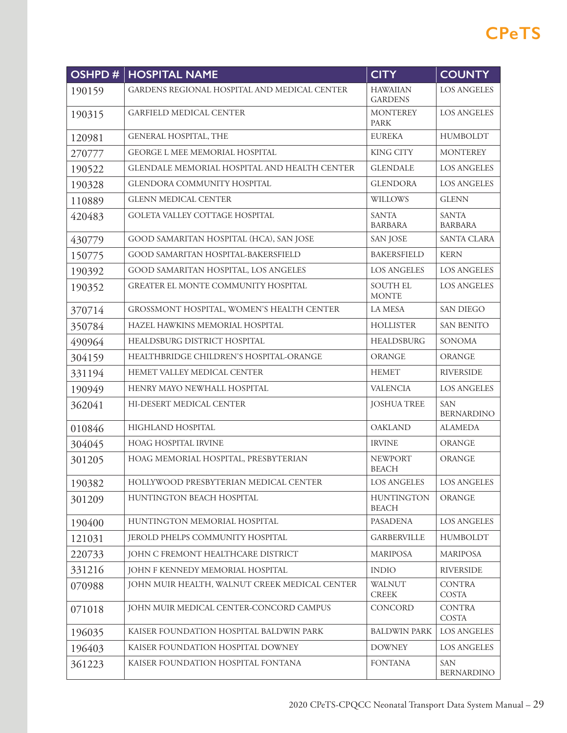| OSHPD # | HOSPITAL NAME | CITY | COUNTY |
|---|---|---|---|
| 190159 | GARDENS REGIONAL HOSPITAL AND MEDICAL CENTER | HAWAIIAN GARDENS | LOS ANGELES |
| 190315 | GARFIELD MEDICAL CENTER | MONTEREY PARK | LOS ANGELES |
| 120981 | GENERAL HOSPITAL, THE | EUREKA | HUMBOLDT |
| 270777 | GEORGE L MEE MEMORIAL HOSPITAL | KING CITY | MONTEREY |
| 190522 | GLENDALE MEMORIAL HOSPITAL AND HEALTH CENTER | GLENDALE | LOS ANGELES |
| 190328 | GLENDORA COMMUNITY HOSPITAL | GLENDORA | LOS ANGELES |
| 110889 | GLENN MEDICAL CENTER | WILLOWS | GLENN |
| 420483 | GOLETA VALLEY COTTAGE HOSPITAL | SANTA BARBARA | SANTA BARBARA |
| 430779 | GOOD SAMARITAN HOSPITAL (HCA), SAN JOSE | SAN JOSE | SANTA CLARA |
| 150775 | GOOD SAMARITAN HOSPITAL-BAKERSFIELD | BAKERSFIELD | KERN |
| 190392 | GOOD SAMARITAN HOSPITAL, LOS ANGELES | LOS ANGELES | LOS ANGELES |
| 190352 | GREATER EL MONTE COMMUNITY HOSPITAL | SOUTH EL MONTE | LOS ANGELES |
| 370714 | GROSSMONT HOSPITAL, WOMEN'S HEALTH CENTER | LA MESA | SAN DIEGO |
| 350784 | HAZEL HAWKINS MEMORIAL HOSPITAL | HOLLISTER | SAN BENITO |
| 490964 | HEALDSBURG DISTRICT HOSPITAL | HEALDSBURG | SONOMA |
| 304159 | HEALTHBRIDGE CHILDREN'S HOSPITAL-ORANGE | ORANGE | ORANGE |
| 331194 | HEMET VALLEY MEDICAL CENTER | HEMET | RIVERSIDE |
| 190949 | HENRY MAYO NEWHALL HOSPITAL | VALENCIA | LOS ANGELES |
| 362041 | HI-DESERT MEDICAL CENTER | JOSHUA TREE | SAN BERNARDINO |
| 010846 | HIGHLAND HOSPITAL | OAKLAND | ALAMEDA |
| 304045 | HOAG HOSPITAL IRVINE | IRVINE | ORANGE |
| 301205 | HOAG MEMORIAL HOSPITAL, PRESBYTERIAN | NEWPORT BEACH | ORANGE |
| 190382 | HOLLYWOOD PRESBYTERIAN MEDICAL CENTER | LOS ANGELES | LOS ANGELES |
| 301209 | HUNTINGTON BEACH HOSPITAL | HUNTINGTON BEACH | ORANGE |
| 190400 | HUNTINGTON MEMORIAL HOSPITAL | PASADENA | LOS ANGELES |
| 121031 | JEROLD PHELPS COMMUNITY HOSPITAL | GARBERVILLE | HUMBOLDT |
| 220733 | JOHN C FREMONT HEALTHCARE DISTRICT | MARIPOSA | MARIPOSA |
| 331216 | JOHN F KENNEDY MEMORIAL HOSPITAL | INDIO | RIVERSIDE |
| 070988 | JOHN MUIR HEALTH, WALNUT CREEK MEDICAL CENTER | WALNUT CREEK | CONTRA COSTA |
| 071018 | JOHN MUIR MEDICAL CENTER-CONCORD CAMPUS | CONCORD | CONTRA COSTA |
| 196035 | KAISER FOUNDATION HOSPITAL BALDWIN PARK | BALDWIN PARK | LOS ANGELES |
| 196403 | KAISER FOUNDATION HOSPITAL DOWNEY | DOWNEY | LOS ANGELES |
| 361223 | KAISER FOUNDATION HOSPITAL FONTANA | FONTANA | SAN BERNARDINO |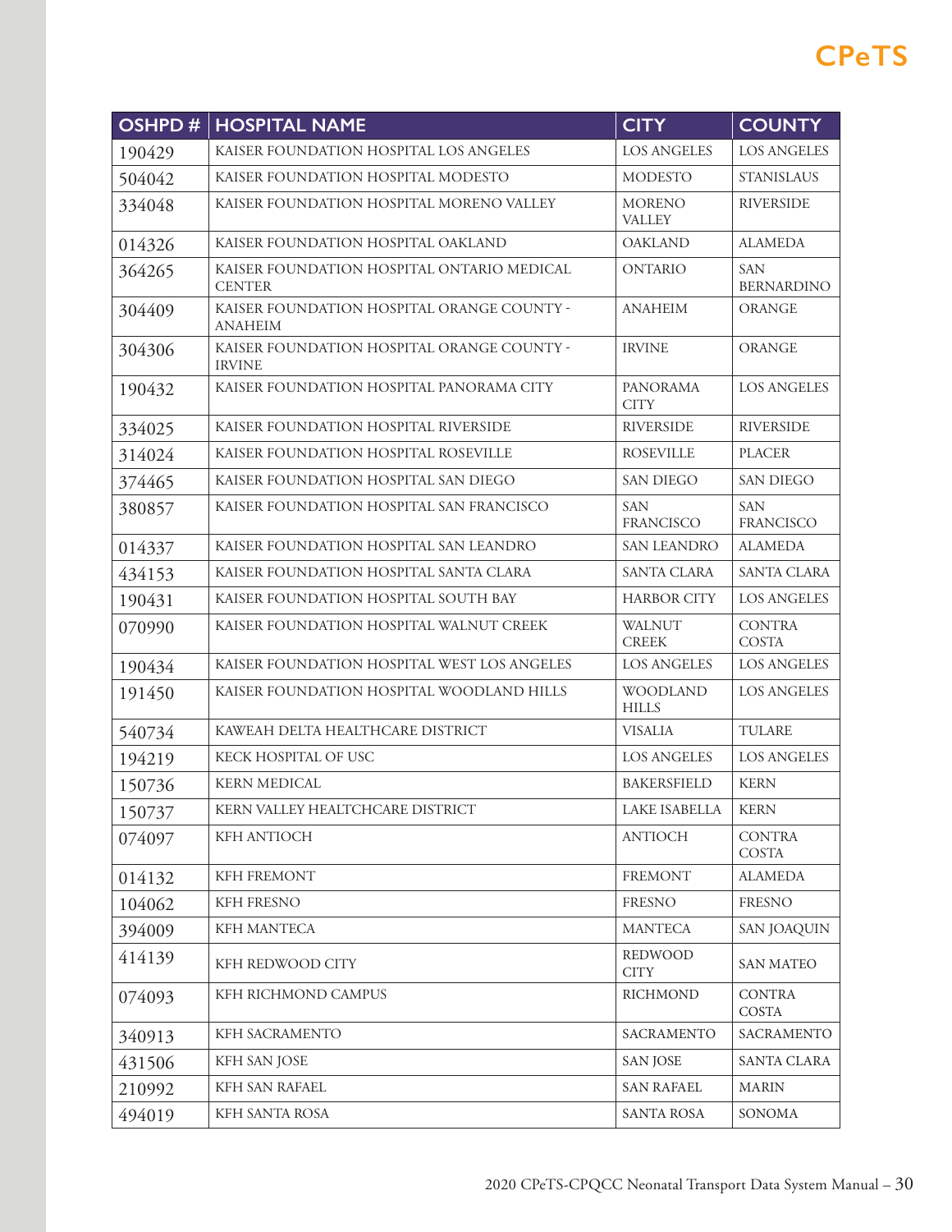| OSHPD # | HOSPITAL NAME | CITY | COUNTY |
|---|---|---|---|
| 190429 | KAISER FOUNDATION HOSPITAL LOS ANGELES | LOS ANGELES | LOS ANGELES |
| 504042 | KAISER FOUNDATION HOSPITAL MODESTO | MODESTO | STANISLAUS |
| 334048 | KAISER FOUNDATION HOSPITAL MORENO VALLEY | MORENO VALLEY | RIVERSIDE |
| 014326 | KAISER FOUNDATION HOSPITAL OAKLAND | OAKLAND | ALAMEDA |
| 364265 | KAISER FOUNDATION HOSPITAL ONTARIO MEDICAL CENTER | ONTARIO | SAN BERNARDINO |
| 304409 | KAISER FOUNDATION HOSPITAL ORANGE COUNTY - ANAHEIM | ANAHEIM | ORANGE |
| 304306 | KAISER FOUNDATION HOSPITAL ORANGE COUNTY - IRVINE | IRVINE | ORANGE |
| 190432 | KAISER FOUNDATION HOSPITAL PANORAMA CITY | PANORAMA CITY | LOS ANGELES |
| 334025 | KAISER FOUNDATION HOSPITAL RIVERSIDE | RIVERSIDE | RIVERSIDE |
| 314024 | KAISER FOUNDATION HOSPITAL ROSEVILLE | ROSEVILLE | PLACER |
| 374465 | KAISER FOUNDATION HOSPITAL SAN DIEGO | SAN DIEGO | SAN DIEGO |
| 380857 | KAISER FOUNDATION HOSPITAL SAN FRANCISCO | SAN FRANCISCO | SAN FRANCISCO |
| 014337 | KAISER FOUNDATION HOSPITAL SAN LEANDRO | SAN LEANDRO | ALAMEDA |
| 434153 | KAISER FOUNDATION HOSPITAL SANTA CLARA | SANTA CLARA | SANTA CLARA |
| 190431 | KAISER FOUNDATION HOSPITAL SOUTH BAY | HARBOR CITY | LOS ANGELES |
| 070990 | KAISER FOUNDATION HOSPITAL WALNUT CREEK | WALNUT CREEK | CONTRA COSTA |
| 190434 | KAISER FOUNDATION HOSPITAL WEST LOS ANGELES | LOS ANGELES | LOS ANGELES |
| 191450 | KAISER FOUNDATION HOSPITAL WOODLAND HILLS | WOODLAND HILLS | LOS ANGELES |
| 540734 | KAWEAH DELTA HEALTHCARE DISTRICT | VISALIA | TULARE |
| 194219 | KECK HOSPITAL OF USC | LOS ANGELES | LOS ANGELES |
| 150736 | KERN MEDICAL | BAKERSFIELD | KERN |
| 150737 | KERN VALLEY HEALTCHCARE DISTRICT | LAKE ISABELLA | KERN |
| 074097 | KFH ANTIOCH | ANTIOCH | CONTRA COSTA |
| 014132 | KFH FREMONT | FREMONT | ALAMEDA |
| 104062 | KFH FRESNO | FRESNO | FRESNO |
| 394009 | KFH MANTECA | MANTECA | SAN JOAQUIN |
| 414139 | KFH REDWOOD CITY | REDWOOD CITY | SAN MATEO |
| 074093 | KFH RICHMOND CAMPUS | RICHMOND | CONTRA COSTA |
| 340913 | KFH SACRAMENTO | SACRAMENTO | SACRAMENTO |
| 431506 | KFH SAN JOSE | SAN JOSE | SANTA CLARA |
| 210992 | KFH SAN RAFAEL | SAN RAFAEL | MARIN |
| 494019 | KFH SANTA ROSA | SANTA ROSA | SONOMA |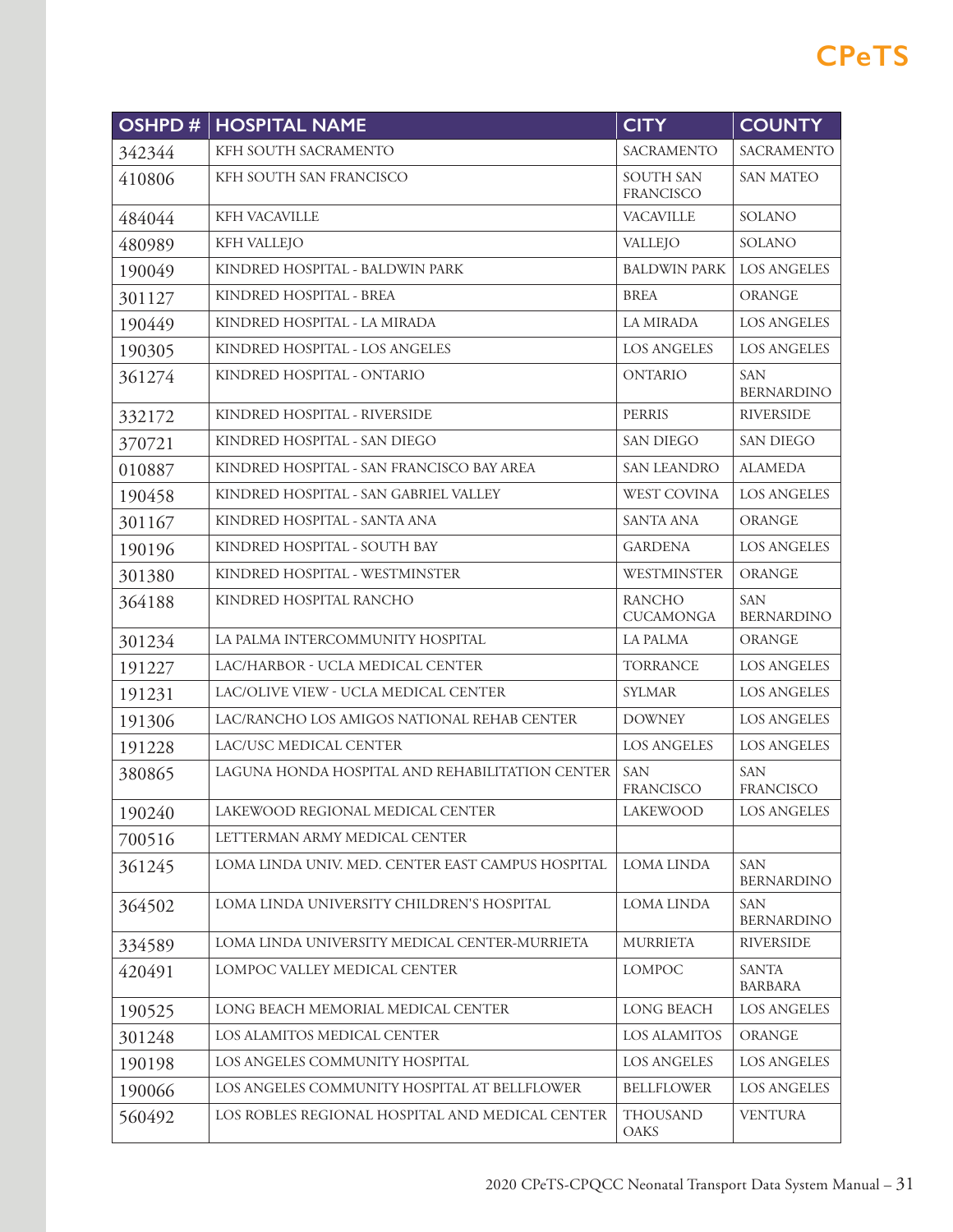| OSHPD # | HOSPITAL NAME | CITY | COUNTY |
|---|---|---|---|
| 342344 | KFH SOUTH SACRAMENTO | SACRAMENTO | SACRAMENTO |
| 410806 | KFH SOUTH SAN FRANCISCO | SOUTH SAN FRANCISCO | SAN MATEO |
| 484044 | KFH VACAVILLE | VACAVILLE | SOLANO |
| 480989 | KFH VALLEJO | VALLEJO | SOLANO |
| 190049 | KINDRED HOSPITAL - BALDWIN PARK | BALDWIN PARK | LOS ANGELES |
| 301127 | KINDRED HOSPITAL - BREA | BREA | ORANGE |
| 190449 | KINDRED HOSPITAL - LA MIRADA | LA MIRADA | LOS ANGELES |
| 190305 | KINDRED HOSPITAL - LOS ANGELES | LOS ANGELES | LOS ANGELES |
| 361274 | KINDRED HOSPITAL - ONTARIO | ONTARIO | SAN BERNARDINO |
| 332172 | KINDRED HOSPITAL - RIVERSIDE | PERRIS | RIVERSIDE |
| 370721 | KINDRED HOSPITAL - SAN DIEGO | SAN DIEGO | SAN DIEGO |
| 010887 | KINDRED HOSPITAL - SAN FRANCISCO BAY AREA | SAN LEANDRO | ALAMEDA |
| 190458 | KINDRED HOSPITAL - SAN GABRIEL VALLEY | WEST COVINA | LOS ANGELES |
| 301167 | KINDRED HOSPITAL - SANTA ANA | SANTA ANA | ORANGE |
| 190196 | KINDRED HOSPITAL - SOUTH BAY | GARDENA | LOS ANGELES |
| 301380 | KINDRED HOSPITAL - WESTMINSTER | WESTMINSTER | ORANGE |
| 364188 | KINDRED HOSPITAL RANCHO | RANCHO CUCAMONGA | SAN BERNARDINO |
| 301234 | LA PALMA INTERCOMMUNITY HOSPITAL | LA PALMA | ORANGE |
| 191227 | LAC/HARBOR - UCLA MEDICAL CENTER | TORRANCE | LOS ANGELES |
| 191231 | LAC/OLIVE VIEW - UCLA MEDICAL CENTER | SYLMAR | LOS ANGELES |
| 191306 | LAC/RANCHO LOS AMIGOS NATIONAL REHAB CENTER | DOWNEY | LOS ANGELES |
| 191228 | LAC/USC MEDICAL CENTER | LOS ANGELES | LOS ANGELES |
| 380865 | LAGUNA HONDA HOSPITAL AND REHABILITATION CENTER | SAN FRANCISCO | SAN FRANCISCO |
| 190240 | LAKEWOOD REGIONAL MEDICAL CENTER | LAKEWOOD | LOS ANGELES |
| 700516 | LETTERMAN ARMY MEDICAL CENTER | | |
| 361245 | LOMA LINDA UNIV. MED. CENTER EAST CAMPUS HOSPITAL | LOMA LINDA | SAN BERNARDINO |
| 364502 | LOMA LINDA UNIVERSITY CHILDREN'S HOSPITAL | LOMA LINDA | SAN BERNARDINO |
| 334589 | LOMA LINDA UNIVERSITY MEDICAL CENTER-MURRIETA | MURRIETA | RIVERSIDE |
| 420491 | LOMPOC VALLEY MEDICAL CENTER | LOMPOC | SANTA BARBARA |
| 190525 | LONG BEACH MEMORIAL MEDICAL CENTER | LONG BEACH | LOS ANGELES |
| 301248 | LOS ALAMITOS MEDICAL CENTER | LOS ALAMITOS | ORANGE |
| 190198 | LOS ANGELES COMMUNITY HOSPITAL | LOS ANGELES | LOS ANGELES |
| 190066 | LOS ANGELES COMMUNITY HOSPITAL AT BELLFLOWER | BELLFLOWER | LOS ANGELES |
| 560492 | LOS ROBLES REGIONAL HOSPITAL AND MEDICAL CENTER | THOUSAND OAKS | VENTURA |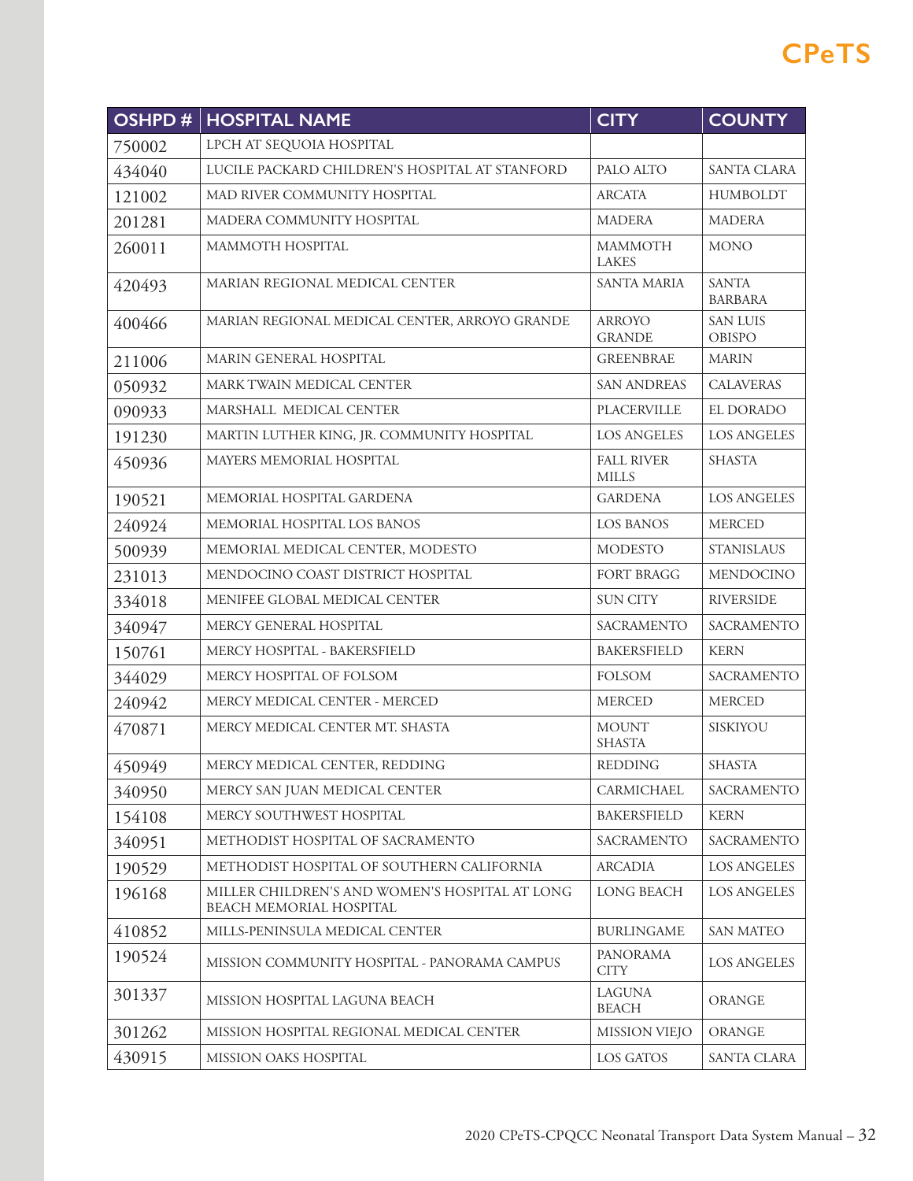| OSHPD # | HOSPITAL NAME | CITY | COUNTY |
|---|---|---|---|
| 750002 | LPCH AT SEQUOIA HOSPITAL | | |
| 434040 | LUCILE PACKARD CHILDREN'S HOSPITAL AT STANFORD | PALO ALTO | SANTA CLARA |
| 121002 | MAD RIVER COMMUNITY HOSPITAL | ARCATA | HUMBOLDT |
| 201281 | MADERA COMMUNITY HOSPITAL | MADERA | MADERA |
| 260011 | MAMMOTH HOSPITAL | MAMMOTH LAKES | MONO |
| 420493 | MARIAN REGIONAL MEDICAL CENTER | SANTA MARIA | SANTA BARBARA |
| 400466 | MARIAN REGIONAL MEDICAL CENTER, ARROYO GRANDE | ARROYO GRANDE | SAN LUIS OBISPO |
| 211006 | MARIN GENERAL HOSPITAL | GREENBRAE | MARIN |
| 050932 | MARK TWAIN MEDICAL CENTER | SAN ANDREAS | CALAVERAS |
| 090933 | MARSHALL MEDICAL CENTER | PLACERVILLE | EL DORADO |
| 191230 | MARTIN LUTHER KING, JR. COMMUNITY HOSPITAL | LOS ANGELES | LOS ANGELES |
| 450936 | MAYERS MEMORIAL HOSPITAL | FALL RIVER MILLS | SHASTA |
| 190521 | MEMORIAL HOSPITAL GARDENA | GARDENA | LOS ANGELES |
| 240924 | MEMORIAL HOSPITAL LOS BANOS | LOS BANOS | MERCED |
| 500939 | MEMORIAL MEDICAL CENTER, MODESTO | MODESTO | STANISLAUS |
| 231013 | MENDOCINO COAST DISTRICT HOSPITAL | FORT BRAGG | MENDOCINO |
| 334018 | MENIFEE GLOBAL MEDICAL CENTER | SUN CITY | RIVERSIDE |
| 340947 | MERCY GENERAL HOSPITAL | SACRAMENTO | SACRAMENTO |
| 150761 | MERCY HOSPITAL - BAKERSFIELD | BAKERSFIELD | KERN |
| 344029 | MERCY HOSPITAL OF FOLSOM | FOLSOM | SACRAMENTO |
| 240942 | MERCY MEDICAL CENTER - MERCED | MERCED | MERCED |
| 470871 | MERCY MEDICAL CENTER MT. SHASTA | MOUNT SHASTA | SISKIYOU |
| 450949 | MERCY MEDICAL CENTER, REDDING | REDDING | SHASTA |
| 340950 | MERCY SAN JUAN MEDICAL CENTER | CARMICHAEL | SACRAMENTO |
| 154108 | MERCY SOUTHWEST HOSPITAL | BAKERSFIELD | KERN |
| 340951 | METHODIST HOSPITAL OF SACRAMENTO | SACRAMENTO | SACRAMENTO |
| 190529 | METHODIST HOSPITAL OF SOUTHERN CALIFORNIA | ARCADIA | LOS ANGELES |
| 196168 | MILLER CHILDREN'S AND WOMEN'S HOSPITAL AT LONG BEACH MEMORIAL HOSPITAL | LONG BEACH | LOS ANGELES |
| 410852 | MILLS-PENINSULA MEDICAL CENTER | BURLINGAME | SAN MATEO |
| 190524 | MISSION COMMUNITY HOSPITAL - PANORAMA CAMPUS | PANORAMA CITY | LOS ANGELES |
| 301337 | MISSION HOSPITAL LAGUNA BEACH | LAGUNA BEACH | ORANGE |
| 301262 | MISSION HOSPITAL REGIONAL MEDICAL CENTER | MISSION VIEJO | ORANGE |
| 430915 | MISSION OAKS HOSPITAL | LOS GATOS | SANTA CLARA |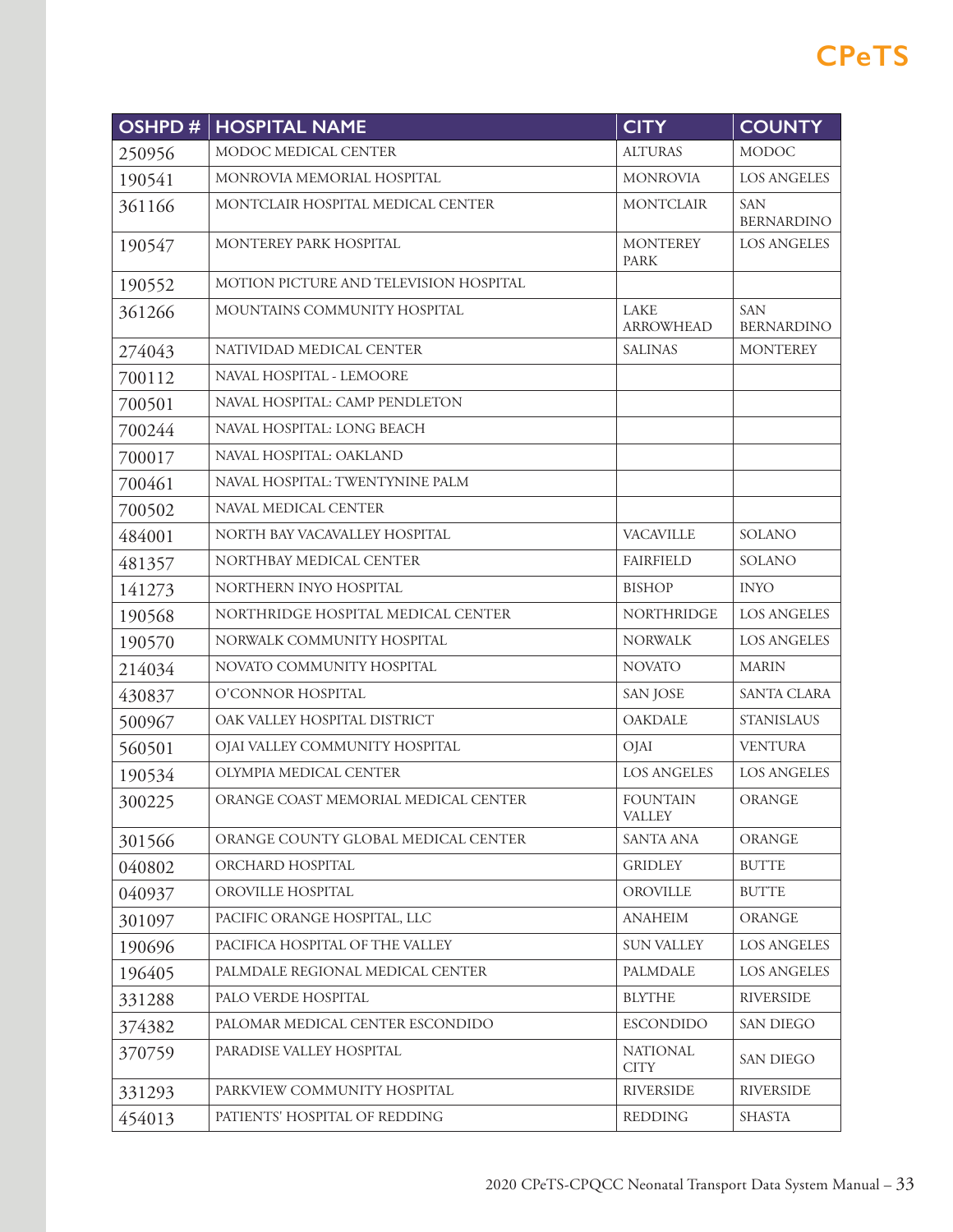| OSHPD # | HOSPITAL NAME | CITY | COUNTY |
|---|---|---|---|
| 250956 | MODOC MEDICAL CENTER | ALTURAS | MODOC |
| 190541 | MONROVIA MEMORIAL HOSPITAL | MONROVIA | LOS ANGELES |
| 361166 | MONTCLAIR HOSPITAL MEDICAL CENTER | MONTCLAIR | SAN BERNARDINO |
| 190547 | MONTEREY PARK HOSPITAL | MONTEREY PARK | LOS ANGELES |
| 190552 | MOTION PICTURE AND TELEVISION HOSPITAL | | |
| 361266 | MOUNTAINS COMMUNITY HOSPITAL | LAKE ARROWHEAD | SAN BERNARDINO |
| 274043 | NATIVIDAD MEDICAL CENTER | SALINAS | MONTEREY |
| 700112 | NAVAL HOSPITAL - LEMOORE | | |
| 700501 | NAVAL HOSPITAL: CAMP PENDLETON | | |
| 700244 | NAVAL HOSPITAL: LONG BEACH | | |
| 700017 | NAVAL HOSPITAL: OAKLAND | | |
| 700461 | NAVAL HOSPITAL: TWENTYNINE PALM | | |
| 700502 | NAVAL MEDICAL CENTER | | |
| 484001 | NORTH BAY VACAVALLEY HOSPITAL | VACAVILLE | SOLANO |
| 481357 | NORTHBAY MEDICAL CENTER | FAIRFIELD | SOLANO |
| 141273 | NORTHERN INYO HOSPITAL | BISHOP | INYO |
| 190568 | NORTHRIDGE HOSPITAL MEDICAL CENTER | NORTHRIDGE | LOS ANGELES |
| 190570 | NORWALK COMMUNITY HOSPITAL | NORWALK | LOS ANGELES |
| 214034 | NOVATO COMMUNITY HOSPITAL | NOVATO | MARIN |
| 430837 | O'CONNOR HOSPITAL | SAN JOSE | SANTA CLARA |
| 500967 | OAK VALLEY HOSPITAL DISTRICT | OAKDALE | STANISLAUS |
| 560501 | OJAI VALLEY COMMUNITY HOSPITAL | OJAI | VENTURA |
| 190534 | OLYMPIA MEDICAL CENTER | LOS ANGELES | LOS ANGELES |
| 300225 | ORANGE COAST MEMORIAL MEDICAL CENTER | FOUNTAIN VALLEY | ORANGE |
| 301566 | ORANGE COUNTY GLOBAL MEDICAL CENTER | SANTA ANA | ORANGE |
| 040802 | ORCHARD HOSPITAL | GRIDLEY | BUTTE |
| 040937 | OROVILLE HOSPITAL | OROVILLE | BUTTE |
| 301097 | PACIFIC ORANGE HOSPITAL, LLC | ANAHEIM | ORANGE |
| 190696 | PACIFICA HOSPITAL OF THE VALLEY | SUN VALLEY | LOS ANGELES |
| 196405 | PALMDALE REGIONAL MEDICAL CENTER | PALMDALE | LOS ANGELES |
| 331288 | PALO VERDE HOSPITAL | BLYTHE | RIVERSIDE |
| 374382 | PALOMAR MEDICAL CENTER ESCONDIDO | ESCONDIDO | SAN DIEGO |
| 370759 | PARADISE VALLEY HOSPITAL | NATIONAL CITY | SAN DIEGO |
| 331293 | PARKVIEW COMMUNITY HOSPITAL | RIVERSIDE | RIVERSIDE |
| 454013 | PATIENTS' HOSPITAL OF REDDING | REDDING | SHASTA |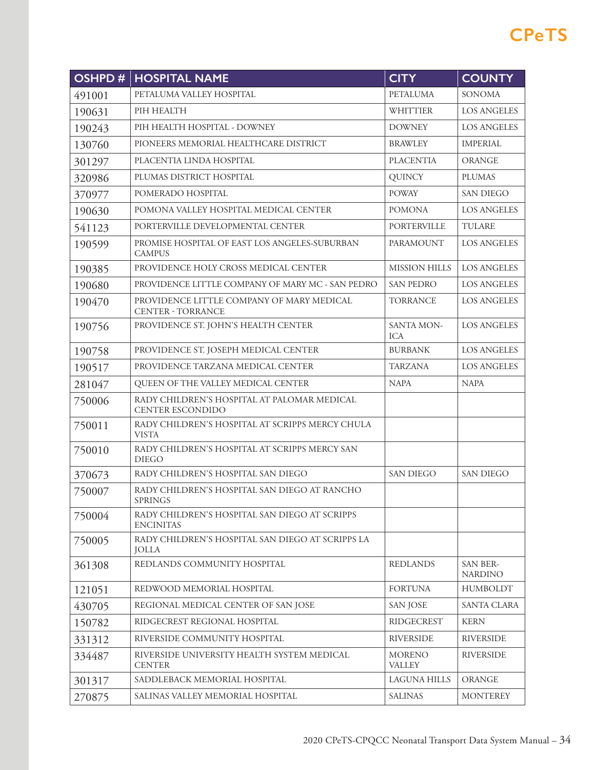| OSHPD # | HOSPITAL NAME | CITY | COUNTY |
|---|---|---|---|
| 491001 | PETALUMA VALLEY HOSPITAL | PETALUMA | SONOMA |
| 190631 | PIH HEALTH | WHITTIER | LOS ANGELES |
| 190243 | PIH HEALTH HOSPITAL - DOWNEY | DOWNEY | LOS ANGELES |
| 130760 | PIONEERS MEMORIAL HEALTHCARE DISTRICT | BRAWLEY | IMPERIAL |
| 301297 | PLACENTIA LINDA HOSPITAL | PLACENTIA | ORANGE |
| 320986 | PLUMAS DISTRICT HOSPITAL | QUINCY | PLUMAS |
| 370977 | POMERADO HOSPITAL | POWAY | SAN DIEGO |
| 190630 | POMONA VALLEY HOSPITAL MEDICAL CENTER | POMONA | LOS ANGELES |
| 541123 | PORTERVILLE DEVELOPMENTAL CENTER | PORTERVILLE | TULARE |
| 190599 | PROMISE HOSPITAL OF EAST LOS ANGELES-SUBURBAN CAMPUS | PARAMOUNT | LOS ANGELES |
| 190385 | PROVIDENCE HOLY CROSS MEDICAL CENTER | MISSION HILLS | LOS ANGELES |
| 190680 | PROVIDENCE LITTLE COMPANY OF MARY MC - SAN PEDRO | SAN PEDRO | LOS ANGELES |
| 190470 | PROVIDENCE LITTLE COMPANY OF MARY MEDICAL CENTER - TORRANCE | TORRANCE | LOS ANGELES |
| 190756 | PROVIDENCE ST. JOHN'S HEALTH CENTER | SANTA MONICA | LOS ANGELES |
| 190758 | PROVIDENCE ST. JOSEPH MEDICAL CENTER | BURBANK | LOS ANGELES |
| 190517 | PROVIDENCE TARZANA MEDICAL CENTER | TARZANA | LOS ANGELES |
| 281047 | QUEEN OF THE VALLEY MEDICAL CENTER | NAPA | NAPA |
| 750006 | RADY CHILDREN'S HOSPITAL AT PALOMAR MEDICAL CENTER ESCONDIDO | | |
| 750011 | RADY CHILDREN'S HOSPITAL AT SCRIPPS MERCY CHULA VISTA | | |
| 750010 | RADY CHILDREN'S HOSPITAL AT SCRIPPS MERCY SAN DIEGO | | |
| 370673 | RADY CHILDREN'S HOSPITAL SAN DIEGO | SAN DIEGO | SAN DIEGO |
| 750007 | RADY CHILDREN'S HOSPITAL SAN DIEGO AT RANCHO SPRINGS | | |
| 750004 | RADY CHILDREN'S HOSPITAL SAN DIEGO AT SCRIPPS ENCINITAS | | |
| 750005 | RADY CHILDREN'S HOSPITAL SAN DIEGO AT SCRIPPS LA JOLLA | | |
| 361308 | REDLANDS COMMUNITY HOSPITAL | REDLANDS | SAN BERNARDINO |
| 121051 | REDWOOD MEMORIAL HOSPITAL | FORTUNA | HUMBOLDT |
| 430705 | REGIONAL MEDICAL CENTER OF SAN JOSE | SAN JOSE | SANTA CLARA |
| 150782 | RIDGECREST REGIONAL HOSPITAL | RIDGECREST | KERN |
| 331312 | RIVERSIDE COMMUNITY HOSPITAL | RIVERSIDE | RIVERSIDE |
| 334487 | RIVERSIDE UNIVERSITY HEALTH SYSTEM MEDICAL CENTER | MORENO VALLEY | RIVERSIDE |
| 301317 | SADDLEBACK MEMORIAL HOSPITAL | LAGUNA HILLS | ORANGE |
| 270875 | SALINAS VALLEY MEMORIAL HOSPITAL | SALINAS | MONTEREY |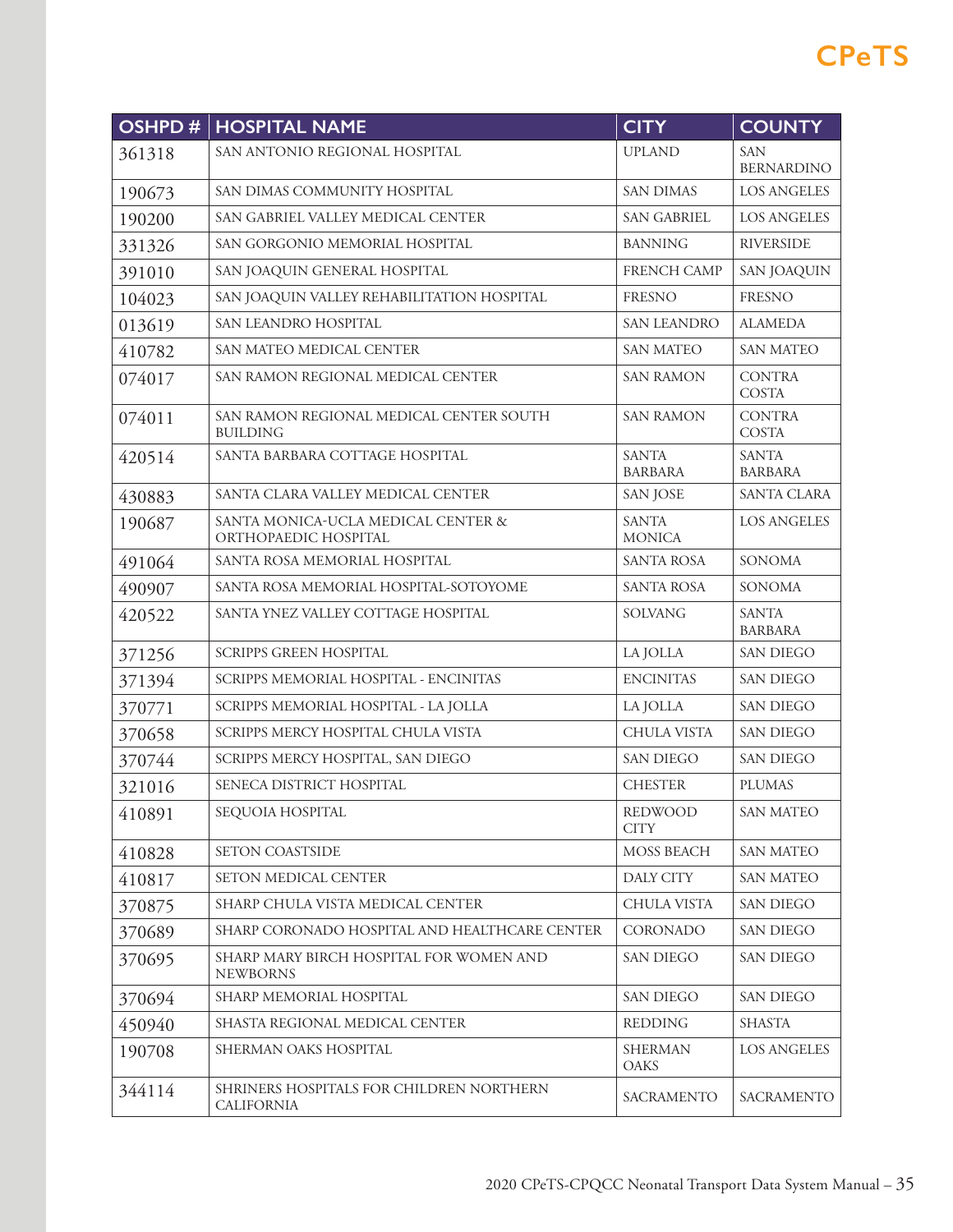| OSHPD # | HOSPITAL NAME | CITY | COUNTY |
|---|---|---|---|
| 361318 | SAN ANTONIO REGIONAL HOSPITAL | UPLAND | SAN BERNARDINO |
| 190673 | SAN DIMAS COMMUNITY HOSPITAL | SAN DIMAS | LOS ANGELES |
| 190200 | SAN GABRIEL VALLEY MEDICAL CENTER | SAN GABRIEL | LOS ANGELES |
| 331326 | SAN GORGONIO MEMORIAL HOSPITAL | BANNING | RIVERSIDE |
| 391010 | SAN JOAQUIN GENERAL HOSPITAL | FRENCH CAMP | SAN JOAQUIN |
| 104023 | SAN JOAQUIN VALLEY REHABILITATION HOSPITAL | FRESNO | FRESNO |
| 013619 | SAN LEANDRO HOSPITAL | SAN LEANDRO | ALAMEDA |
| 410782 | SAN MATEO MEDICAL CENTER | SAN MATEO | SAN MATEO |
| 074017 | SAN RAMON REGIONAL MEDICAL CENTER | SAN RAMON | CONTRA COSTA |
| 074011 | SAN RAMON REGIONAL MEDICAL CENTER SOUTH BUILDING | SAN RAMON | CONTRA COSTA |
| 420514 | SANTA BARBARA COTTAGE HOSPITAL | SANTA BARBARA | SANTA BARBARA |
| 430883 | SANTA CLARA VALLEY MEDICAL CENTER | SAN JOSE | SANTA CLARA |
| 190687 | SANTA MONICA-UCLA MEDICAL CENTER & ORTHOPAEDIC HOSPITAL | SANTA MONICA | LOS ANGELES |
| 491064 | SANTA ROSA MEMORIAL HOSPITAL | SANTA ROSA | SONOMA |
| 490907 | SANTA ROSA MEMORIAL HOSPITAL-SOTOYOME | SANTA ROSA | SONOMA |
| 420522 | SANTA YNEZ VALLEY COTTAGE HOSPITAL | SOLVANG | SANTA BARBARA |
| 371256 | SCRIPPS GREEN HOSPITAL | LA JOLLA | SAN DIEGO |
| 371394 | SCRIPPS MEMORIAL HOSPITAL - ENCINITAS | ENCINITAS | SAN DIEGO |
| 370771 | SCRIPPS MEMORIAL HOSPITAL - LA JOLLA | LA JOLLA | SAN DIEGO |
| 370658 | SCRIPPS MERCY HOSPITAL CHULA VISTA | CHULA VISTA | SAN DIEGO |
| 370744 | SCRIPPS MERCY HOSPITAL, SAN DIEGO | SAN DIEGO | SAN DIEGO |
| 321016 | SENECA DISTRICT HOSPITAL | CHESTER | PLUMAS |
| 410891 | SEQUOIA HOSPITAL | REDWOOD CITY | SAN MATEO |
| 410828 | SETON COASTSIDE | MOSS BEACH | SAN MATEO |
| 410817 | SETON MEDICAL CENTER | DALY CITY | SAN MATEO |
| 370875 | SHARP CHULA VISTA MEDICAL CENTER | CHULA VISTA | SAN DIEGO |
| 370689 | SHARP CORONADO HOSPITAL AND HEALTHCARE CENTER | CORONADO | SAN DIEGO |
| 370695 | SHARP MARY BIRCH HOSPITAL FOR WOMEN AND NEWBORNS | SAN DIEGO | SAN DIEGO |
| 370694 | SHARP MEMORIAL HOSPITAL | SAN DIEGO | SAN DIEGO |
| 450940 | SHASTA REGIONAL MEDICAL CENTER | REDDING | SHASTA |
| 190708 | SHERMAN OAKS HOSPITAL | SHERMAN OAKS | LOS ANGELES |
| 344114 | SHRINERS HOSPITALS FOR CHILDREN NORTHERN CALIFORNIA | SACRAMENTO | SACRAMENTO |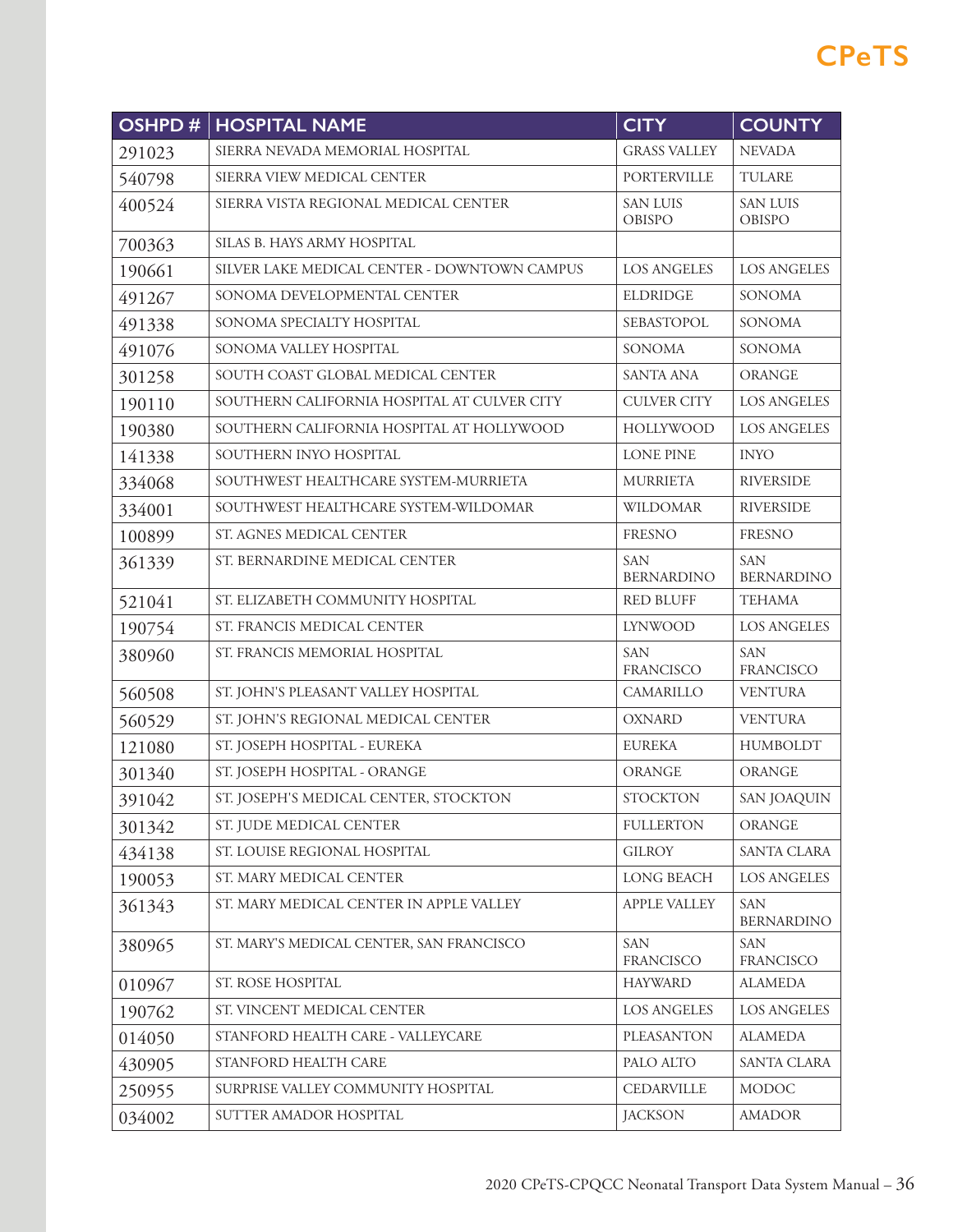| OSHPD # | HOSPITAL NAME | CITY | COUNTY |
|---|---|---|---|
| 291023 | SIERRA NEVADA MEMORIAL HOSPITAL | GRASS VALLEY | NEVADA |
| 540798 | SIERRA VIEW MEDICAL CENTER | PORTERVILLE | TULARE |
| 400524 | SIERRA VISTA REGIONAL MEDICAL CENTER | SAN LUIS OBISPO | SAN LUIS OBISPO |
| 700363 | SILAS B. HAYS ARMY HOSPITAL | | |
| 190661 | SILVER LAKE MEDICAL CENTER - DOWNTOWN CAMPUS | LOS ANGELES | LOS ANGELES |
| 491267 | SONOMA DEVELOPMENTAL CENTER | ELDRIDGE | SONOMA |
| 491338 | SONOMA SPECIALTY HOSPITAL | SEBASTOPOL | SONOMA |
| 491076 | SONOMA VALLEY HOSPITAL | SONOMA | SONOMA |
| 301258 | SOUTH COAST GLOBAL MEDICAL CENTER | SANTA ANA | ORANGE |
| 190110 | SOUTHERN CALIFORNIA HOSPITAL AT CULVER CITY | CULVER CITY | LOS ANGELES |
| 190380 | SOUTHERN CALIFORNIA HOSPITAL AT HOLLYWOOD | HOLLYWOOD | LOS ANGELES |
| 141338 | SOUTHERN INYO HOSPITAL | LONE PINE | INYO |
| 334068 | SOUTHWEST HEALTHCARE SYSTEM-MURRIETA | MURRIETA | RIVERSIDE |
| 334001 | SOUTHWEST HEALTHCARE SYSTEM-WILDOMAR | WILDOMAR | RIVERSIDE |
| 100899 | ST. AGNES MEDICAL CENTER | FRESNO | FRESNO |
| 361339 | ST. BERNARDINE MEDICAL CENTER | SAN BERNARDINO | SAN BERNARDINO |
| 521041 | ST. ELIZABETH COMMUNITY HOSPITAL | RED BLUFF | TEHAMA |
| 190754 | ST. FRANCIS MEDICAL CENTER | LYNWOOD | LOS ANGELES |
| 380960 | ST. FRANCIS MEMORIAL HOSPITAL | SAN FRANCISCO | SAN FRANCISCO |
| 560508 | ST. JOHN'S PLEASANT VALLEY HOSPITAL | CAMARILLO | VENTURA |
| 560529 | ST. JOHN'S REGIONAL MEDICAL CENTER | OXNARD | VENTURA |
| 121080 | ST. JOSEPH HOSPITAL - EUREKA | EUREKA | HUMBOLDT |
| 301340 | ST. JOSEPH HOSPITAL - ORANGE | ORANGE | ORANGE |
| 391042 | ST. JOSEPH'S MEDICAL CENTER, STOCKTON | STOCKTON | SAN JOAQUIN |
| 301342 | ST. JUDE MEDICAL CENTER | FULLERTON | ORANGE |
| 434138 | ST. LOUISE REGIONAL HOSPITAL | GILROY | SANTA CLARA |
| 190053 | ST. MARY MEDICAL CENTER | LONG BEACH | LOS ANGELES |
| 361343 | ST. MARY MEDICAL CENTER IN APPLE VALLEY | APPLE VALLEY | SAN BERNARDINO |
| 380965 | ST. MARY'S MEDICAL CENTER, SAN FRANCISCO | SAN FRANCISCO | SAN FRANCISCO |
| 010967 | ST. ROSE HOSPITAL | HAYWARD | ALAMEDA |
| 190762 | ST. VINCENT MEDICAL CENTER | LOS ANGELES | LOS ANGELES |
| 014050 | STANFORD HEALTH CARE - VALLEYCARE | PLEASANTON | ALAMEDA |
| 430905 | STANFORD HEALTH CARE | PALO ALTO | SANTA CLARA |
| 250955 | SURPRISE VALLEY COMMUNITY HOSPITAL | CEDARVILLE | MODOC |
| 034002 | SUTTER AMADOR HOSPITAL | JACKSON | AMADOR |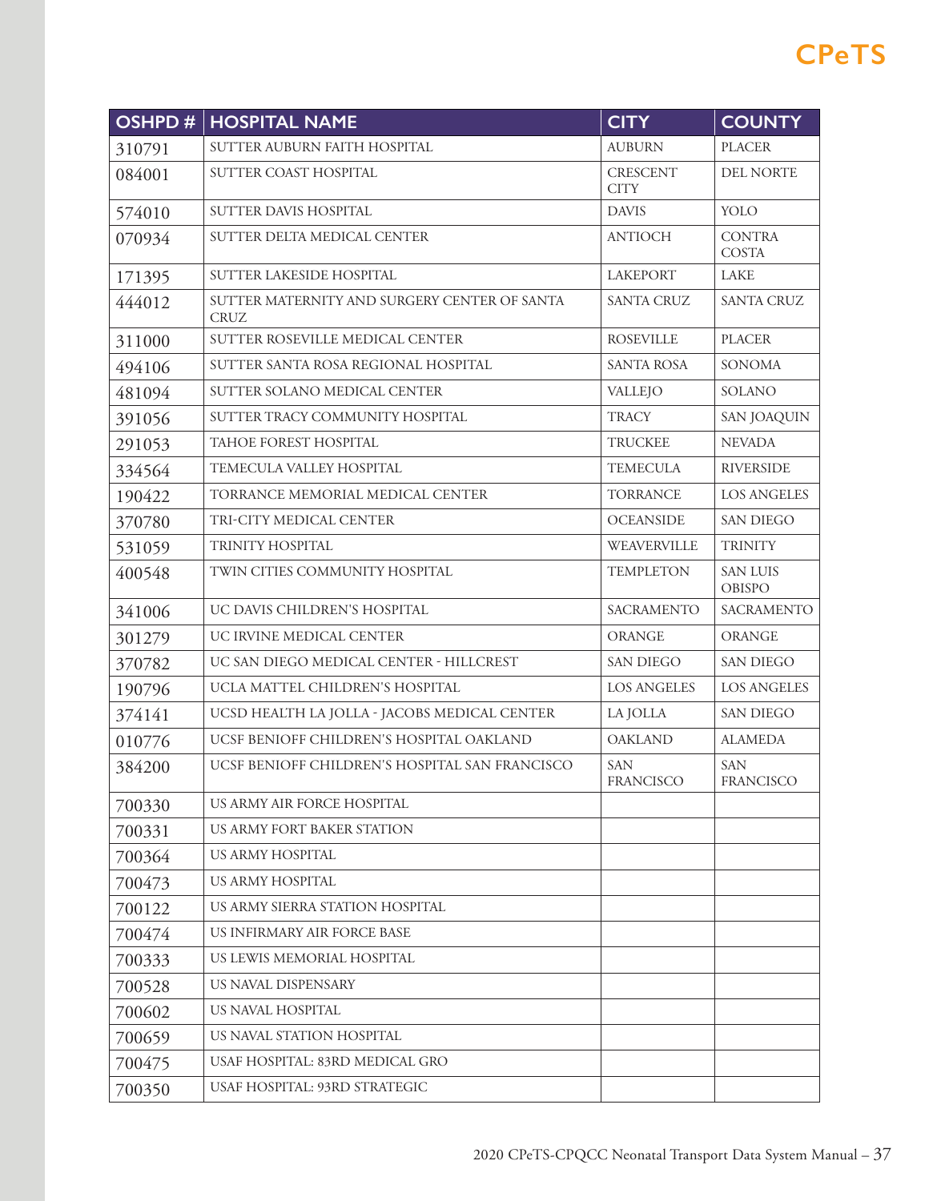| OSHPD # | HOSPITAL NAME | CITY | COUNTY |
|---|---|---|---|
| 310791 | SUTTER AUBURN FAITH HOSPITAL | AUBURN | PLACER |
| 084001 | SUTTER COAST HOSPITAL | CRESCENT CITY | DEL NORTE |
| 574010 | SUTTER DAVIS HOSPITAL | DAVIS | YOLO |
| 070934 | SUTTER DELTA MEDICAL CENTER | ANTIOCH | CONTRA COSTA |
| 171395 | SUTTER LAKESIDE HOSPITAL | LAKEPORT | LAKE |
| 444012 | SUTTER MATERNITY AND SURGERY CENTER OF SANTA CRUZ | SANTA CRUZ | SANTA CRUZ |
| 311000 | SUTTER ROSEVILLE MEDICAL CENTER | ROSEVILLE | PLACER |
| 494106 | SUTTER SANTA ROSA REGIONAL HOSPITAL | SANTA ROSA | SONOMA |
| 481094 | SUTTER SOLANO MEDICAL CENTER | VALLEJO | SOLANO |
| 391056 | SUTTER TRACY COMMUNITY HOSPITAL | TRACY | SAN JOAQUIN |
| 291053 | TAHOE FOREST HOSPITAL | TRUCKEE | NEVADA |
| 334564 | TEMECULA VALLEY HOSPITAL | TEMECULA | RIVERSIDE |
| 190422 | TORRANCE MEMORIAL MEDICAL CENTER | TORRANCE | LOS ANGELES |
| 370780 | TRI-CITY MEDICAL CENTER | OCEANSIDE | SAN DIEGO |
| 531059 | TRINITY HOSPITAL | WEAVERVILLE | TRINITY |
| 400548 | TWIN CITIES COMMUNITY HOSPITAL | TEMPLETON | SAN LUIS OBISPO |
| 341006 | UC DAVIS CHILDREN'S HOSPITAL | SACRAMENTO | SACRAMENTO |
| 301279 | UC IRVINE MEDICAL CENTER | ORANGE | ORANGE |
| 370782 | UC SAN DIEGO MEDICAL CENTER - HILLCREST | SAN DIEGO | SAN DIEGO |
| 190796 | UCLA MATTEL CHILDREN'S HOSPITAL | LOS ANGELES | LOS ANGELES |
| 374141 | UCSD HEALTH LA JOLLA - JACOBS MEDICAL CENTER | LA JOLLA | SAN DIEGO |
| 010776 | UCSF BENIOFF CHILDREN'S HOSPITAL OAKLAND | OAKLAND | ALAMEDA |
| 384200 | UCSF BENIOFF CHILDREN'S HOSPITAL SAN FRANCISCO | SAN FRANCISCO | SAN FRANCISCO |
| 700330 | US ARMY AIR FORCE HOSPITAL | | |
| 700331 | US ARMY FORT BAKER STATION | | |
| 700364 | US ARMY HOSPITAL | | |
| 700473 | US ARMY HOSPITAL | | |
| 700122 | US ARMY SIERRA STATION HOSPITAL | | |
| 700474 | US INFIRMARY AIR FORCE BASE | | |
| 700333 | US LEWIS MEMORIAL HOSPITAL | | |
| 700528 | US NAVAL DISPENSARY | | |
| 700602 | US NAVAL HOSPITAL | | |
| 700659 | US NAVAL STATION HOSPITAL | | |
| 700475 | USAF HOSPITAL: 83RD MEDICAL GRO | | |
| 700350 | USAF HOSPITAL: 93RD STRATEGIC | | |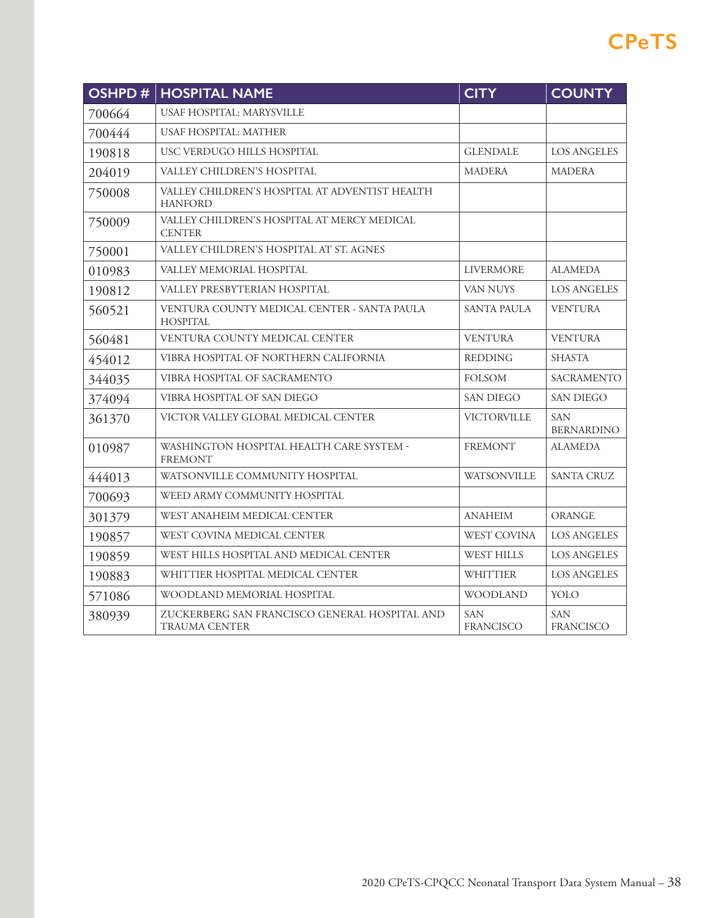| OSHPD # | HOSPITAL NAME | CITY | COUNTY |
|---|---|---|---|
| 700664 | USAF HOSPITAL: MARYSVILLE | | |
| 700444 | USAF HOSPITAL: MATHER | | |
| 190818 | USC VERDUGO HILLS HOSPITAL | GLENDALE | LOS ANGELES |
| 204019 | VALLEY CHILDREN'S HOSPITAL | MADERA | MADERA |
| 750008 | VALLEY CHILDREN'S HOSPITAL AT ADVENTIST HEALTH HANFORD | | |
| 750009 | VALLEY CHILDREN'S HOSPITAL AT MERCY MEDICAL CENTER | | |
| 750001 | VALLEY CHILDREN'S HOSPITAL AT ST. AGNES | | |
| 010983 | VALLEY MEMORIAL HOSPITAL | LIVERMORE | ALAMEDA |
| 190812 | VALLEY PRESBYTERIAN HOSPITAL | VAN NUYS | LOS ANGELES |
| 560521 | VENTURA COUNTY MEDICAL CENTER - SANTA PAULA HOSPITAL | SANTA PAULA | VENTURA |
| 560481 | VENTURA COUNTY MEDICAL CENTER | VENTURA | VENTURA |
| 454012 | VIBRA HOSPITAL OF NORTHERN CALIFORNIA | REDDING | SHASTA |
| 344035 | VIBRA HOSPITAL OF SACRAMENTO | FOLSOM | SACRAMENTO |
| 374094 | VIBRA HOSPITAL OF SAN DIEGO | SAN DIEGO | SAN DIEGO |
| 361370 | VICTOR VALLEY GLOBAL MEDICAL CENTER | VICTORVILLE | SAN BERNARDINO |
| 010987 | WASHINGTON HOSPITAL HEALTH CARE SYSTEM - FREMONT | FREMONT | ALAMEDA |
| 444013 | WATSONVILLE COMMUNITY HOSPITAL | WATSONVILLE | SANTA CRUZ |
| 700693 | WEED ARMY COMMUNITY HOSPITAL | | |
| 301379 | WEST ANAHEIM MEDICAL CENTER | ANAHEIM | ORANGE |
| 190857 | WEST COVINA MEDICAL CENTER | WEST COVINA | LOS ANGELES |
| 190859 | WEST HILLS HOSPITAL AND MEDICAL CENTER | WEST HILLS | LOS ANGELES |
| 190883 | WHITTIER HOSPITAL MEDICAL CENTER | WHITTIER | LOS ANGELES |
| 571086 | WOODLAND MEMORIAL HOSPITAL | WOODLAND | YOLO |
| 380939 | ZUCKERBERG SAN FRANCISCO GENERAL HOSPITAL AND TRAUMA CENTER | SAN FRANCISCO | SAN FRANCISCO |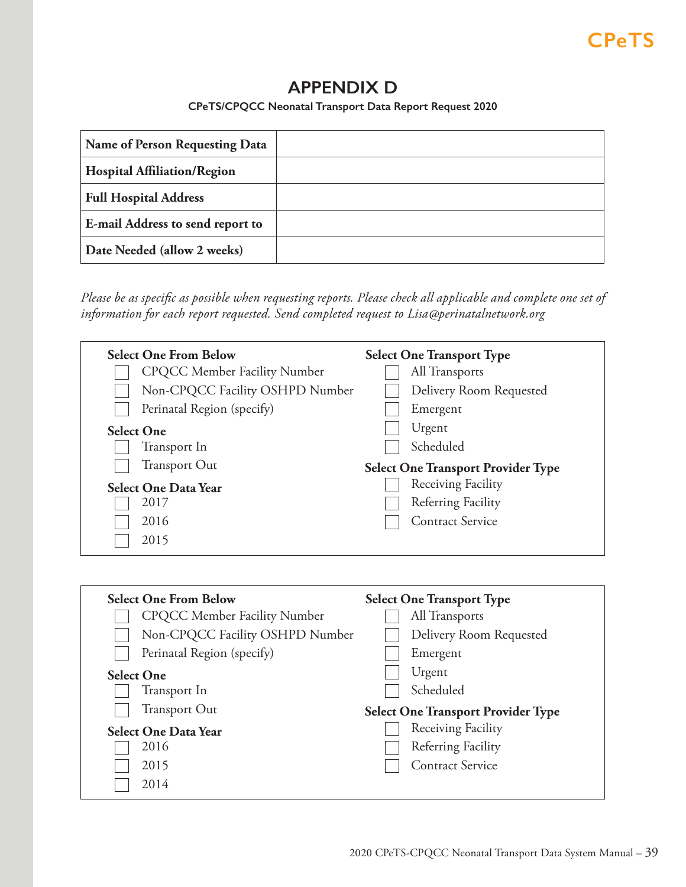# APPENDIX D

**CPeTS/CPQCC Neonatal Transport Data Report Request 2020**

| **Name of Person Requesting Data** | |
|---|---|
| **Hospital Affiliation/Region** | |
| **Full Hospital Address** | |
| **E-mail Address to send report to** | |
| **Date Needed (allow 2 weeks)** | |

*Please be as specific as possible when requesting reports. Please check all applicable and complete one set of information for each report requested. Send completed request to Lisa@perinatalnetwork.org*

---

**Select One From Below**
- ☐ CPQCC Member Facility Number
- ☐ Non-CPQCC Facility OSHPD Number
- ☐ Perinatal Region (specify)

**Select One**
- ☐ Transport In
- ☐ Transport Out

**Select One Data Year**
- ☐ 2017
- ☐ 2016
- ☐ 2015

**Select One Transport Type**
- ☐ All Transports
- ☐ Delivery Room Requested
- ☐ Emergent
- ☐ Urgent
- ☐ Scheduled

**Select One Transport Provider Type**
- ☐ Receiving Facility
- ☐ Referring Facility
- ☐ Contract Service

---

**Select One From Below**
- ☐ CPQCC Member Facility Number
- ☐ Non-CPQCC Facility OSHPD Number
- ☐ Perinatal Region (specify)

**Select One**
- ☐ Transport In
- ☐ Transport Out

**Select One Data Year**
- ☐ 2016
- ☐ 2015
- ☐ 2014

**Select One Transport Type**
- ☐ All Transports
- ☐ Delivery Room Requested
- ☐ Emergent
- ☐ Urgent
- ☐ Scheduled

**Select One Transport Provider Type**
- ☐ Receiving Facility
- ☐ Referring Facility
- ☐ Contract Service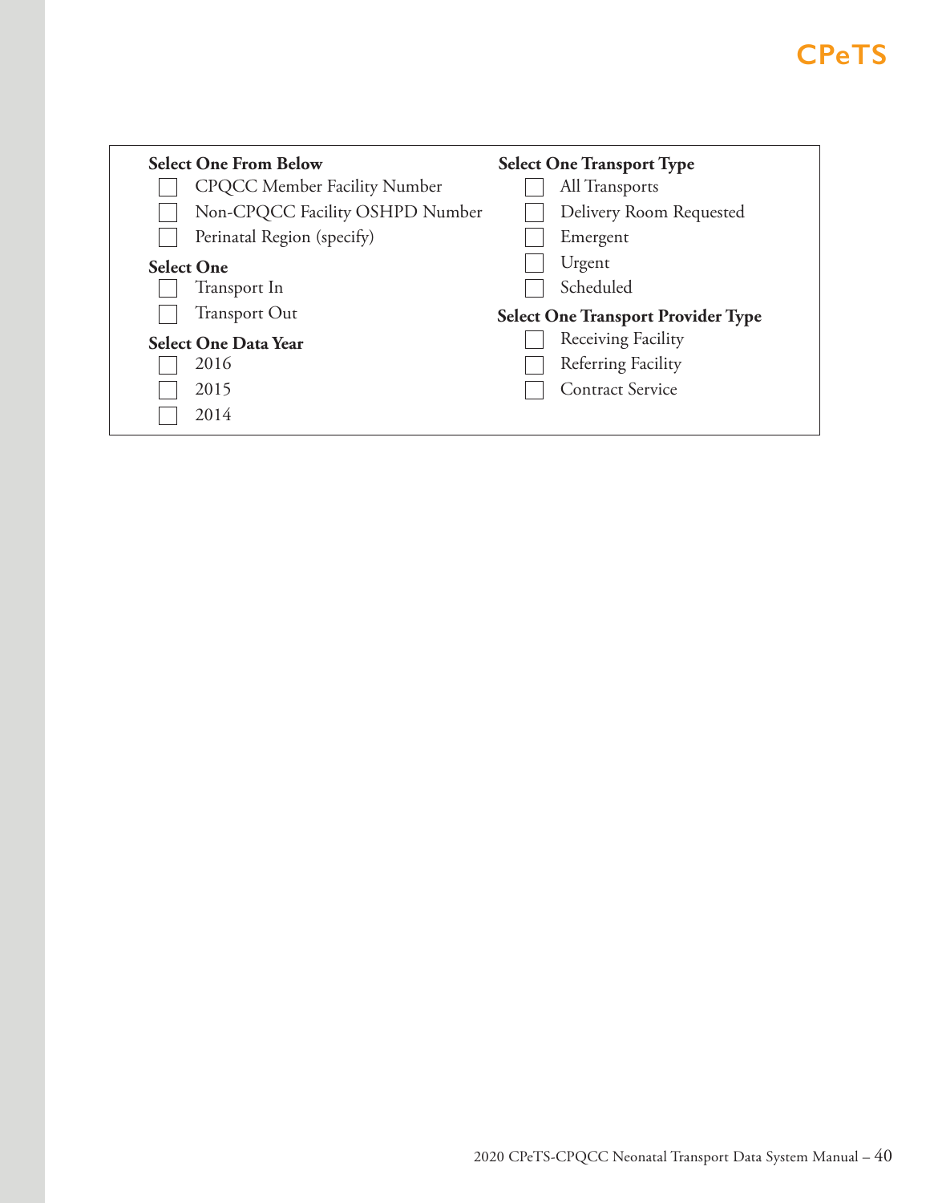**Select One From Below**

- [ ] CPQCC Member Facility Number
- [ ] Non-CPQCC Facility OSHPD Number
- [ ] Perinatal Region (specify)

**Select One**

- [ ] Transport In
- [ ] Transport Out

**Select One Data Year**

- [ ] 2016
- [ ] 2015
- [ ] 2014

**Select One Transport Type**

- [ ] All Transports
- [ ] Delivery Room Requested
- [ ] Emergent
- [ ] Urgent
- [ ] Scheduled

**Select One Transport Provider Type**

- [ ] Receiving Facility
- [ ] Referring Facility
- [ ] Contract Service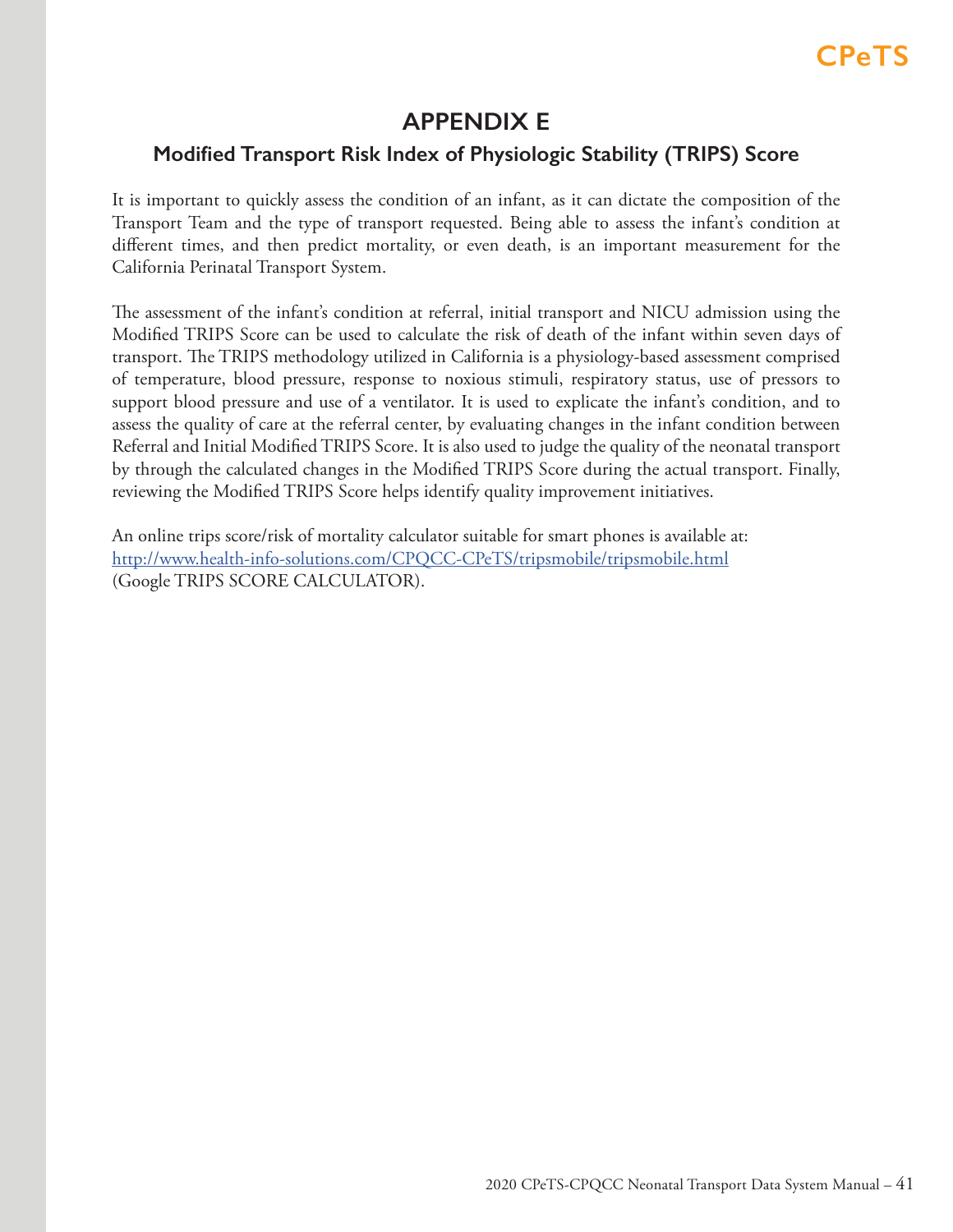# APPENDIX E

## Modified Transport Risk Index of Physiologic Stability (TRIPS) Score

It is important to quickly assess the condition of an infant, as it can dictate the composition of the Transport Team and the type of transport requested. Being able to assess the infant's condition at different times, and then predict mortality, or even death, is an important measurement for the California Perinatal Transport System.

The assessment of the infant's condition at referral, initial transport and NICU admission using the Modified TRIPS Score can be used to calculate the risk of death of the infant within seven days of transport. The TRIPS methodology utilized in California is a physiology-based assessment comprised of temperature, blood pressure, response to noxious stimuli, respiratory status, use of pressors to support blood pressure and use of a ventilator. It is used to explicate the infant's condition, and to assess the quality of care at the referral center, by evaluating changes in the infant condition between Referral and Initial Modified TRIPS Score. It is also used to judge the quality of the neonatal transport by through the calculated changes in the Modified TRIPS Score during the actual transport. Finally, reviewing the Modified TRIPS Score helps identify quality improvement initiatives.

An online trips score/risk of mortality calculator suitable for smart phones is available at:
[http://www.health-info-solutions.com/CPQCC-CPeTS/tripsmobile/tripsmobile.html](http://www.health-info-solutions.com/CPQCC-CPeTS/tripsmobile/tripsmobile.html)
(Google TRIPS SCORE CALCULATOR).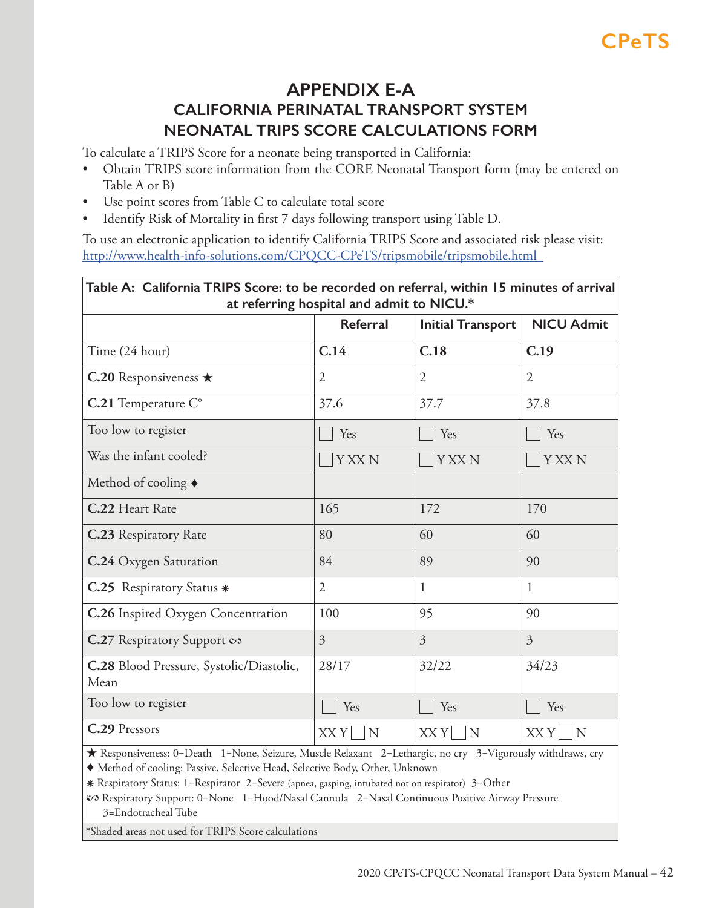CPeTS

# APPENDIX E-A

## CALIFORNIA PERINATAL TRANSPORT SYSTEM NEONATAL TRIPS SCORE CALCULATIONS FORM

To calculate a TRIPS Score for a neonate being transported in California:

- Obtain TRIPS score information from the CORE Neonatal Transport form (may be entered on Table A or B)
- Use point scores from Table C to calculate total score
- Identify Risk of Mortality in first 7 days following transport using Table D.

To use an electronic application to identify California TRIPS Score and associated risk please visit: http://www.health-info-solutions.com/CPQCC-CPeTS/tripsmobile/tripsmobile.html

**Table A: California TRIPS Score: to be recorded on referral, within 15 minutes of arrival at referring hospital and admit to NICU.***

| | Referral | Initial Transport | NICU Admit |
|---|---|---|---|
| Time (24 hour) | **C.14** | **C.18** | **C.19** |
| **C.20** Responsiveness ★ | 2 | 2 | 2 |
| **C.21** Temperature C° | 37.6 | 37.7 | 37.8 |
| Too low to register | ☐ Yes | ☐ Yes | ☐ Yes |
| Was the infant cooled? | ☐ Y XX N | ☐ Y XX N | ☐ Y XX N |
| Method of cooling ♦ | | | |
| **C.22** Heart Rate | 165 | 172 | 170 |
| **C.23** Respiratory Rate | 80 | 60 | 60 |
| **C.24** Oxygen Saturation | 84 | 89 | 90 |
| **C.25** Respiratory Status ⁕ | 2 | 1 | 1 |
| **C.26** Inspired Oxygen Concentration | 100 | 95 | 90 |
| **C.27** Respiratory Support ☙ | 3 | 3 | 3 |
| **C.28** Blood Pressure, Systolic/Diastolic, Mean | 28/17 | 32/22 | 34/23 |
| Too low to register | ☐ Yes | ☐ Yes | ☐ Yes |
| **C.29** Pressors | XX Y ☐ N | XX Y ☐ N | XX Y ☐ N |

★ Responsiveness: 0=Death 1=None, Seizure, Muscle Relaxant 2=Lethargic, no cry 3=Vigorously withdraws, cry

♦ Method of cooling: Passive, Selective Head, Selective Body, Other, Unknown

⁕ Respiratory Status: 1=Respirator 2=Severe (apnea, gasping, intubated not on respirator) 3=Other

☙ Respiratory Support: 0=None 1=Hood/Nasal Cannula 2=Nasal Continuous Positive Airway Pressure 3=Endotracheal Tube

*Shaded areas not used for TRIPS Score calculations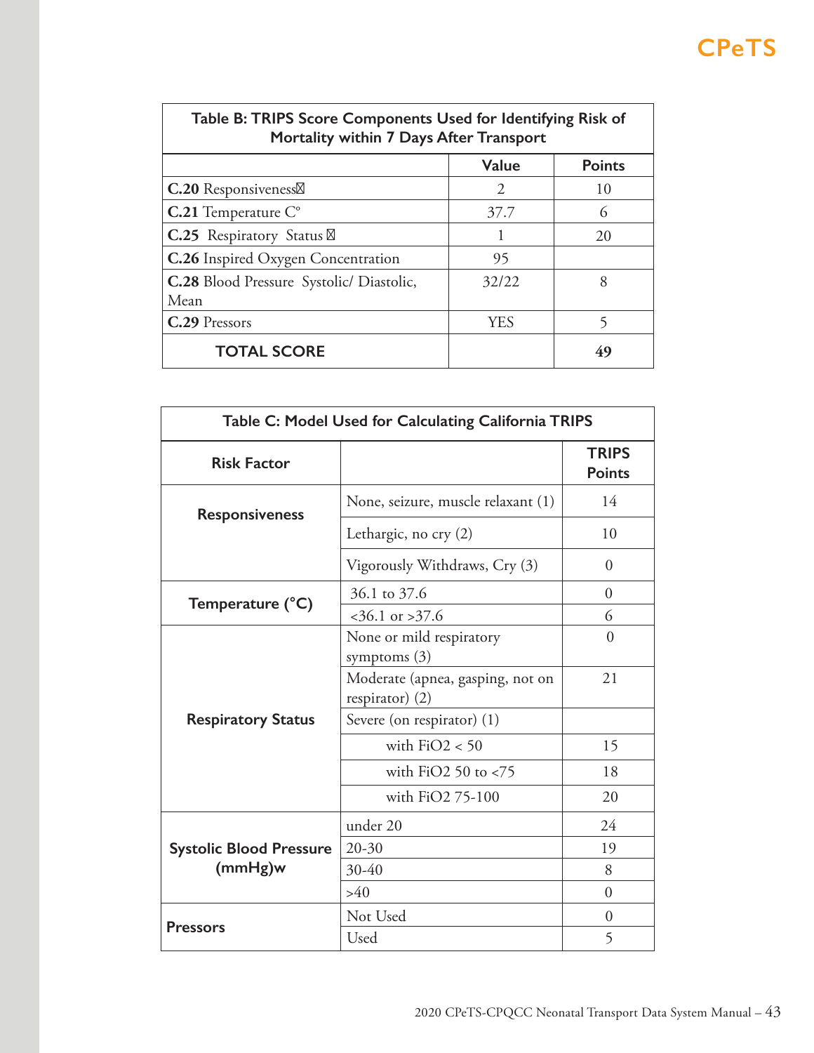| Table B: TRIPS Score Components Used for Identifying Risk of Mortality within 7 Days After Transport | | |
|---|---|---|
| | **Value** | **Points** |
| **C.20** Responsiveness | 2 | 10 |
| **C.21** Temperature C° | 37.7 | 6 |
| **C.25** Respiratory Status | 1 | 20 |
| **C.26** Inspired Oxygen Concentration | 95 | |
| **C.28** Blood Pressure Systolic/ Diastolic, Mean | 32/22 | 8 |
| **C.29** Pressors | YES | 5 |
| **TOTAL SCORE** | | **49** |

| Table C: Model Used for Calculating California TRIPS | | |
|---|---|---|
| **Risk Factor** | | **TRIPS Points** |
| **Responsiveness** | None, seizure, muscle relaxant (1) | 14 |
| | Lethargic, no cry (2) | 10 |
| | Vigorously Withdraws, Cry (3) | 0 |
| **Temperature (°C)** | 36.1 to 37.6 | 0 |
| | <36.1 or >37.6 | 6 |
| **Respiratory Status** | None or mild respiratory symptoms (3) | 0 |
| | Moderate (apnea, gasping, not on respirator) (2) | 21 |
| | Severe (on respirator) (1) | |
| | with FiO2 < 50 | 15 |
| | with FiO2 50 to <75 | 18 |
| | with FiO2 75-100 | 20 |
| **Systolic Blood Pressure (mmHg)w** | under 20 | 24 |
| | 20-30 | 19 |
| | 30-40 | 8 |
| | >40 | 0 |
| **Pressors** | Not Used | 0 |
| | Used | 5 |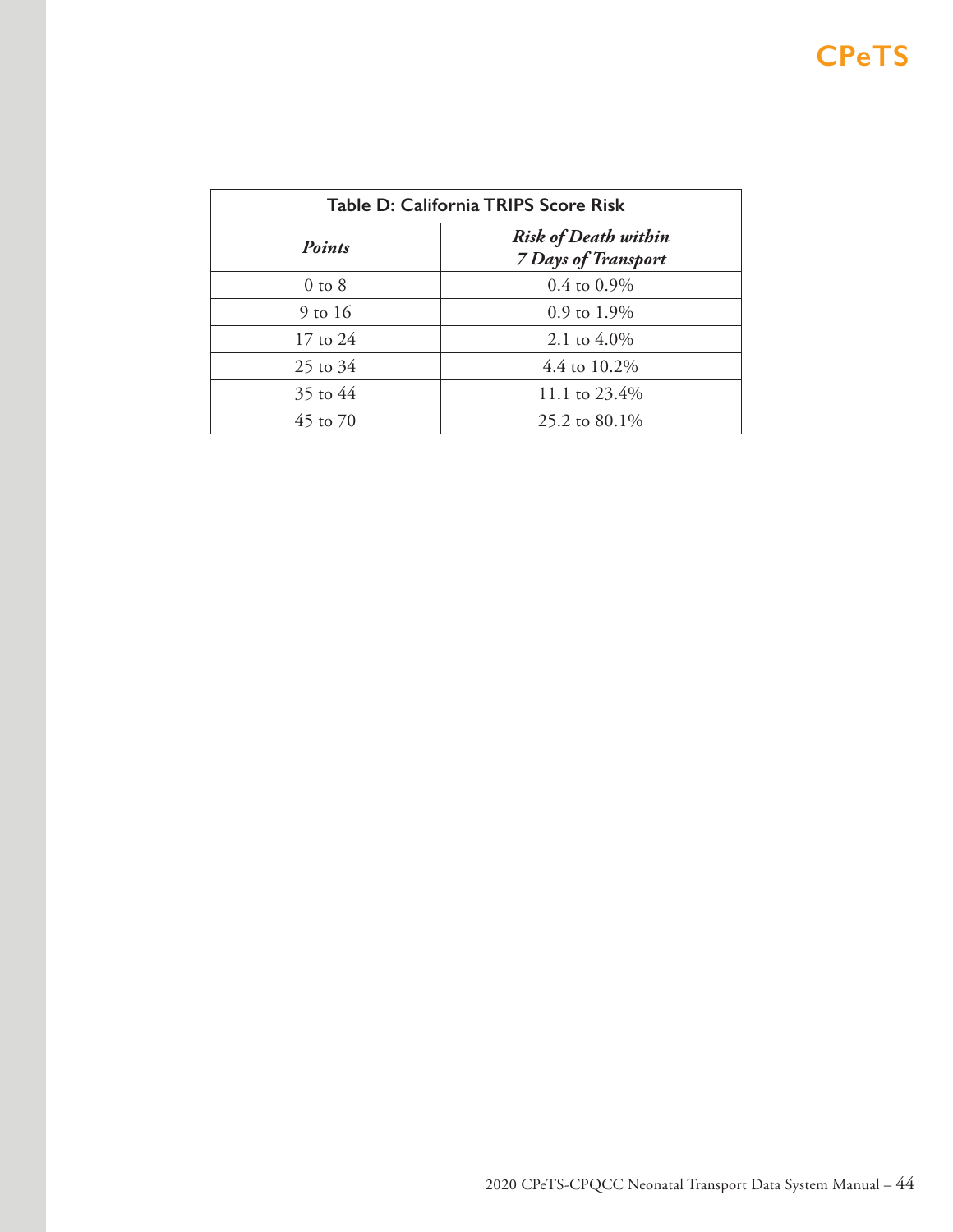| Table D: California TRIPS Score Risk | |
|---|---|
| ***Points*** | ***Risk of Death within 7 Days of Transport*** |
| 0 to 8 | 0.4 to 0.9% |
| 9 to 16 | 0.9 to 1.9% |
| 17 to 24 | 2.1 to 4.0% |
| 25 to 34 | 4.4 to 10.2% |
| 35 to 44 | 11.1 to 23.4% |
| 45 to 70 | 25.2 to 80.1% |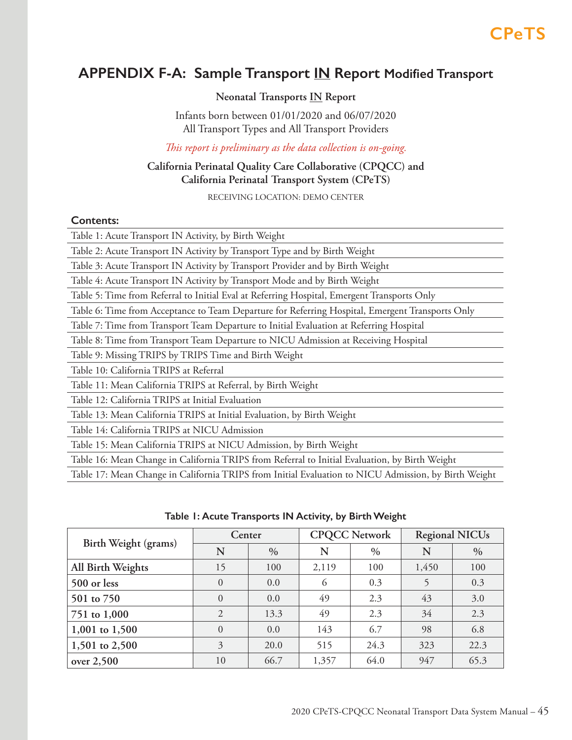## APPENDIX F-A: Sample Transport IN Report Modified Transport

**Neonatal Transports IN Report**

Infants born between 01/01/2020 and 06/07/2020
All Transport Types and All Transport Providers

*This report is preliminary as the data collection is on-going.*

**California Perinatal Quality Care Collaborative (CPQCC) and California Perinatal Transport System (CPeTS)**

RECEIVING LOCATION: DEMO CENTER

**Contents:**

- Table 1: Acute Transport IN Activity, by Birth Weight
- Table 2: Acute Transport IN Activity by Transport Type and by Birth Weight
- Table 3: Acute Transport IN Activity by Transport Provider and by Birth Weight
- Table 4: Acute Transport IN Activity by Transport Mode and by Birth Weight
- Table 5: Time from Referral to Initial Eval at Referring Hospital, Emergent Transports Only
- Table 6: Time from Acceptance to Team Departure for Referring Hospital, Emergent Transports Only
- Table 7: Time from Transport Team Departure to Initial Evaluation at Referring Hospital
- Table 8: Time from Transport Team Departure to NICU Admission at Receiving Hospital
- Table 9: Missing TRIPS by TRIPS Time and Birth Weight
- Table 10: California TRIPS at Referral
- Table 11: Mean California TRIPS at Referral, by Birth Weight
- Table 12: California TRIPS at Initial Evaluation
- Table 13: Mean California TRIPS at Initial Evaluation, by Birth Weight
- Table 14: California TRIPS at NICU Admission
- Table 15: Mean California TRIPS at NICU Admission, by Birth Weight
- Table 16: Mean Change in California TRIPS from Referral to Initial Evaluation, by Birth Weight
- Table 17: Mean Change in California TRIPS from Initial Evaluation to NICU Admission, by Birth Weight

**Table 1: Acute Transports IN Activity, by Birth Weight**

| Birth Weight (grams) | Center | | CPQCC Network | | Regional NICUs | |
|---|---|---|---|---|---|---|
| | N | % | N | % | N | % |
| **All Birth Weights** | 15 | 100 | 2,119 | 100 | 1,450 | 100 |
| **500 or less** | 0 | 0.0 | 6 | 0.3 | 5 | 0.3 |
| **501 to 750** | 0 | 0.0 | 49 | 2.3 | 43 | 3.0 |
| **751 to 1,000** | 2 | 13.3 | 49 | 2.3 | 34 | 2.3 |
| **1,001 to 1,500** | 0 | 0.0 | 143 | 6.7 | 98 | 6.8 |
| **1,501 to 2,500** | 3 | 20.0 | 515 | 24.3 | 323 | 22.3 |
| **over 2,500** | 10 | 66.7 | 1,357 | 64.0 | 947 | 65.3 |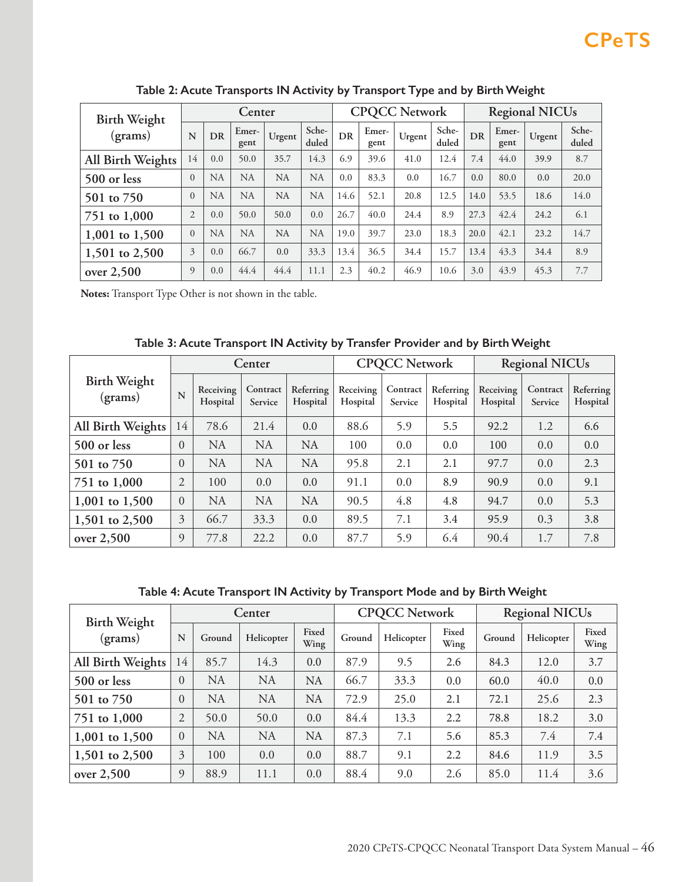### Table 2: Acute Transports IN Activity by Transport Type and by Birth Weight

| Birth Weight (grams) | Center | | | | | CPQCC Network | | | | Regional NICUs | | | |
|---|---|---|---|---|---|---|---|---|---|---|---|---|---|
| | N | DR | Emer-gent | Urgent | Sche-duled | DR | Emer-gent | Urgent | Sche-duled | DR | Emer-gent | Urgent | Sche-duled |
| All Birth Weights | 14 | 0.0 | 50.0 | 35.7 | 14.3 | 6.9 | 39.6 | 41.0 | 12.4 | 7.4 | 44.0 | 39.9 | 8.7 |
| 500 or less | 0 | NA | NA | NA | NA | 0.0 | 83.3 | 0.0 | 16.7 | 0.0 | 80.0 | 0.0 | 20.0 |
| 501 to 750 | 0 | NA | NA | NA | NA | 14.6 | 52.1 | 20.8 | 12.5 | 14.0 | 53.5 | 18.6 | 14.0 |
| 751 to 1,000 | 2 | 0.0 | 50.0 | 50.0 | 0.0 | 26.7 | 40.0 | 24.4 | 8.9 | 27.3 | 42.4 | 24.2 | 6.1 |
| 1,001 to 1,500 | 0 | NA | NA | NA | NA | 19.0 | 39.7 | 23.0 | 18.3 | 20.0 | 42.1 | 23.2 | 14.7 |
| 1,501 to 2,500 | 3 | 0.0 | 66.7 | 0.0 | 33.3 | 13.4 | 36.5 | 34.4 | 15.7 | 13.4 | 43.3 | 34.4 | 8.9 |
| over 2,500 | 9 | 0.0 | 44.4 | 44.4 | 11.1 | 2.3 | 40.2 | 46.9 | 10.6 | 3.0 | 43.9 | 45.3 | 7.7 |

**Notes:** Transport Type Other is not shown in the table.

### Table 3: Acute Transport IN Activity by Transfer Provider and by Birth Weight

| Birth Weight (grams) | Center | | | | CPQCC Network | | | Regional NICUs | | |
|---|---|---|---|---|---|---|---|---|---|---|
| | N | Receiving Hospital | Contract Service | Referring Hospital | Receiving Hospital | Contract Service | Referring Hospital | Receiving Hospital | Contract Service | Referring Hospital |
| All Birth Weights | 14 | 78.6 | 21.4 | 0.0 | 88.6 | 5.9 | 5.5 | 92.2 | 1.2 | 6.6 |
| 500 or less | 0 | NA | NA | NA | 100 | 0.0 | 0.0 | 100 | 0.0 | 0.0 |
| 501 to 750 | 0 | NA | NA | NA | 95.8 | 2.1 | 2.1 | 97.7 | 0.0 | 2.3 |
| 751 to 1,000 | 2 | 100 | 0.0 | 0.0 | 91.1 | 0.0 | 8.9 | 90.9 | 0.0 | 9.1 |
| 1,001 to 1,500 | 0 | NA | NA | NA | 90.5 | 4.8 | 4.8 | 94.7 | 0.0 | 5.3 |
| 1,501 to 2,500 | 3 | 66.7 | 33.3 | 0.0 | 89.5 | 7.1 | 3.4 | 95.9 | 0.3 | 3.8 |
| over 2,500 | 9 | 77.8 | 22.2 | 0.0 | 87.7 | 5.9 | 6.4 | 90.4 | 1.7 | 7.8 |

### Table 4: Acute Transport IN Activity by Transport Mode and by Birth Weight

| Birth Weight (grams) | Center | | | | CPQCC Network | | | Regional NICUs | | |
|---|---|---|---|---|---|---|---|---|---|---|
| | N | Ground | Helicopter | Fixed Wing | Ground | Helicopter | Fixed Wing | Ground | Helicopter | Fixed Wing |
| All Birth Weights | 14 | 85.7 | 14.3 | 0.0 | 87.9 | 9.5 | 2.6 | 84.3 | 12.0 | 3.7 |
| 500 or less | 0 | NA | NA | NA | 66.7 | 33.3 | 0.0 | 60.0 | 40.0 | 0.0 |
| 501 to 750 | 0 | NA | NA | NA | 72.9 | 25.0 | 2.1 | 72.1 | 25.6 | 2.3 |
| 751 to 1,000 | 2 | 50.0 | 50.0 | 0.0 | 84.4 | 13.3 | 2.2 | 78.8 | 18.2 | 3.0 |
| 1,001 to 1,500 | 0 | NA | NA | NA | 87.3 | 7.1 | 5.6 | 85.3 | 7.4 | 7.4 |
| 1,501 to 2,500 | 3 | 100 | 0.0 | 0.0 | 88.7 | 9.1 | 2.2 | 84.6 | 11.9 | 3.5 |
| over 2,500 | 9 | 88.9 | 11.1 | 0.0 | 88.4 | 9.0 | 2.6 | 85.0 | 11.4 | 3.6 |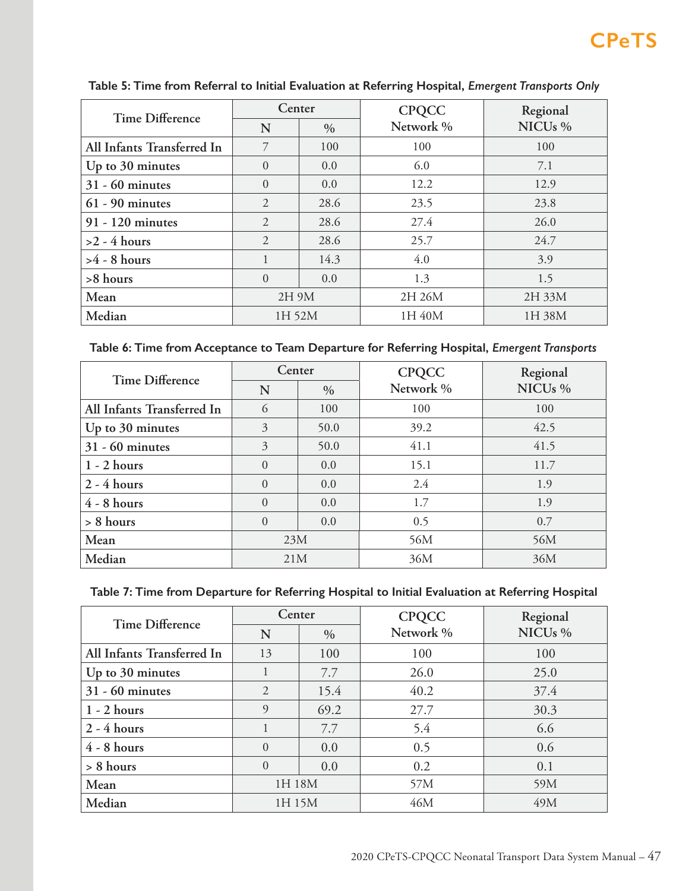**Table 5: Time from Referral to Initial Evaluation at Referring Hospital, *Emergent Transports Only***

| Time Difference | Center | | CPQCC Network % | Regional NICUs % |
|---|---|---|---|---|
| | N | % | | |
| All Infants Transferred In | 7 | 100 | 100 | 100 |
| Up to 30 minutes | 0 | 0.0 | 6.0 | 7.1 |
| 31 - 60 minutes | 0 | 0.0 | 12.2 | 12.9 |
| 61 - 90 minutes | 2 | 28.6 | 23.5 | 23.8 |
| 91 - 120 minutes | 2 | 28.6 | 27.4 | 26.0 |
| >2 - 4 hours | 2 | 28.6 | 25.7 | 24.7 |
| >4 - 8 hours | 1 | 14.3 | 4.0 | 3.9 |
| >8 hours | 0 | 0.0 | 1.3 | 1.5 |
| Mean | 2H 9M | | 2H 26M | 2H 33M |
| Median | 1H 52M | | 1H 40M | 1H 38M |

**Table 6: Time from Acceptance to Team Departure for Referring Hospital, *Emergent Transports***

| Time Difference | Center | | CPQCC Network % | Regional NICUs % |
|---|---|---|---|---|
| | N | % | | |
| All Infants Transferred In | 6 | 100 | 100 | 100 |
| Up to 30 minutes | 3 | 50.0 | 39.2 | 42.5 |
| 31 - 60 minutes | 3 | 50.0 | 41.1 | 41.5 |
| 1 - 2 hours | 0 | 0.0 | 15.1 | 11.7 |
| 2 - 4 hours | 0 | 0.0 | 2.4 | 1.9 |
| 4 - 8 hours | 0 | 0.0 | 1.7 | 1.9 |
| > 8 hours | 0 | 0.0 | 0.5 | 0.7 |
| Mean | 23M | | 56M | 56M |
| Median | 21M | | 36M | 36M |

**Table 7: Time from Departure for Referring Hospital to Initial Evaluation at Referring Hospital**

| Time Difference | Center | | CPQCC Network % | Regional NICUs % |
|---|---|---|---|---|
| | N | % | | |
| All Infants Transferred In | 13 | 100 | 100 | 100 |
| Up to 30 minutes | 1 | 7.7 | 26.0 | 25.0 |
| 31 - 60 minutes | 2 | 15.4 | 40.2 | 37.4 |
| 1 - 2 hours | 9 | 69.2 | 27.7 | 30.3 |
| 2 - 4 hours | 1 | 7.7 | 5.4 | 6.6 |
| 4 - 8 hours | 0 | 0.0 | 0.5 | 0.6 |
| > 8 hours | 0 | 0.0 | 0.2 | 0.1 |
| Mean | 1H 18M | | 57M | 59M |
| Median | 1H 15M | | 46M | 49M |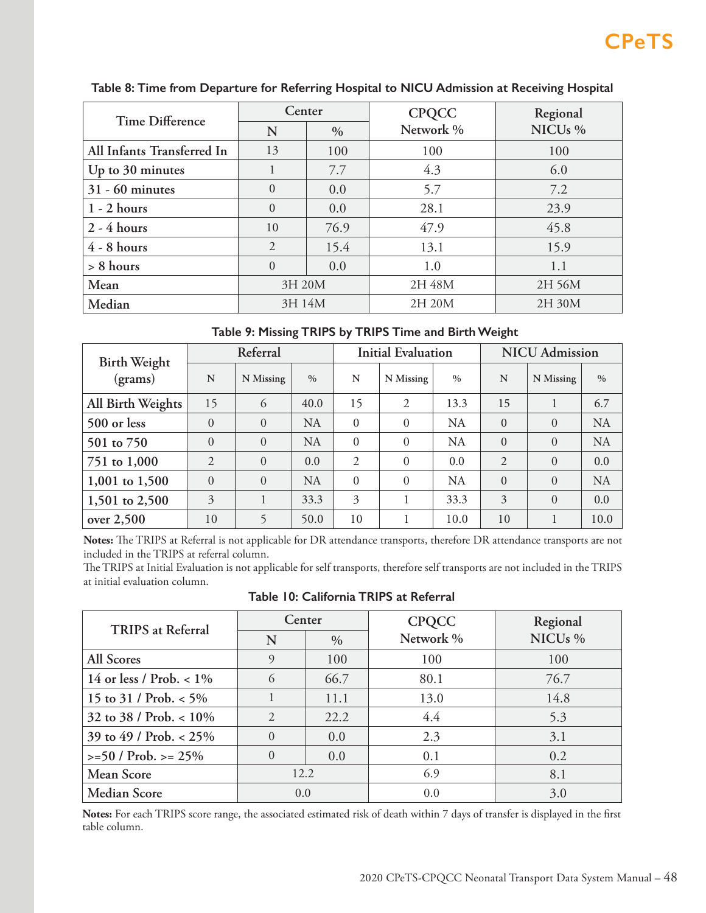**Table 8: Time from Departure for Referring Hospital to NICU Admission at Receiving Hospital**

| Time Difference | Center | | CPQCC Network % | Regional NICUs % |
|---|---|---|---|---|
| | N | % | | |
| All Infants Transferred In | 13 | 100 | 100 | 100 |
| Up to 30 minutes | 1 | 7.7 | 4.3 | 6.0 |
| 31 - 60 minutes | 0 | 0.0 | 5.7 | 7.2 |
| 1 - 2 hours | 0 | 0.0 | 28.1 | 23.9 |
| 2 - 4 hours | 10 | 76.9 | 47.9 | 45.8 |
| 4 - 8 hours | 2 | 15.4 | 13.1 | 15.9 |
| > 8 hours | 0 | 0.0 | 1.0 | 1.1 |
| Mean | 3H 20M | | 2H 48M | 2H 56M |
| Median | 3H 14M | | 2H 20M | 2H 30M |

**Table 9: Missing TRIPS by TRIPS Time and Birth Weight**

| Birth Weight (grams) | Referral | | | Initial Evaluation | | | NICU Admission | | |
|---|---|---|---|---|---|---|---|---|---|
| | N | N Missing | % | N | N Missing | % | N | N Missing | % |
| All Birth Weights | 15 | 6 | 40.0 | 15 | 2 | 13.3 | 15 | 1 | 6.7 |
| 500 or less | 0 | 0 | NA | 0 | 0 | NA | 0 | 0 | NA |
| 501 to 750 | 0 | 0 | NA | 0 | 0 | NA | 0 | 0 | NA |
| 751 to 1,000 | 2 | 0 | 0.0 | 2 | 0 | 0.0 | 2 | 0 | 0.0 |
| 1,001 to 1,500 | 0 | 0 | NA | 0 | 0 | NA | 0 | 0 | NA |
| 1,501 to 2,500 | 3 | 1 | 33.3 | 3 | 1 | 33.3 | 3 | 0 | 0.0 |
| over 2,500 | 10 | 5 | 50.0 | 10 | 1 | 10.0 | 10 | 1 | 10.0 |

**Notes:** The TRIPS at Referral is not applicable for DR attendance transports, therefore DR attendance transports are not included in the TRIPS at referral column.
The TRIPS at Initial Evaluation is not applicable for self transports, therefore self transports are not included in the TRIPS at initial evaluation column.

**Table 10: California TRIPS at Referral**

| TRIPS at Referral | Center | | CPQCC Network % | Regional NICUs % |
|---|---|---|---|---|
| | N | % | | |
| All Scores | 9 | 100 | 100 | 100 |
| 14 or less / Prob. < 1% | 6 | 66.7 | 80.1 | 76.7 |
| 15 to 31 / Prob. < 5% | 1 | 11.1 | 13.0 | 14.8 |
| 32 to 38 / Prob. < 10% | 2 | 22.2 | 4.4 | 5.3 |
| 39 to 49 / Prob. < 25% | 0 | 0.0 | 2.3 | 3.1 |
| >=50 / Prob. >= 25% | 0 | 0.0 | 0.1 | 0.2 |
| Mean Score | 12.2 | | 6.9 | 8.1 |
| Median Score | 0.0 | | 0.0 | 3.0 |

**Notes:** For each TRIPS score range, the associated estimated risk of death within 7 days of transfer is displayed in the first table column.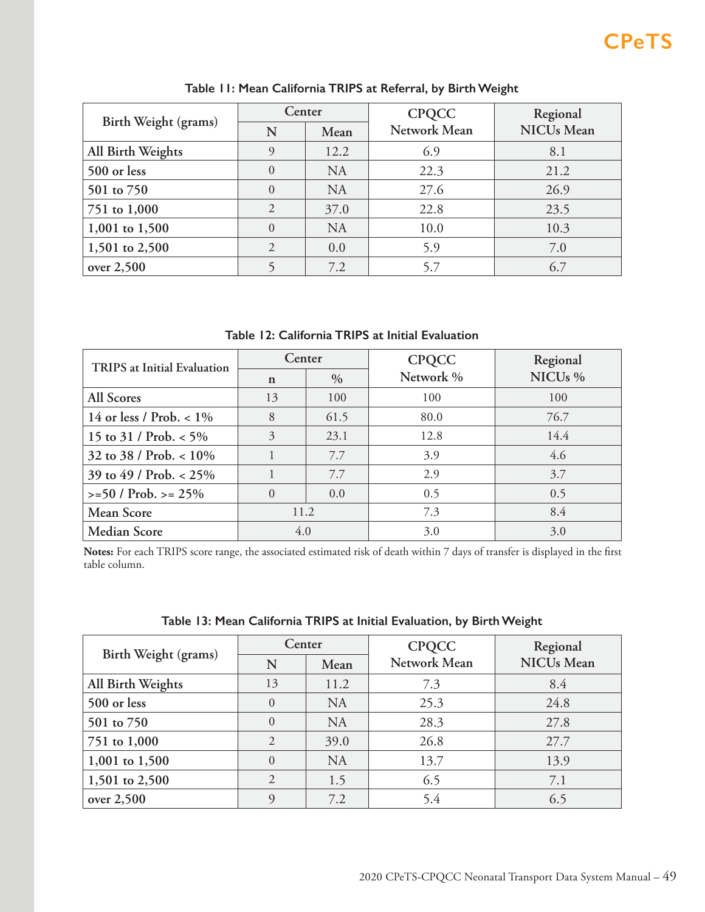**Table 11: Mean California TRIPS at Referral, by Birth Weight**

| Birth Weight (grams) | Center | | CPQCC Network Mean | Regional NICUs Mean |
|---|---|---|---|---|
| | N | Mean | | |
| **All Birth Weights** | 9 | 12.2 | 6.9 | 8.1 |
| **500 or less** | 0 | NA | 22.3 | 21.2 |
| **501 to 750** | 0 | NA | 27.6 | 26.9 |
| **751 to 1,000** | 2 | 37.0 | 22.8 | 23.5 |
| **1,001 to 1,500** | 0 | NA | 10.0 | 10.3 |
| **1,501 to 2,500** | 2 | 0.0 | 5.9 | 7.0 |
| **over 2,500** | 5 | 7.2 | 5.7 | 6.7 |

**Table 12: California TRIPS at Initial Evaluation**

| TRIPS at Initial Evaluation | Center | | CPQCC Network % | Regional NICUs % |
|---|---|---|---|---|
| | n | % | | |
| **All Scores** | 13 | 100 | 100 | 100 |
| **14 or less / Prob. < 1%** | 8 | 61.5 | 80.0 | 76.7 |
| **15 to 31 / Prob. < 5%** | 3 | 23.1 | 12.8 | 14.4 |
| **32 to 38 / Prob. < 10%** | 1 | 7.7 | 3.9 | 4.6 |
| **39 to 49 / Prob. < 25%** | 1 | 7.7 | 2.9 | 3.7 |
| **>=50 / Prob. >= 25%** | 0 | 0.0 | 0.5 | 0.5 |
| **Mean Score** | 11.2 | | 7.3 | 8.4 |
| **Median Score** | 4.0 | | 3.0 | 3.0 |

**Notes:** For each TRIPS score range, the associated estimated risk of death within 7 days of transfer is displayed in the first table column.

**Table 13: Mean California TRIPS at Initial Evaluation, by Birth Weight**

| Birth Weight (grams) | Center | | CPQCC Network Mean | Regional NICUs Mean |
|---|---|---|---|---|
| | N | Mean | | |
| **All Birth Weights** | 13 | 11.2 | 7.3 | 8.4 |
| **500 or less** | 0 | NA | 25.3 | 24.8 |
| **501 to 750** | 0 | NA | 28.3 | 27.8 |
| **751 to 1,000** | 2 | 39.0 | 26.8 | 27.7 |
| **1,001 to 1,500** | 0 | NA | 13.7 | 13.9 |
| **1,501 to 2,500** | 2 | 1.5 | 6.5 | 7.1 |
| **over 2,500** | 9 | 7.2 | 5.4 | 6.5 |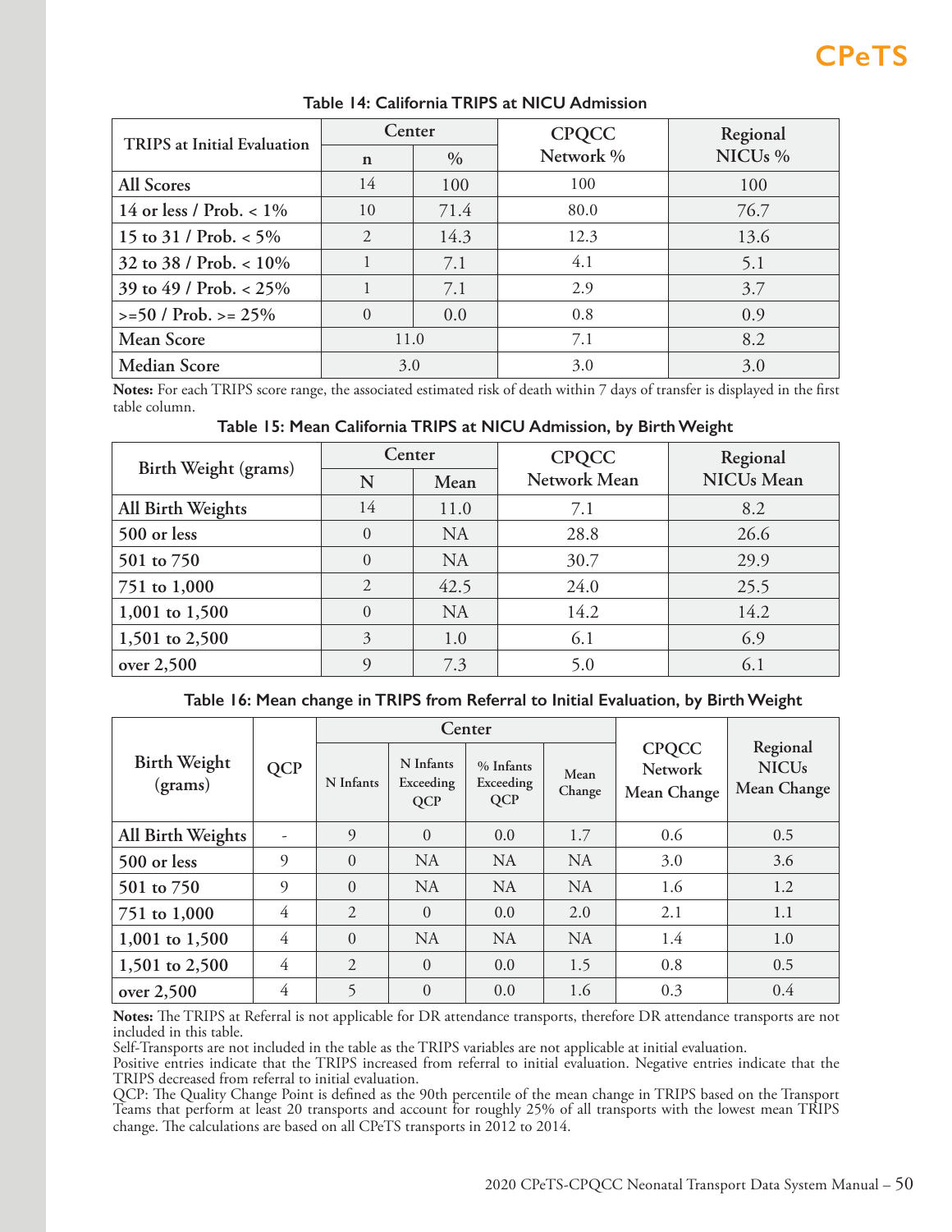**Table 14: California TRIPS at NICU Admission**

| TRIPS at Initial Evaluation | Center | | CPQCC Network % | Regional NICUs % |
|---|---|---|---|---|
| | n | % | | |
| All Scores | 14 | 100 | 100 | 100 |
| 14 or less / Prob. < 1% | 10 | 71.4 | 80.0 | 76.7 |
| 15 to 31 / Prob. < 5% | 2 | 14.3 | 12.3 | 13.6 |
| 32 to 38 / Prob. < 10% | 1 | 7.1 | 4.1 | 5.1 |
| 39 to 49 / Prob. < 25% | 1 | 7.1 | 2.9 | 3.7 |
| >=50 / Prob. >= 25% | 0 | 0.0 | 0.8 | 0.9 |
| Mean Score | 11.0 | | 7.1 | 8.2 |
| Median Score | 3.0 | | 3.0 | 3.0 |

**Notes:** For each TRIPS score range, the associated estimated risk of death within 7 days of transfer is displayed in the first table column.

**Table 15: Mean California TRIPS at NICU Admission, by Birth Weight**

| Birth Weight (grams) | Center | | CPQCC Network Mean | Regional NICUs Mean |
|---|---|---|---|---|
| | N | Mean | | |
| All Birth Weights | 14 | 11.0 | 7.1 | 8.2 |
| 500 or less | 0 | NA | 28.8 | 26.6 |
| 501 to 750 | 0 | NA | 30.7 | 29.9 |
| 751 to 1,000 | 2 | 42.5 | 24.0 | 25.5 |
| 1,001 to 1,500 | 0 | NA | 14.2 | 14.2 |
| 1,501 to 2,500 | 3 | 1.0 | 6.1 | 6.9 |
| over 2,500 | 9 | 7.3 | 5.0 | 6.1 |

**Table 16: Mean change in TRIPS from Referral to Initial Evaluation, by Birth Weight**

| Birth Weight (grams) | QCP | Center | | | | CPQCC Network Mean Change | Regional NICUs Mean Change |
|---|---|---|---|---|---|---|---|
| | | N Infants | N Infants Exceeding QCP | % Infants Exceeding QCP | Mean Change | | |
| All Birth Weights | - | 9 | 0 | 0.0 | 1.7 | 0.6 | 0.5 |
| 500 or less | 9 | 0 | NA | NA | NA | 3.0 | 3.6 |
| 501 to 750 | 9 | 0 | NA | NA | NA | 1.6 | 1.2 |
| 751 to 1,000 | 4 | 2 | 0 | 0.0 | 2.0 | 2.1 | 1.1 |
| 1,001 to 1,500 | 4 | 0 | NA | NA | NA | 1.4 | 1.0 |
| 1,501 to 2,500 | 4 | 2 | 0 | 0.0 | 1.5 | 0.8 | 0.5 |
| over 2,500 | 4 | 5 | 0 | 0.0 | 1.6 | 0.3 | 0.4 |

**Notes:** The TRIPS at Referral is not applicable for DR attendance transports, therefore DR attendance transports are not included in this table.

Self-Transports are not included in the table as the TRIPS variables are not applicable at initial evaluation.

Positive entries indicate that the TRIPS increased from referral to initial evaluation. Negative entries indicate that the TRIPS decreased from referral to initial evaluation.

QCP: The Quality Change Point is defined as the 90th percentile of the mean change in TRIPS based on the Transport Teams that perform at least 20 transports and account for roughly 25% of all transports with the lowest mean TRIPS change. The calculations are based on all CPeTS transports in 2012 to 2014.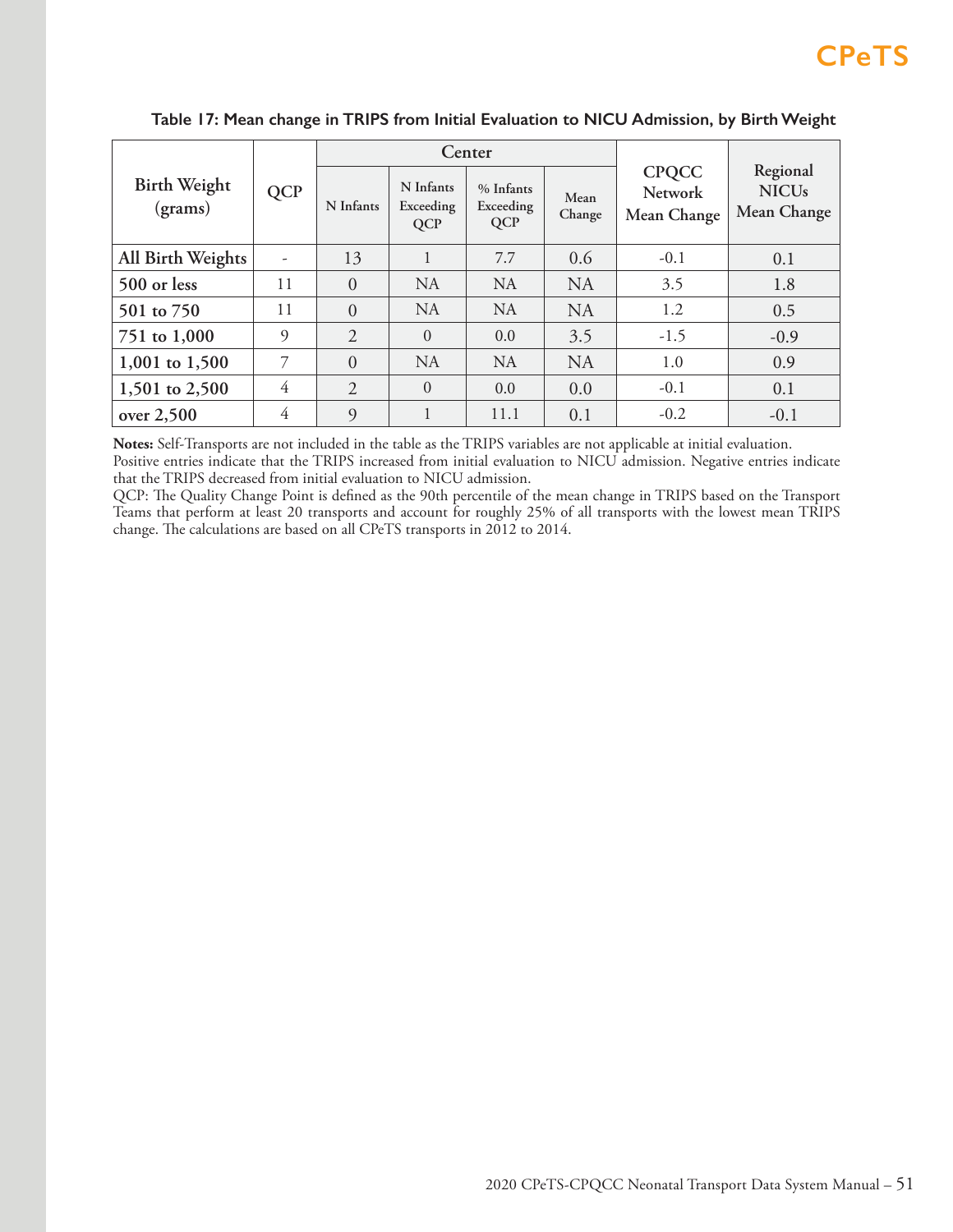**Table 17: Mean change in TRIPS from Initial Evaluation to NICU Admission, by Birth Weight**

| Birth Weight (grams) | QCP | Center | | | | CPQCC Network Mean Change | Regional NICUs Mean Change |
|---|---|---|---|---|---|---|---|
| | | N Infants | N Infants Exceeding QCP | % Infants Exceeding QCP | Mean Change | | |
| All Birth Weights | - | 13 | 1 | 7.7 | 0.6 | -0.1 | 0.1 |
| 500 or less | 11 | 0 | NA | NA | NA | 3.5 | 1.8 |
| 501 to 750 | 11 | 0 | NA | NA | NA | 1.2 | 0.5 |
| 751 to 1,000 | 9 | 2 | 0 | 0.0 | 3.5 | -1.5 | -0.9 |
| 1,001 to 1,500 | 7 | 0 | NA | NA | NA | 1.0 | 0.9 |
| 1,501 to 2,500 | 4 | 2 | 0 | 0.0 | 0.0 | -0.1 | 0.1 |
| over 2,500 | 4 | 9 | 1 | 11.1 | 0.1 | -0.2 | -0.1 |

**Notes:** Self-Transports are not included in the table as the TRIPS variables are not applicable at initial evaluation.
Positive entries indicate that the TRIPS increased from initial evaluation to NICU admission. Negative entries indicate that the TRIPS decreased from initial evaluation to NICU admission.
QCP: The Quality Change Point is defined as the 90th percentile of the mean change in TRIPS based on the Transport Teams that perform at least 20 transports and account for roughly 25% of all transports with the lowest mean TRIPS change. The calculations are based on all CPeTS transports in 2012 to 2014.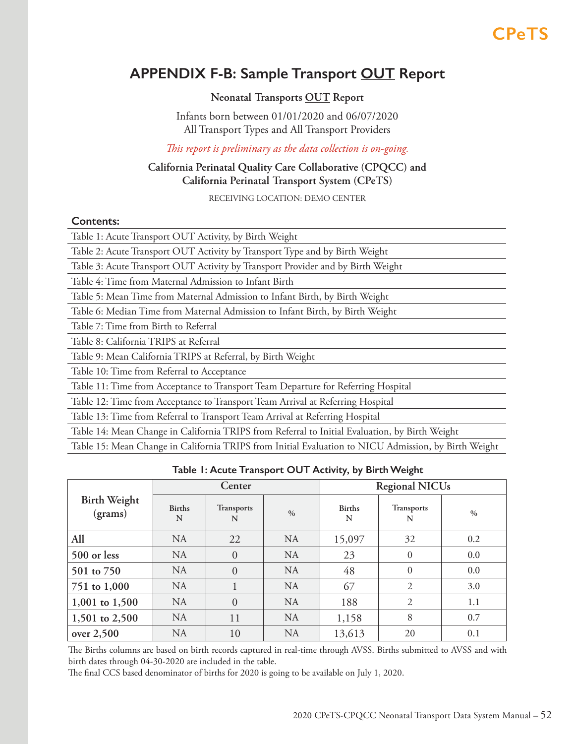# APPENDIX F-B: Sample Transport OUT Report

**Neonatal Transports OUT Report**

Infants born between 01/01/2020 and 06/07/2020
All Transport Types and All Transport Providers

*This report is preliminary as the data collection is on-going.*

**California Perinatal Quality Care Collaborative (CPQCC) and California Perinatal Transport System (CPeTS)**

RECEIVING LOCATION: DEMO CENTER

**Contents:**

- Table 1: Acute Transport OUT Activity, by Birth Weight
- Table 2: Acute Transport OUT Activity by Transport Type and by Birth Weight
- Table 3: Acute Transport OUT Activity by Transport Provider and by Birth Weight
- Table 4: Time from Maternal Admission to Infant Birth
- Table 5: Mean Time from Maternal Admission to Infant Birth, by Birth Weight
- Table 6: Median Time from Maternal Admission to Infant Birth, by Birth Weight
- Table 7: Time from Birth to Referral
- Table 8: California TRIPS at Referral
- Table 9: Mean California TRIPS at Referral, by Birth Weight
- Table 10: Time from Referral to Acceptance
- Table 11: Time from Acceptance to Transport Team Departure for Referring Hospital
- Table 12: Time from Acceptance to Transport Team Arrival at Referring Hospital
- Table 13: Time from Referral to Transport Team Arrival at Referring Hospital
- Table 14: Mean Change in California TRIPS from Referral to Initial Evaluation, by Birth Weight
- Table 15: Mean Change in California TRIPS from Initial Evaluation to NICU Admission, by Birth Weight

**Table 1: Acute Transport OUT Activity, by Birth Weight**

| Birth Weight (grams) | Center | | | Regional NICUs | | |
|---|---|---|---|---|---|---|
| | Births N | Transports N | % | Births N | Transports N | % |
| **All** | NA | 22 | NA | 15,097 | 32 | 0.2 |
| **500 or less** | NA | 0 | NA | 23 | 0 | 0.0 |
| **501 to 750** | NA | 0 | NA | 48 | 0 | 0.0 |
| **751 to 1,000** | NA | 1 | NA | 67 | 2 | 3.0 |
| **1,001 to 1,500** | NA | 0 | NA | 188 | 2 | 1.1 |
| **1,501 to 2,500** | NA | 11 | NA | 1,158 | 8 | 0.7 |
| **over 2,500** | NA | 10 | NA | 13,613 | 20 | 0.1 |

The Births columns are based on birth records captured in real-time through AVSS. Births submitted to AVSS and with birth dates through 04-30-2020 are included in the table.
The final CCS based denominator of births for 2020 is going to be available on July 1, 2020.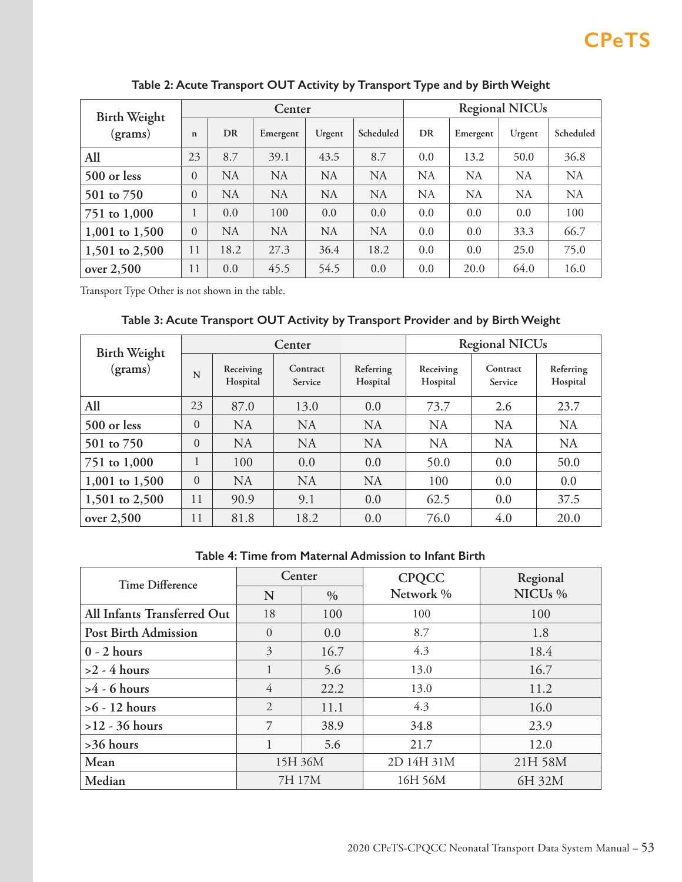### Table 2: Acute Transport OUT Activity by Transport Type and by Birth Weight

| Birth Weight (grams) | Center | | | | | Regional NICUs | | | |
|---|---|---|---|---|---|---|---|---|---|
| | n | DR | Emergent | Urgent | Scheduled | DR | Emergent | Urgent | Scheduled |
| **All** | 23 | 8.7 | 39.1 | 43.5 | 8.7 | 0.0 | 13.2 | 50.0 | 36.8 |
| **500 or less** | 0 | NA | NA | NA | NA | NA | NA | NA | NA |
| **501 to 750** | 0 | NA | NA | NA | NA | NA | NA | NA | NA |
| **751 to 1,000** | 1 | 0.0 | 100 | 0.0 | 0.0 | 0.0 | 0.0 | 0.0 | 100 |
| **1,001 to 1,500** | 0 | NA | NA | NA | NA | 0.0 | 0.0 | 33.3 | 66.7 |
| **1,501 to 2,500** | 11 | 18.2 | 27.3 | 36.4 | 18.2 | 0.0 | 0.0 | 25.0 | 75.0 |
| **over 2,500** | 11 | 0.0 | 45.5 | 54.5 | 0.0 | 0.0 | 20.0 | 64.0 | 16.0 |

Transport Type Other is not shown in the table.

### Table 3: Acute Transport OUT Activity by Transport Provider and by Birth Weight

| Birth Weight (grams) | Center | | | | Regional NICUs | | |
|---|---|---|---|---|---|---|---|
| | N | Receiving Hospital | Contract Service | Referring Hospital | Receiving Hospital | Contract Service | Referring Hospital |
| **All** | 23 | 87.0 | 13.0 | 0.0 | 73.7 | 2.6 | 23.7 |
| **500 or less** | 0 | NA | NA | NA | NA | NA | NA |
| **501 to 750** | 0 | NA | NA | NA | NA | NA | NA |
| **751 to 1,000** | 1 | 100 | 0.0 | 0.0 | 50.0 | 0.0 | 50.0 |
| **1,001 to 1,500** | 0 | NA | NA | NA | 100 | 0.0 | 0.0 |
| **1,501 to 2,500** | 11 | 90.9 | 9.1 | 0.0 | 62.5 | 0.0 | 37.5 |
| **over 2,500** | 11 | 81.8 | 18.2 | 0.0 | 76.0 | 4.0 | 20.0 |

### Table 4: Time from Maternal Admission to Infant Birth

| Time Difference | Center | | CPQCC Network % | Regional NICUs % |
|---|---|---|---|---|
| | N | % | | |
| **All Infants Transferred Out** | 18 | 100 | 100 | 100 |
| **Post Birth Admission** | 0 | 0.0 | 8.7 | 1.8 |
| **0 - 2 hours** | 3 | 16.7 | 4.3 | 18.4 |
| **>2 - 4 hours** | 1 | 5.6 | 13.0 | 16.7 |
| **>4 - 6 hours** | 4 | 22.2 | 13.0 | 11.2 |
| **>6 - 12 hours** | 2 | 11.1 | 4.3 | 16.0 |
| **>12 - 36 hours** | 7 | 38.9 | 34.8 | 23.9 |
| **>36 hours** | 1 | 5.6 | 21.7 | 12.0 |
| **Mean** | 15H 36M | | 2D 14H 31M | 21H 58M |
| **Median** | 7H 17M | | 16H 56M | 6H 32M |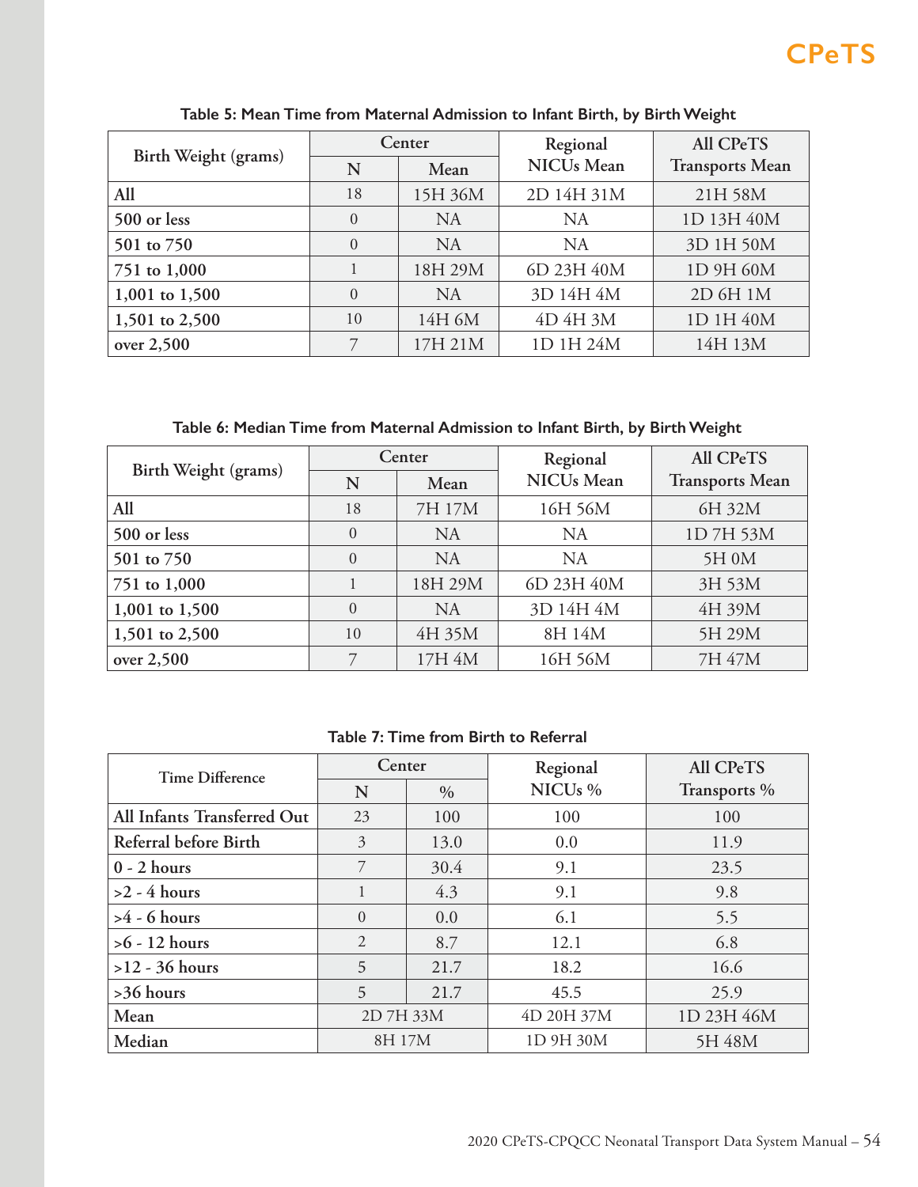**Table 5: Mean Time from Maternal Admission to Infant Birth, by Birth Weight**

| Birth Weight (grams) | Center | | Regional NICUs Mean | All CPeTS Transports Mean |
|---|---|---|---|---|
| | N | Mean | | |
| All | 18 | 15H 36M | 2D 14H 31M | 21H 58M |
| 500 or less | 0 | NA | NA | 1D 13H 40M |
| 501 to 750 | 0 | NA | NA | 3D 1H 50M |
| 751 to 1,000 | 1 | 18H 29M | 6D 23H 40M | 1D 9H 60M |
| 1,001 to 1,500 | 0 | NA | 3D 14H 4M | 2D 6H 1M |
| 1,501 to 2,500 | 10 | 14H 6M | 4D 4H 3M | 1D 1H 40M |
| over 2,500 | 7 | 17H 21M | 1D 1H 24M | 14H 13M |

**Table 6: Median Time from Maternal Admission to Infant Birth, by Birth Weight**

| Birth Weight (grams) | Center | | Regional NICUs Mean | All CPeTS Transports Mean |
|---|---|---|---|---|
| | N | Mean | | |
| All | 18 | 7H 17M | 16H 56M | 6H 32M |
| 500 or less | 0 | NA | NA | 1D 7H 53M |
| 501 to 750 | 0 | NA | NA | 5H 0M |
| 751 to 1,000 | 1 | 18H 29M | 6D 23H 40M | 3H 53M |
| 1,001 to 1,500 | 0 | NA | 3D 14H 4M | 4H 39M |
| 1,501 to 2,500 | 10 | 4H 35M | 8H 14M | 5H 29M |
| over 2,500 | 7 | 17H 4M | 16H 56M | 7H 47M |

**Table 7: Time from Birth to Referral**

| Time Difference | Center | | Regional NICUs % | All CPeTS Transports % |
|---|---|---|---|---|
| | N | % | | |
| All Infants Transferred Out | 23 | 100 | 100 | 100 |
| Referral before Birth | 3 | 13.0 | 0.0 | 11.9 |
| 0 - 2 hours | 7 | 30.4 | 9.1 | 23.5 |
| >2 - 4 hours | 1 | 4.3 | 9.1 | 9.8 |
| >4 - 6 hours | 0 | 0.0 | 6.1 | 5.5 |
| >6 - 12 hours | 2 | 8.7 | 12.1 | 6.8 |
| >12 - 36 hours | 5 | 21.7 | 18.2 | 16.6 |
| >36 hours | 5 | 21.7 | 45.5 | 25.9 |
| Mean | 2D 7H 33M | | 4D 20H 37M | 1D 23H 46M |
| Median | 8H 17M | | 1D 9H 30M | 5H 48M |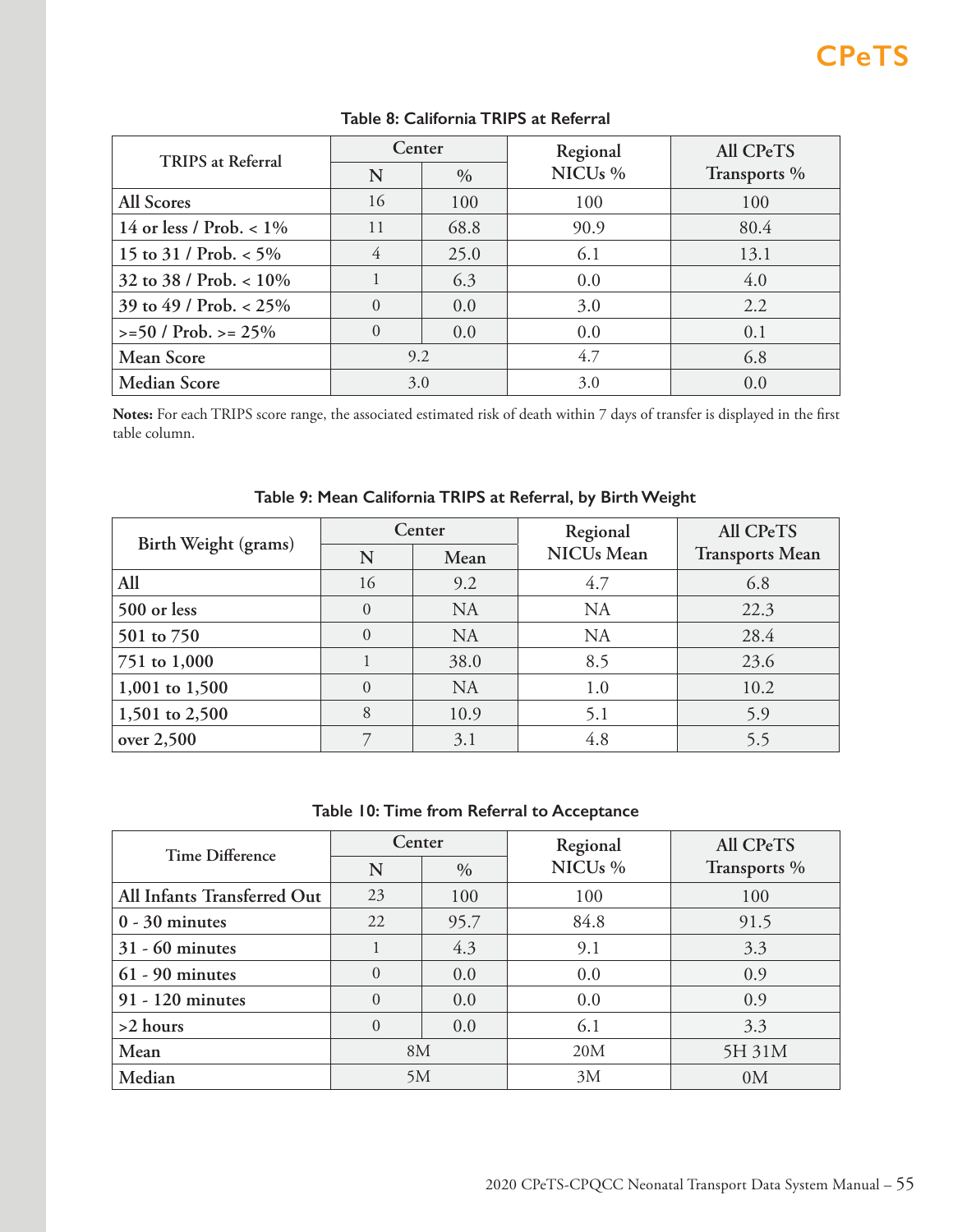**Table 8: California TRIPS at Referral**

| TRIPS at Referral | Center | | Regional NICUs % | All CPeTS Transports % |
|---|---|---|---|---|
| | N | % | | |
| All Scores | 16 | 100 | 100 | 100 |
| 14 or less / Prob. < 1% | 11 | 68.8 | 90.9 | 80.4 |
| 15 to 31 / Prob. < 5% | 4 | 25.0 | 6.1 | 13.1 |
| 32 to 38 / Prob. < 10% | 1 | 6.3 | 0.0 | 4.0 |
| 39 to 49 / Prob. < 25% | 0 | 0.0 | 3.0 | 2.2 |
| >=50 / Prob. >= 25% | 0 | 0.0 | 0.0 | 0.1 |
| Mean Score | 9.2 | | 4.7 | 6.8 |
| Median Score | 3.0 | | 3.0 | 0.0 |

**Notes:** For each TRIPS score range, the associated estimated risk of death within 7 days of transfer is displayed in the first table column.

**Table 9: Mean California TRIPS at Referral, by Birth Weight**

| Birth Weight (grams) | Center | | Regional NICUs Mean | All CPeTS Transports Mean |
|---|---|---|---|---|
| | N | Mean | | |
| All | 16 | 9.2 | 4.7 | 6.8 |
| 500 or less | 0 | NA | NA | 22.3 |
| 501 to 750 | 0 | NA | NA | 28.4 |
| 751 to 1,000 | 1 | 38.0 | 8.5 | 23.6 |
| 1,001 to 1,500 | 0 | NA | 1.0 | 10.2 |
| 1,501 to 2,500 | 8 | 10.9 | 5.1 | 5.9 |
| over 2,500 | 7 | 3.1 | 4.8 | 5.5 |

**Table 10: Time from Referral to Acceptance**

| Time Difference | Center | | Regional NICUs % | All CPeTS Transports % |
|---|---|---|---|---|
| | N | % | | |
| All Infants Transferred Out | 23 | 100 | 100 | 100 |
| 0 - 30 minutes | 22 | 95.7 | 84.8 | 91.5 |
| 31 - 60 minutes | 1 | 4.3 | 9.1 | 3.3 |
| 61 - 90 minutes | 0 | 0.0 | 0.0 | 0.9 |
| 91 - 120 minutes | 0 | 0.0 | 0.0 | 0.9 |
| >2 hours | 0 | 0.0 | 6.1 | 3.3 |
| Mean | 8M | | 20M | 5H 31M |
| Median | 5M | | 3M | 0M |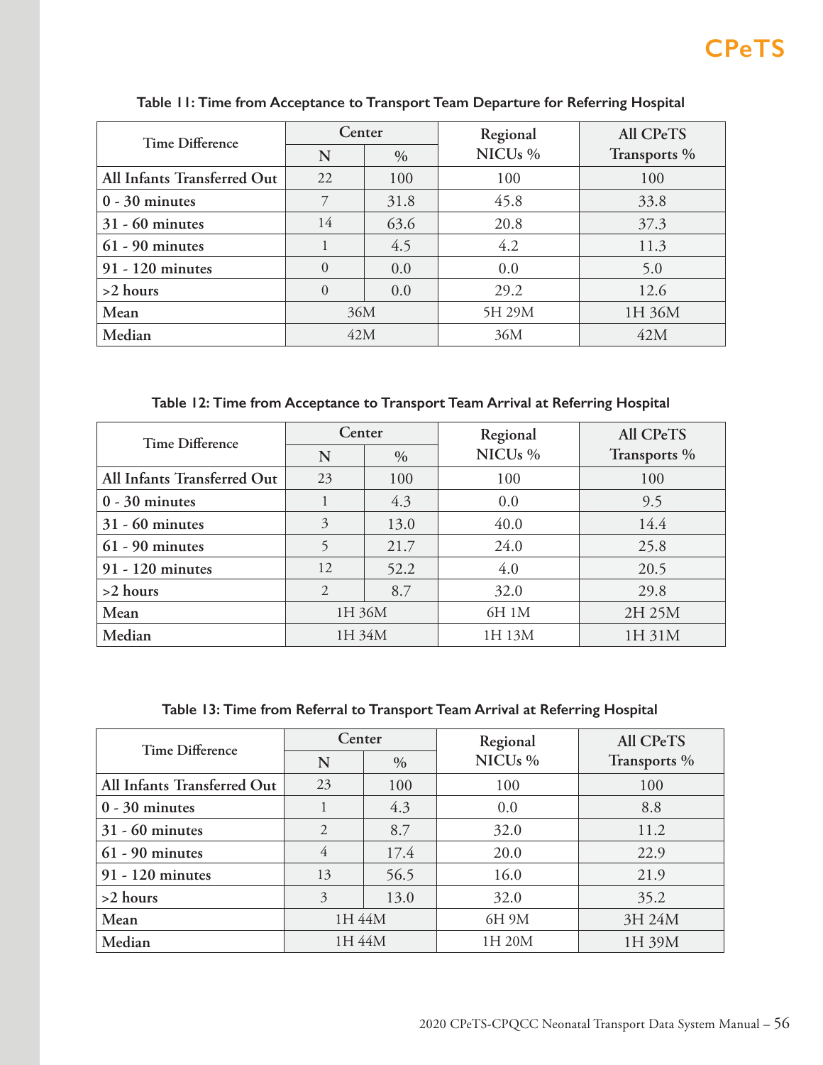**Table 11: Time from Acceptance to Transport Team Departure for Referring Hospital**

| Time Difference | Center | | Regional NICUs % | All CPeTS Transports % |
|---|---|---|---|---|
| | N | % | | |
| All Infants Transferred Out | 22 | 100 | 100 | 100 |
| 0 - 30 minutes | 7 | 31.8 | 45.8 | 33.8 |
| 31 - 60 minutes | 14 | 63.6 | 20.8 | 37.3 |
| 61 - 90 minutes | 1 | 4.5 | 4.2 | 11.3 |
| 91 - 120 minutes | 0 | 0.0 | 0.0 | 5.0 |
| >2 hours | 0 | 0.0 | 29.2 | 12.6 |
| Mean | 36M | | 5H 29M | 1H 36M |
| Median | 42M | | 36M | 42M |

**Table 12: Time from Acceptance to Transport Team Arrival at Referring Hospital**

| Time Difference | Center | | Regional NICUs % | All CPeTS Transports % |
|---|---|---|---|---|
| | N | % | | |
| All Infants Transferred Out | 23 | 100 | 100 | 100 |
| 0 - 30 minutes | 1 | 4.3 | 0.0 | 9.5 |
| 31 - 60 minutes | 3 | 13.0 | 40.0 | 14.4 |
| 61 - 90 minutes | 5 | 21.7 | 24.0 | 25.8 |
| 91 - 120 minutes | 12 | 52.2 | 4.0 | 20.5 |
| >2 hours | 2 | 8.7 | 32.0 | 29.8 |
| Mean | 1H 36M | | 6H 1M | 2H 25M |
| Median | 1H 34M | | 1H 13M | 1H 31M |

**Table 13: Time from Referral to Transport Team Arrival at Referring Hospital**

| Time Difference | Center | | Regional NICUs % | All CPeTS Transports % |
|---|---|---|---|---|
| | N | % | | |
| All Infants Transferred Out | 23 | 100 | 100 | 100 |
| 0 - 30 minutes | 1 | 4.3 | 0.0 | 8.8 |
| 31 - 60 minutes | 2 | 8.7 | 32.0 | 11.2 |
| 61 - 90 minutes | 4 | 17.4 | 20.0 | 22.9 |
| 91 - 120 minutes | 13 | 56.5 | 16.0 | 21.9 |
| >2 hours | 3 | 13.0 | 32.0 | 35.2 |
| Mean | 1H 44M | | 6H 9M | 3H 24M |
| Median | 1H 44M | | 1H 20M | 1H 39M |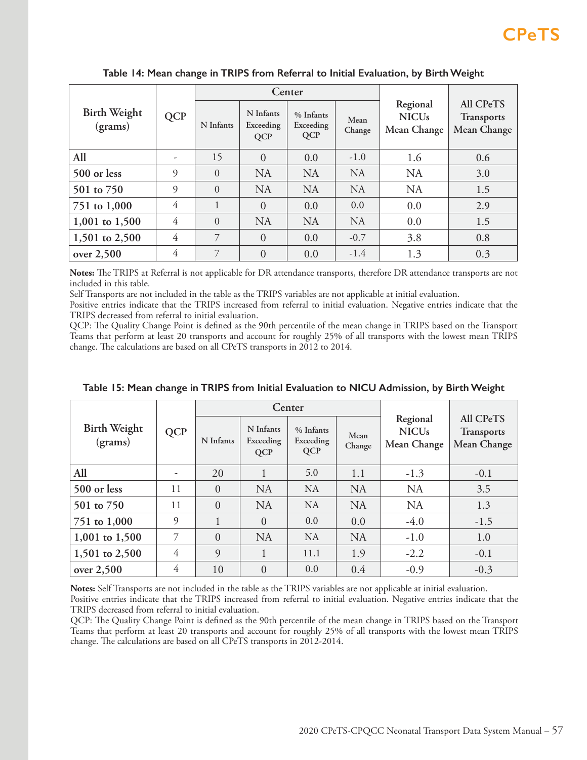**Table 14: Mean change in TRIPS from Referral to Initial Evaluation, by Birth Weight**

| Birth Weight (grams) | QCP | Center | | | | Regional NICUs Mean Change | All CPeTS Transports Mean Change |
|---|---|---|---|---|---|---|---|
| | | N Infants | N Infants Exceeding QCP | % Infants Exceeding QCP | Mean Change | | |
| **All** | - | 15 | 0 | 0.0 | -1.0 | 1.6 | 0.6 |
| **500 or less** | 9 | 0 | NA | NA | NA | NA | 3.0 |
| **501 to 750** | 9 | 0 | NA | NA | NA | NA | 1.5 |
| **751 to 1,000** | 4 | 1 | 0 | 0.0 | 0.0 | 0.0 | 2.9 |
| **1,001 to 1,500** | 4 | 0 | NA | NA | NA | 0.0 | 1.5 |
| **1,501 to 2,500** | 4 | 7 | 0 | 0.0 | -0.7 | 3.8 | 0.8 |
| **over 2,500** | 4 | 7 | 0 | 0.0 | -1.4 | 1.3 | 0.3 |

**Notes:** The TRIPS at Referral is not applicable for DR attendance transports, therefore DR attendance transports are not included in this table.

Self Transports are not included in the table as the TRIPS variables are not applicable at initial evaluation.

Positive entries indicate that the TRIPS increased from referral to initial evaluation. Negative entries indicate that the TRIPS decreased from referral to initial evaluation.

QCP: The Quality Change Point is defined as the 90th percentile of the mean change in TRIPS based on the Transport Teams that perform at least 20 transports and account for roughly 25% of all transports with the lowest mean TRIPS change. The calculations are based on all CPeTS transports in 2012 to 2014.

**Table 15: Mean change in TRIPS from Initial Evaluation to NICU Admission, by Birth Weight**

| Birth Weight (grams) | QCP | Center | | | | Regional NICUs Mean Change | All CPeTS Transports Mean Change |
|---|---|---|---|---|---|---|---|
| | | N Infants | N Infants Exceeding QCP | % Infants Exceeding QCP | Mean Change | | |
| **All** | - | 20 | 1 | 5.0 | 1.1 | -1.3 | -0.1 |
| **500 or less** | 11 | 0 | NA | NA | NA | NA | 3.5 |
| **501 to 750** | 11 | 0 | NA | NA | NA | NA | 1.3 |
| **751 to 1,000** | 9 | 1 | 0 | 0.0 | 0.0 | -4.0 | -1.5 |
| **1,001 to 1,500** | 7 | 0 | NA | NA | NA | -1.0 | 1.0 |
| **1,501 to 2,500** | 4 | 9 | 1 | 11.1 | 1.9 | -2.2 | -0.1 |
| **over 2,500** | 4 | 10 | 0 | 0.0 | 0.4 | -0.9 | -0.3 |

**Notes:** Self Transports are not included in the table as the TRIPS variables are not applicable at initial evaluation.

Positive entries indicate that the TRIPS increased from referral to initial evaluation. Negative entries indicate that the TRIPS decreased from referral to initial evaluation.

QCP: The Quality Change Point is defined as the 90th percentile of the mean change in TRIPS based on the Transport Teams that perform at least 20 transports and account for roughly 25% of all transports with the lowest mean TRIPS change. The calculations are based on all CPeTS transports in 2012-2014.